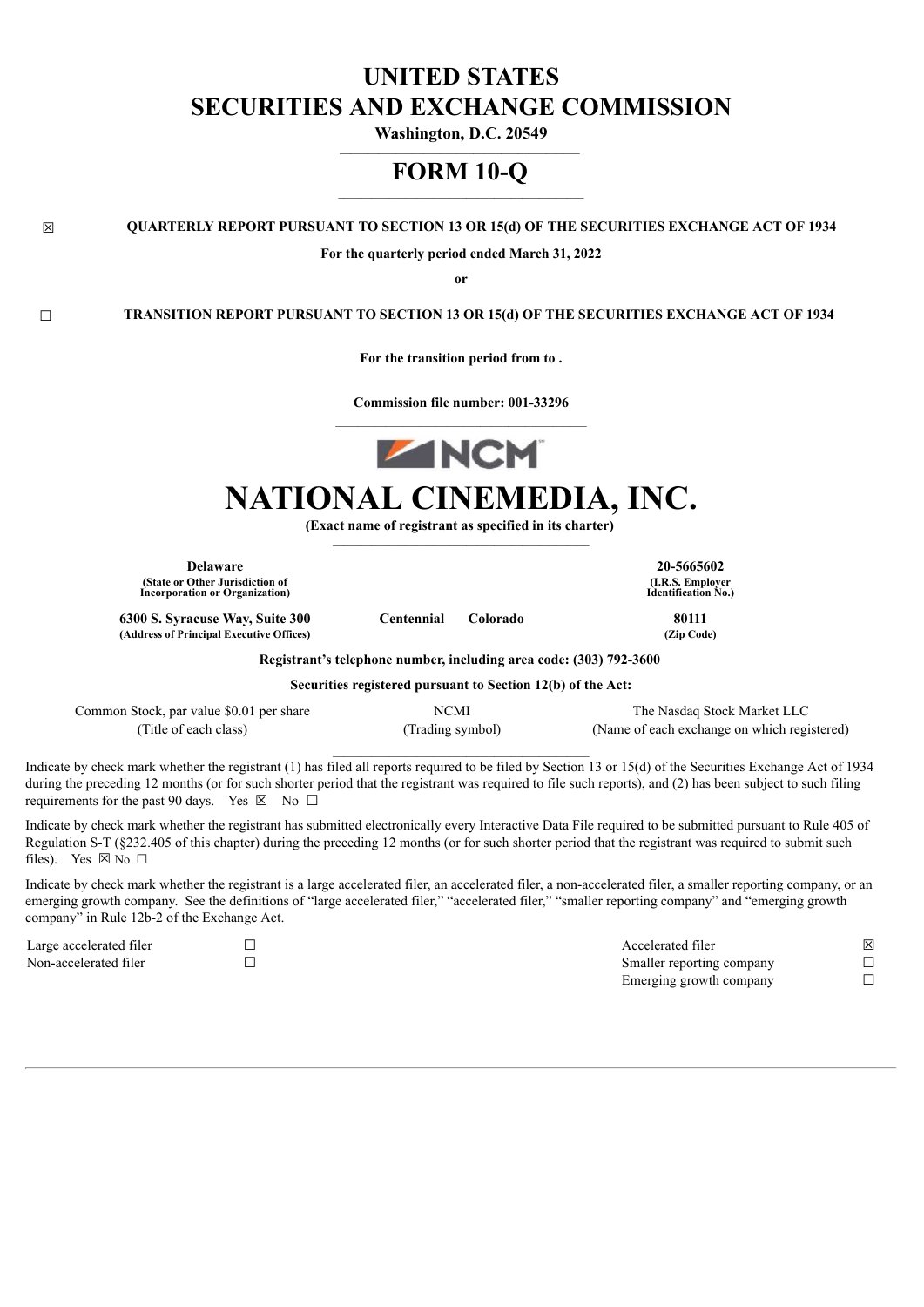# UNITED STATES
# SECURITIES AND EXCHANGE COMMISSION

**Washington, D.C. 20549**

# FORM 10-Q

☒ **QUARTERLY REPORT PURSUANT TO SECTION 13 OR 15(d) OF THE SECURITIES EXCHANGE ACT OF 1934**

**For the quarterly period ended March 31, 2022**

**or**

☐ **TRANSITION REPORT PURSUANT TO SECTION 13 OR 15(d) OF THE SECURITIES EXCHANGE ACT OF 1934**

**For the transition period from to .**

**Commission file number: 001-33296**

# NATIONAL CINEMEDIA, INC.

**(Exact name of registrant as specified in its charter)**

| | | | |
|---|---|---|---|
| **Delaware** | | | **20-5665602** |
| **(State or Other Jurisdiction of Incorporation or Organization)** | | | **(I.R.S. Employer Identification No.)** |
| **6300 S. Syracuse Way, Suite 300** | **Centennial** | **Colorado** | **80111** |
| **(Address of Principal Executive Offices)** | | | **(Zip Code)** |

**Registrant's telephone number, including area code: (303) 792-3600**

**Securities registered pursuant to Section 12(b) of the Act:**

| Common Stock, par value $0.01 per share | NCMI | The Nasdaq Stock Market LLC |
|---|---|---|
| (Title of each class) | (Trading symbol) | (Name of each exchange on which registered) |

Indicate by check mark whether the registrant (1) has filed all reports required to be filed by Section 13 or 15(d) of the Securities Exchange Act of 1934 during the preceding 12 months (or for such shorter period that the registrant was required to file such reports), and (2) has been subject to such filing requirements for the past 90 days. Yes ☒ No ☐

Indicate by check mark whether the registrant has submitted electronically every Interactive Data File required to be submitted pursuant to Rule 405 of Regulation S-T (§232.405 of this chapter) during the preceding 12 months (or for such shorter period that the registrant was required to submit such files). Yes ☒ No ☐

Indicate by check mark whether the registrant is a large accelerated filer, an accelerated filer, a non-accelerated filer, a smaller reporting company, or an emerging growth company. See the definitions of "large accelerated filer," "accelerated filer," "smaller reporting company" and "emerging growth company" in Rule 12b-2 of the Exchange Act.

| | | | |
|---|---|---|---|
| Large accelerated filer | ☐ | Accelerated filer | ☒ |
| Non-accelerated filer | ☐ | Smaller reporting company | ☐ |
| | | Emerging growth company | ☐ |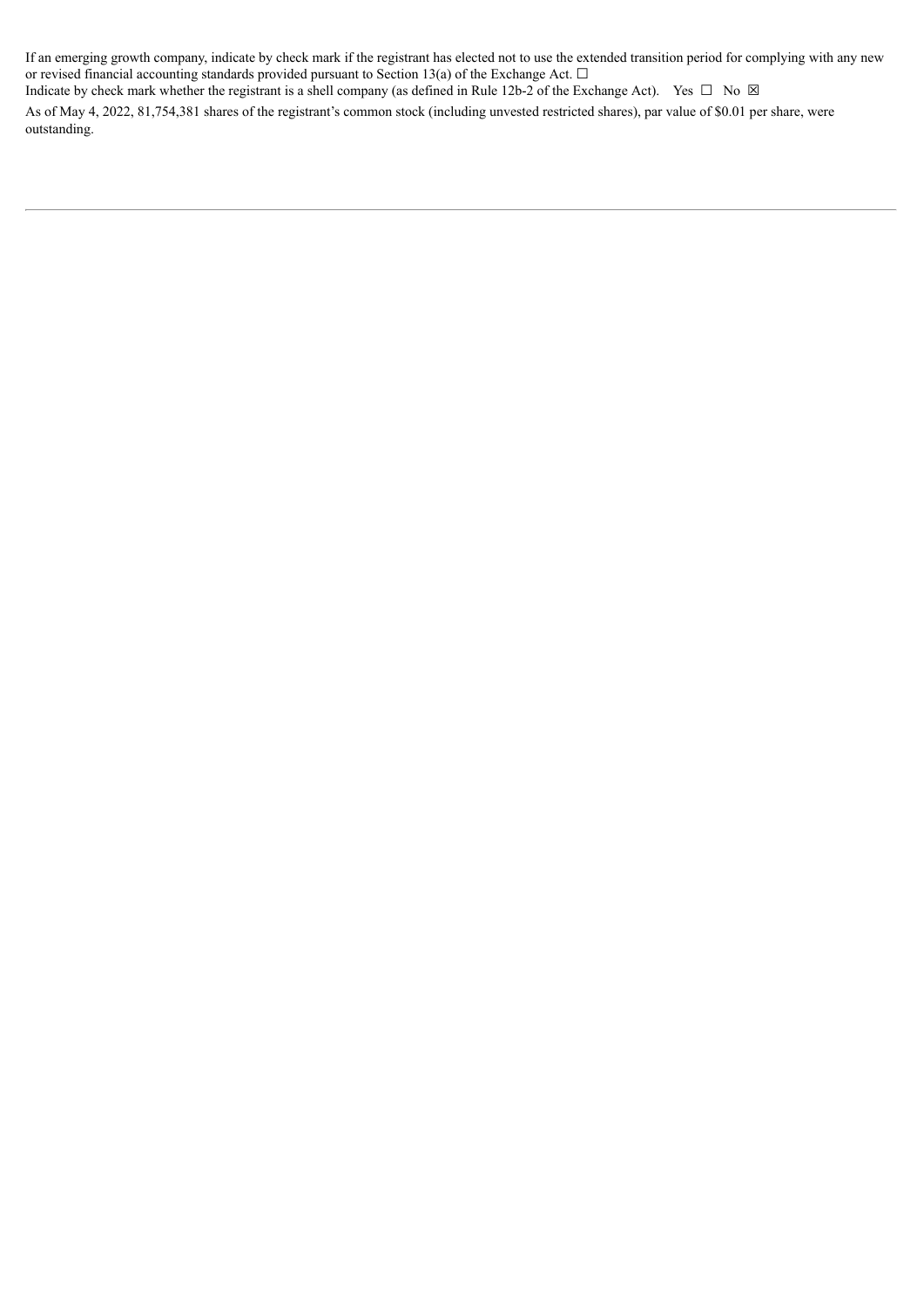If an emerging growth company, indicate by check mark if the registrant has elected not to use the extended transition period for complying with any new or revised financial accounting standards provided pursuant to Section 13(a) of the Exchange Act. ☐

Indicate by check mark whether the registrant is a shell company (as defined in Rule 12b-2 of the Exchange Act). Yes ☐ No ☒

As of May 4, 2022, 81,754,381 shares of the registrant's common stock (including unvested restricted shares), par value of $0.01 per share, were outstanding.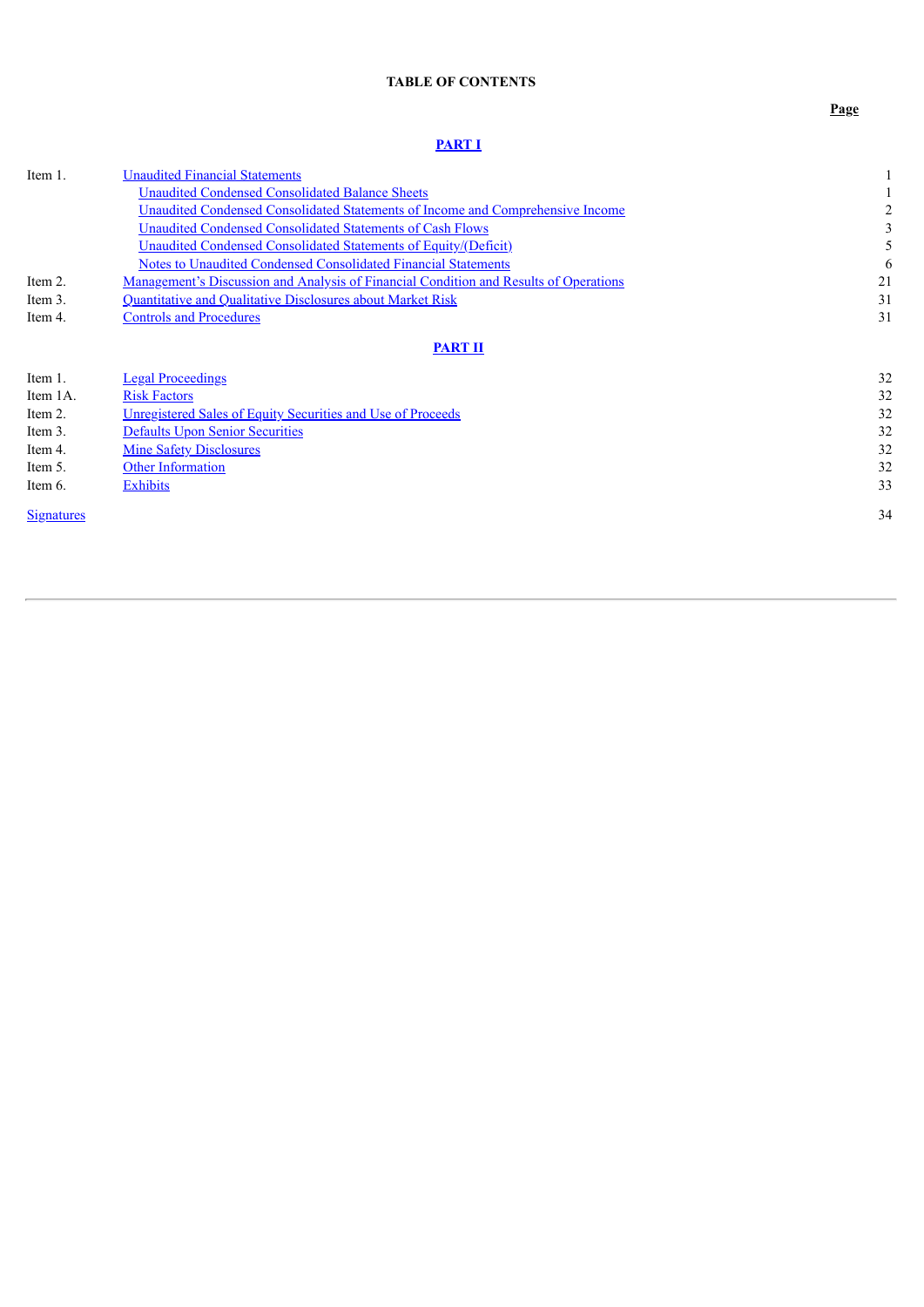## TABLE OF CONTENTS

| | | Page |
|---|---|---|
| | **PART I** | |
| Item 1. | Unaudited Financial Statements | 1 |
| | Unaudited Condensed Consolidated Balance Sheets | 1 |
| | Unaudited Condensed Consolidated Statements of Income and Comprehensive Income | 2 |
| | Unaudited Condensed Consolidated Statements of Cash Flows | 3 |
| | Unaudited Condensed Consolidated Statements of Equity/(Deficit) | 5 |
| | Notes to Unaudited Condensed Consolidated Financial Statements | 6 |
| Item 2. | Management's Discussion and Analysis of Financial Condition and Results of Operations | 21 |
| Item 3. | Quantitative and Qualitative Disclosures about Market Risk | 31 |
| Item 4. | Controls and Procedures | 31 |
| | **PART II** | |
| Item 1. | Legal Proceedings | 32 |
| Item 1A. | Risk Factors | 32 |
| Item 2. | Unregistered Sales of Equity Securities and Use of Proceeds | 32 |
| Item 3. | Defaults Upon Senior Securities | 32 |
| Item 4. | Mine Safety Disclosures | 32 |
| Item 5. | Other Information | 32 |
| Item 6. | Exhibits | 33 |
| Signatures | | 34 |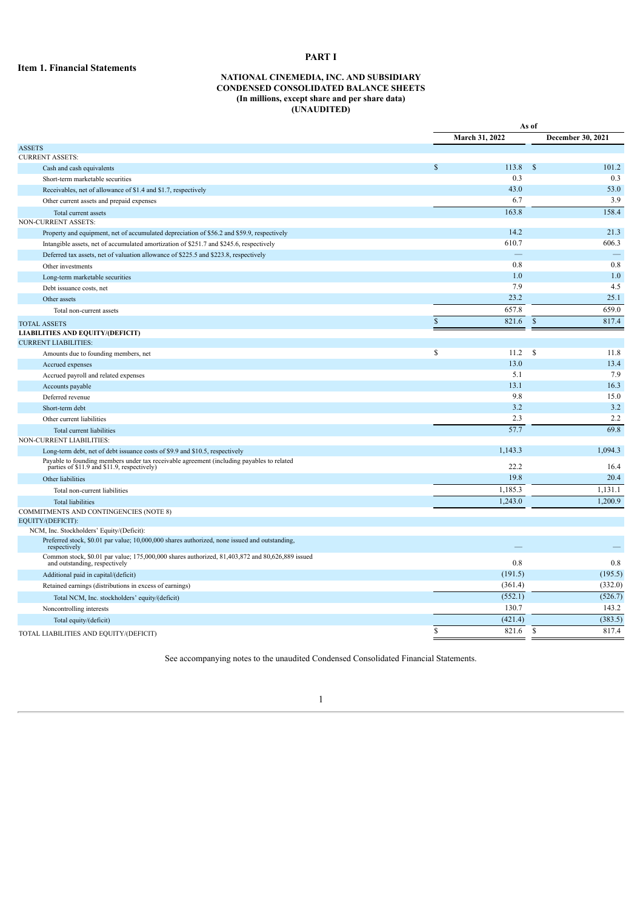# PART I

## Item 1. Financial Statements

**NATIONAL CINEMEDIA, INC. AND SUBSIDIARY**
**CONDENSED CONSOLIDATED BALANCE SHEETS**
**(In millions, except share and per share data)**
**(UNAUDITED)**

| | As of | |
|---|---|---|
| | **March 31, 2022** | **December 30, 2021** |
| ASSETS | | |
| CURRENT ASSETS: | | |
| Cash and cash equivalents | $ 113.8 | $ 101.2 |
| Short-term marketable securities | 0.3 | 0.3 |
| Receivables, net of allowance of $1.4 and $1.7, respectively | 43.0 | 53.0 |
| Other current assets and prepaid expenses | 6.7 | 3.9 |
| Total current assets | 163.8 | 158.4 |
| NON-CURRENT ASSETS: | | |
| Property and equipment, net of accumulated depreciation of $56.2 and $59.9, respectively | 14.2 | 21.3 |
| Intangible assets, net of accumulated amortization of $251.7 and $245.6, respectively | 610.7 | 606.3 |
| Deferred tax assets, net of valuation allowance of $225.5 and $223.8, respectively | — | — |
| Other investments | 0.8 | 0.8 |
| Long-term marketable securities | 1.0 | 1.0 |
| Debt issuance costs, net | 7.9 | 4.5 |
| Other assets | 23.2 | 25.1 |
| Total non-current assets | 657.8 | 659.0 |
| TOTAL ASSETS | $ 821.6 | $ 817.4 |
| **LIABILITIES AND EQUITY/(DEFICIT)** | | |
| CURRENT LIABILITIES: | | |
| Amounts due to founding members, net | $ 11.2 | $ 11.8 |
| Accrued expenses | 13.0 | 13.4 |
| Accrued payroll and related expenses | 5.1 | 7.9 |
| Accounts payable | 13.1 | 16.3 |
| Deferred revenue | 9.8 | 15.0 |
| Short-term debt | 3.2 | 3.2 |
| Other current liabilities | 2.3 | 2.2 |
| Total current liabilities | 57.7 | 69.8 |
| NON-CURRENT LIABILITIES: | | |
| Long-term debt, net of debt issuance costs of $9.9 and $10.5, respectively | 1,143.3 | 1,094.3 |
| Payable to founding members under tax receivable agreement (including payables to related parties of $11.9 and $11.9, respectively) | 22.2 | 16.4 |
| Other liabilities | 19.8 | 20.4 |
| Total non-current liabilities | 1,185.3 | 1,131.1 |
| Total liabilities | 1,243.0 | 1,200.9 |
| COMMITMENTS AND CONTINGENCIES (NOTE 8) | | |
| EQUITY/(DEFICIT): | | |
| NCM, Inc. Stockholders' Equity/(Deficit): | | |
| Preferred stock, $0.01 par value; 10,000,000 shares authorized, none issued and outstanding, respectively | — | — |
| Common stock, $0.01 par value; 175,000,000 shares authorized, 81,403,872 and 80,626,889 issued and outstanding, respectively | 0.8 | 0.8 |
| Additional paid in capital/(deficit) | (191.5) | (195.5) |
| Retained earnings (distributions in excess of earnings) | (361.4) | (332.0) |
| Total NCM, Inc. stockholders' equity/(deficit) | (552.1) | (526.7) |
| Noncontrolling interests | 130.7 | 143.2 |
| Total equity/(deficit) | (421.4) | (383.5) |
| TOTAL LIABILITIES AND EQUITY/(DEFICIT) | $ 821.6 | $ 817.4 |

See accompanying notes to the unaudited Condensed Consolidated Financial Statements.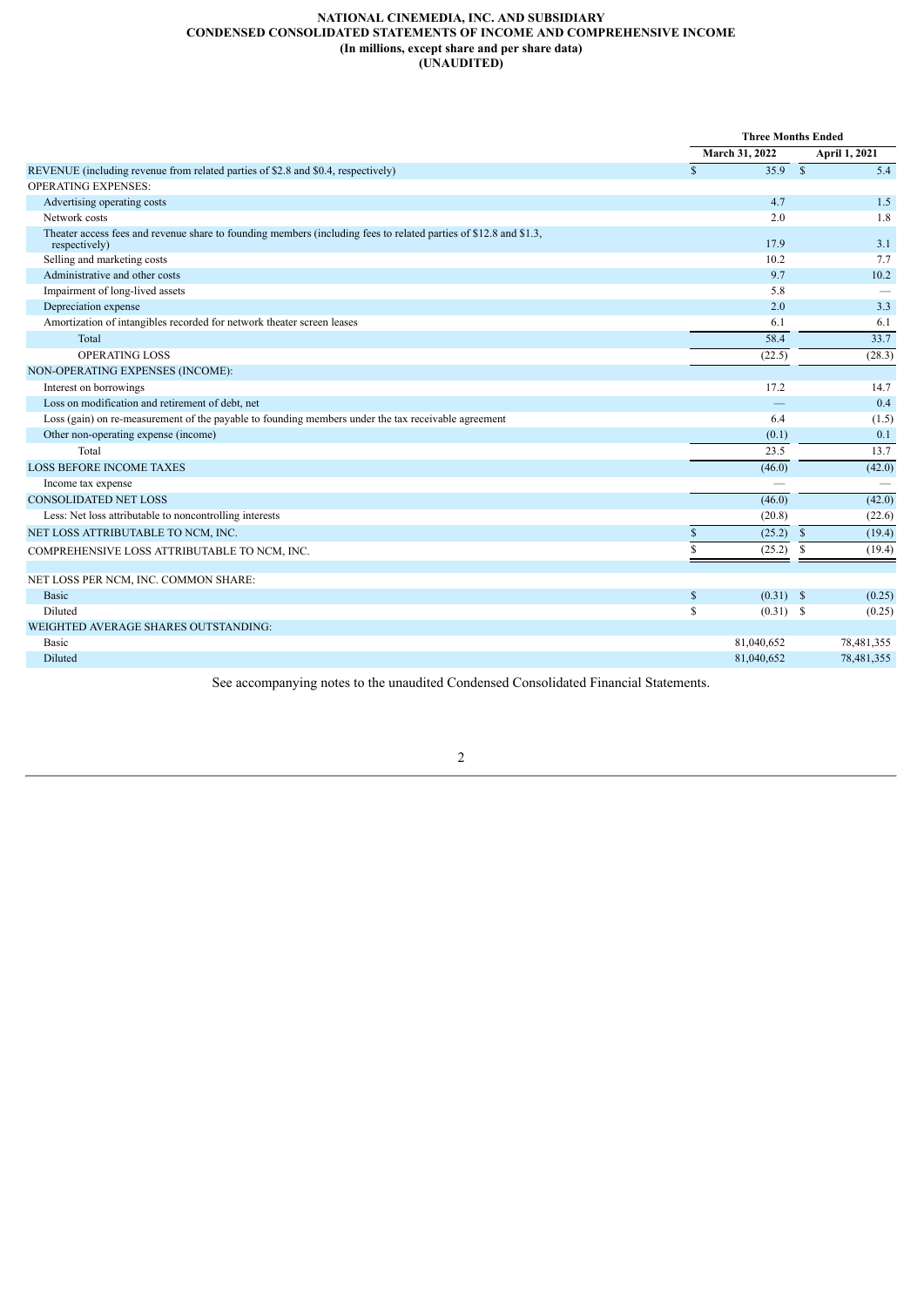# NATIONAL CINEMEDIA, INC. AND SUBSIDIARY
## CONDENSED CONSOLIDATED STATEMENTS OF INCOME AND COMPREHENSIVE INCOME
### (In millions, except share and per share data)
### (UNAUDITED)

| | Three Months Ended | |
|---|---|---|
| | March 31, 2022 | April 1, 2021 |
| REVENUE (including revenue from related parties of $2.8 and $0.4, respectively) | $ 35.9 | $ 5.4 |
| OPERATING EXPENSES: | | |
| Advertising operating costs | 4.7 | 1.5 |
| Network costs | 2.0 | 1.8 |
| Theater access fees and revenue share to founding members (including fees to related parties of $12.8 and $1.3, respectively) | 17.9 | 3.1 |
| Selling and marketing costs | 10.2 | 7.7 |
| Administrative and other costs | 9.7 | 10.2 |
| Impairment of long-lived assets | 5.8 | — |
| Depreciation expense | 2.0 | 3.3 |
| Amortization of intangibles recorded for network theater screen leases | 6.1 | 6.1 |
| Total | 58.4 | 33.7 |
| OPERATING LOSS | (22.5) | (28.3) |
| NON-OPERATING EXPENSES (INCOME): | | |
| Interest on borrowings | 17.2 | 14.7 |
| Loss on modification and retirement of debt, net | — | 0.4 |
| Loss (gain) on re-measurement of the payable to founding members under the tax receivable agreement | 6.4 | (1.5) |
| Other non-operating expense (income) | (0.1) | 0.1 |
| Total | 23.5 | 13.7 |
| LOSS BEFORE INCOME TAXES | (46.0) | (42.0) |
| Income tax expense | — | — |
| CONSOLIDATED NET LOSS | (46.0) | (42.0) |
| Less: Net loss attributable to noncontrolling interests | (20.8) | (22.6) |
| NET LOSS ATTRIBUTABLE TO NCM, INC. | $ (25.2) | $ (19.4) |
| COMPREHENSIVE LOSS ATTRIBUTABLE TO NCM, INC. | $ (25.2) | $ (19.4) |
| NET LOSS PER NCM, INC. COMMON SHARE: | | |
| Basic | $ (0.31) | $ (0.25) |
| Diluted | $ (0.31) | $ (0.25) |
| WEIGHTED AVERAGE SHARES OUTSTANDING: | | |
| Basic | 81,040,652 | 78,481,355 |
| Diluted | 81,040,652 | 78,481,355 |

See accompanying notes to the unaudited Condensed Consolidated Financial Statements.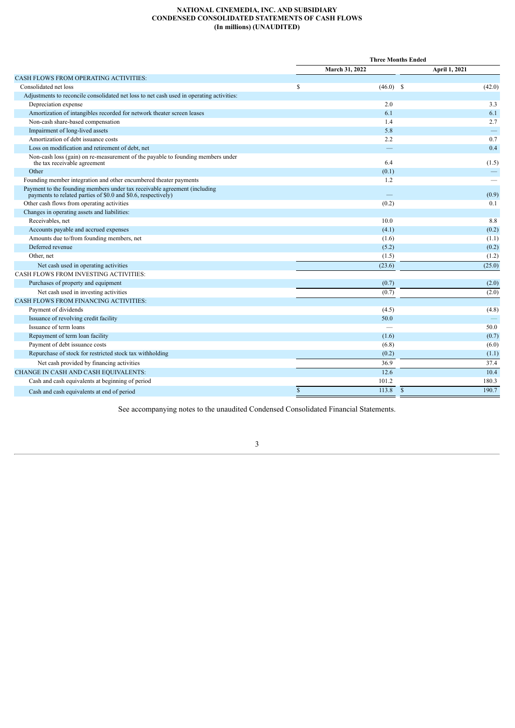# NATIONAL CINEMEDIA, INC. AND SUBSIDIARY
## CONDENSED CONSOLIDATED STATEMENTS OF CASH FLOWS
### (In millions) (UNAUDITED)

| | Three Months Ended | |
|---|---|---|
| | March 31, 2022 | April 1, 2021 |
| CASH FLOWS FROM OPERATING ACTIVITIES: | | |
| Consolidated net loss | $ (46.0) | $ (42.0) |
| Adjustments to reconcile consolidated net loss to net cash used in operating activities: | | |
| Depreciation expense | 2.0 | 3.3 |
| Amortization of intangibles recorded for network theater screen leases | 6.1 | 6.1 |
| Non-cash share-based compensation | 1.4 | 2.7 |
| Impairment of long-lived assets | 5.8 | — |
| Amortization of debt issuance costs | 2.2 | 0.7 |
| Loss on modification and retirement of debt, net | — | 0.4 |
| Non-cash loss (gain) on re-measurement of the payable to founding members under the tax receivable agreement | 6.4 | (1.5) |
| Other | (0.1) | — |
| Founding member integration and other encumbered theater payments | 1.2 | — |
| Payment to the founding members under tax receivable agreement (including payments to related parties of $0.0 and $0.6, respectively) | — | (0.9) |
| Other cash flows from operating activities | (0.2) | 0.1 |
| Changes in operating assets and liabilities: | | |
| Receivables, net | 10.0 | 8.8 |
| Accounts payable and accrued expenses | (4.1) | (0.2) |
| Amounts due to/from founding members, net | (1.6) | (1.1) |
| Deferred revenue | (5.2) | (0.2) |
| Other, net | (1.5) | (1.2) |
| Net cash used in operating activities | (23.6) | (25.0) |
| CASH FLOWS FROM INVESTING ACTIVITIES: | | |
| Purchases of property and equipment | (0.7) | (2.0) |
| Net cash used in investing activities | (0.7) | (2.0) |
| CASH FLOWS FROM FINANCING ACTIVITIES: | | |
| Payment of dividends | (4.5) | (4.8) |
| Issuance of revolving credit facility | 50.0 | — |
| Issuance of term loans | — | 50.0 |
| Repayment of term loan facility | (1.6) | (0.7) |
| Payment of debt issuance costs | (6.8) | (6.0) |
| Repurchase of stock for restricted stock tax withholding | (0.2) | (1.1) |
| Net cash provided by financing activities | 36.9 | 37.4 |
| CHANGE IN CASH AND CASH EQUIVALENTS: | 12.6 | 10.4 |
| Cash and cash equivalents at beginning of period | 101.2 | 180.3 |
| Cash and cash equivalents at end of period | $ 113.8 | $ 190.7 |

See accompanying notes to the unaudited Condensed Consolidated Financial Statements.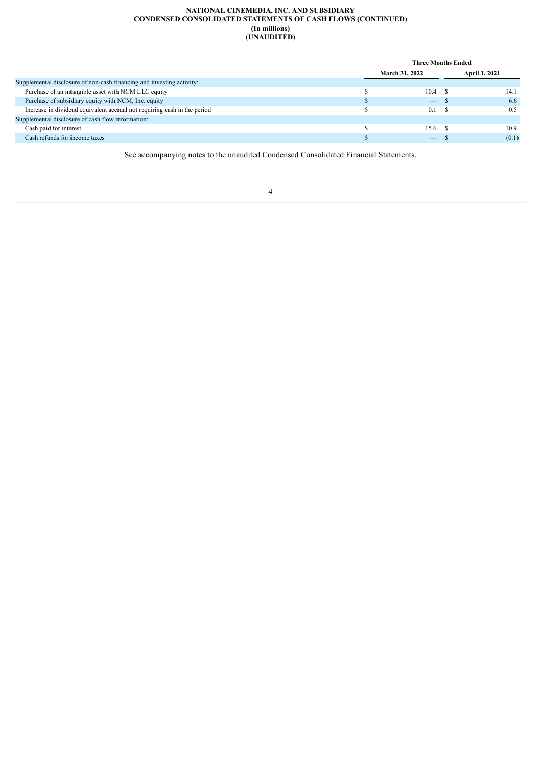**NATIONAL CINEMEDIA, INC. AND SUBSIDIARY**
**CONDENSED CONSOLIDATED STATEMENTS OF CASH FLOWS (CONTINUED)**
**(In millions)**
**(UNAUDITED)**

| | Three Months Ended | |
|---|---|---|
| | March 31, 2022 | April 1, 2021 |
| Supplemental disclosure of non-cash financing and investing activity: | | |
| Purchase of an intangible asset with NCM LLC equity | $ 10.4 | $ 14.1 |
| Purchase of subsidiary equity with NCM, Inc. equity | $ — | $ 6.6 |
| Increase in dividend equivalent accrual not requiring cash in the period | $ 0.1 | $ 0.5 |
| Supplemental disclosure of cash flow information: | | |
| Cash paid for interest | $ 15.6 | $ 10.9 |
| Cash refunds for income taxes | $ — | $ (0.1) |

See accompanying notes to the unaudited Condensed Consolidated Financial Statements.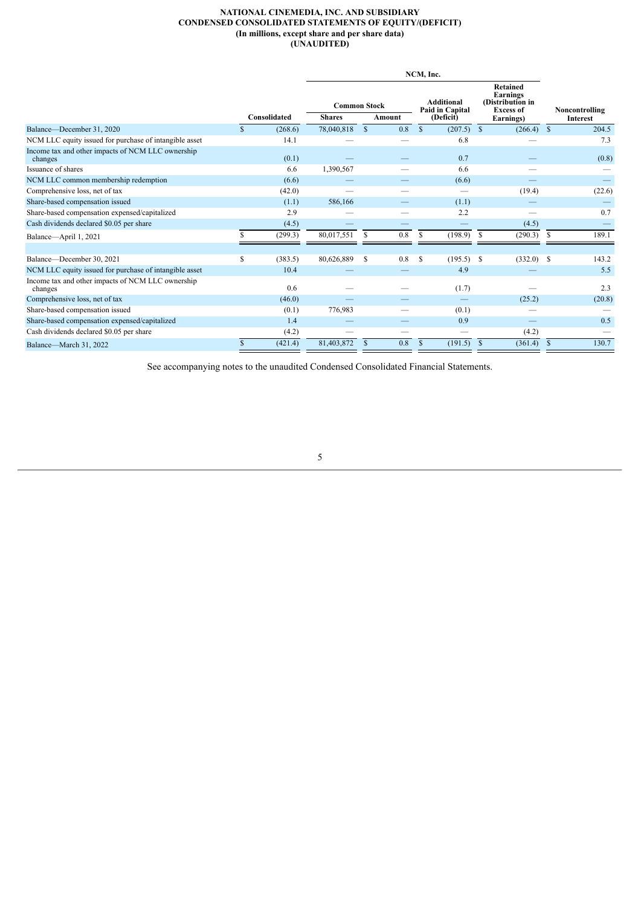# NATIONAL CINEMEDIA, INC. AND SUBSIDIARY
## CONDENSED CONSOLIDATED STATEMENTS OF EQUITY/(DEFICIT)
### (In millions, except share and per share data)
### (UNAUDITED)

| | | NCM, Inc. | | | | |
|---|---|---|---|---|---|---|
| | | Common Stock | | | | |
| | Consolidated | Shares | Amount | Additional Paid in Capital (Deficit) | Retained Earnings (Distribution in Excess of Earnings) | Noncontrolling Interest |
| Balance—December 31, 2020 | $ (268.6) | 78,040,818 | $ 0.8 | $ (207.5) | $ (266.4) | $ 204.5 |
| NCM LLC equity issued for purchase of intangible asset | 14.1 | — | — | 6.8 | — | 7.3 |
| Income tax and other impacts of NCM LLC ownership changes | (0.1) | — | — | 0.7 | — | (0.8) |
| Issuance of shares | 6.6 | 1,390,567 | — | 6.6 | — | — |
| NCM LLC common membership redemption | (6.6) | — | — | (6.6) | — | — |
| Comprehensive loss, net of tax | (42.0) | — | — | — | (19.4) | (22.6) |
| Share-based compensation issued | (1.1) | 586,166 | — | (1.1) | — | — |
| Share-based compensation expensed/capitalized | 2.9 | — | — | 2.2 | — | 0.7 |
| Cash dividends declared $0.05 per share | (4.5) | — | — | — | (4.5) | — |
| Balance—April 1, 2021 | $ (299.3) | 80,017,551 | $ 0.8 | $ (198.9) | $ (290.3) | $ 189.1 |
| | | | | | | |
| Balance—December 30, 2021 | $ (383.5) | 80,626,889 | $ 0.8 | $ (195.5) | $ (332.0) | $ 143.2 |
| NCM LLC equity issued for purchase of intangible asset | 10.4 | — | — | 4.9 | — | 5.5 |
| Income tax and other impacts of NCM LLC ownership changes | 0.6 | — | — | (1.7) | — | 2.3 |
| Comprehensive loss, net of tax | (46.0) | — | — | — | (25.2) | (20.8) |
| Share-based compensation issued | (0.1) | 776,983 | — | (0.1) | — | — |
| Share-based compensation expensed/capitalized | 1.4 | — | — | 0.9 | — | 0.5 |
| Cash dividends declared $0.05 per share | (4.2) | — | — | — | (4.2) | — |
| Balance—March 31, 2022 | $ (421.4) | 81,403,872 | $ 0.8 | $ (191.5) | $ (361.4) | $ 130.7 |

See accompanying notes to the unaudited Condensed Consolidated Financial Statements.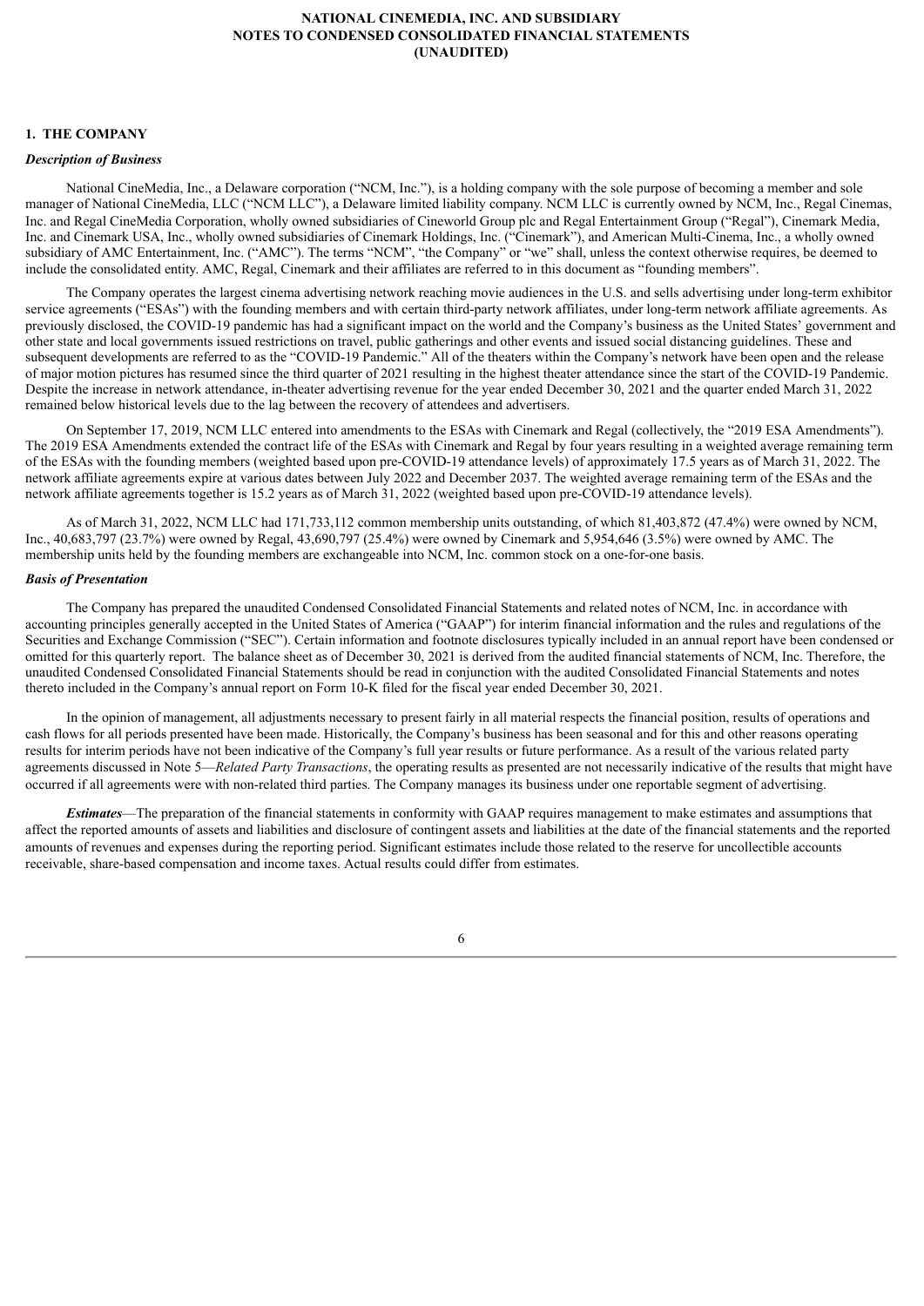**NATIONAL CINEMEDIA, INC. AND SUBSIDIARY**
**NOTES TO CONDENSED CONSOLIDATED FINANCIAL STATEMENTS**
**(UNAUDITED)**

## 1. THE COMPANY

### *Description of Business*

National CineMedia, Inc., a Delaware corporation ("NCM, Inc."), is a holding company with the sole purpose of becoming a member and sole manager of National CineMedia, LLC ("NCM LLC"), a Delaware limited liability company. NCM LLC is currently owned by NCM, Inc., Regal Cinemas, Inc. and Regal CineMedia Corporation, wholly owned subsidiaries of Cineworld Group plc and Regal Entertainment Group ("Regal"), Cinemark Media, Inc. and Cinemark USA, Inc., wholly owned subsidiaries of Cinemark Holdings, Inc. ("Cinemark"), and American Multi-Cinema, Inc., a wholly owned subsidiary of AMC Entertainment, Inc. ("AMC"). The terms "NCM", "the Company" or "we" shall, unless the context otherwise requires, be deemed to include the consolidated entity. AMC, Regal, Cinemark and their affiliates are referred to in this document as "founding members".

The Company operates the largest cinema advertising network reaching movie audiences in the U.S. and sells advertising under long-term exhibitor service agreements ("ESAs") with the founding members and with certain third-party network affiliates, under long-term network affiliate agreements. As previously disclosed, the COVID-19 pandemic has had a significant impact on the world and the Company's business as the United States' government and other state and local governments issued restrictions on travel, public gatherings and other events and issued social distancing guidelines. These and subsequent developments are referred to as the "COVID-19 Pandemic." All of the theaters within the Company's network have been open and the release of major motion pictures has resumed since the third quarter of 2021 resulting in the highest theater attendance since the start of the COVID-19 Pandemic. Despite the increase in network attendance, in-theater advertising revenue for the year ended December 30, 2021 and the quarter ended March 31, 2022 remained below historical levels due to the lag between the recovery of attendees and advertisers.

On September 17, 2019, NCM LLC entered into amendments to the ESAs with Cinemark and Regal (collectively, the "2019 ESA Amendments"). The 2019 ESA Amendments extended the contract life of the ESAs with Cinemark and Regal by four years resulting in a weighted average remaining term of the ESAs with the founding members (weighted based upon pre-COVID-19 attendance levels) of approximately 17.5 years as of March 31, 2022. The network affiliate agreements expire at various dates between July 2022 and December 2037. The weighted average remaining term of the ESAs and the network affiliate agreements together is 15.2 years as of March 31, 2022 (weighted based upon pre-COVID-19 attendance levels).

As of March 31, 2022, NCM LLC had 171,733,112 common membership units outstanding, of which 81,403,872 (47.4%) were owned by NCM, Inc., 40,683,797 (23.7%) were owned by Regal, 43,690,797 (25.4%) were owned by Cinemark and 5,954,646 (3.5%) were owned by AMC. The membership units held by the founding members are exchangeable into NCM, Inc. common stock on a one-for-one basis.

### *Basis of Presentation*

The Company has prepared the unaudited Condensed Consolidated Financial Statements and related notes of NCM, Inc. in accordance with accounting principles generally accepted in the United States of America ("GAAP") for interim financial information and the rules and regulations of the Securities and Exchange Commission ("SEC"). Certain information and footnote disclosures typically included in an annual report have been condensed or omitted for this quarterly report. The balance sheet as of December 30, 2021 is derived from the audited financial statements of NCM, Inc. Therefore, the unaudited Condensed Consolidated Financial Statements should be read in conjunction with the audited Consolidated Financial Statements and notes thereto included in the Company's annual report on Form 10-K filed for the fiscal year ended December 30, 2021.

In the opinion of management, all adjustments necessary to present fairly in all material respects the financial position, results of operations and cash flows for all periods presented have been made. Historically, the Company's business has been seasonal and for this and other reasons operating results for interim periods have not been indicative of the Company's full year results or future performance. As a result of the various related party agreements discussed in Note 5—*Related Party Transactions*, the operating results as presented are not necessarily indicative of the results that might have occurred if all agreements were with non-related third parties. The Company manages its business under one reportable segment of advertising.

***Estimates***—The preparation of the financial statements in conformity with GAAP requires management to make estimates and assumptions that affect the reported amounts of assets and liabilities and disclosure of contingent assets and liabilities at the date of the financial statements and the reported amounts of revenues and expenses during the reporting period. Significant estimates include those related to the reserve for uncollectible accounts receivable, share-based compensation and income taxes. Actual results could differ from estimates.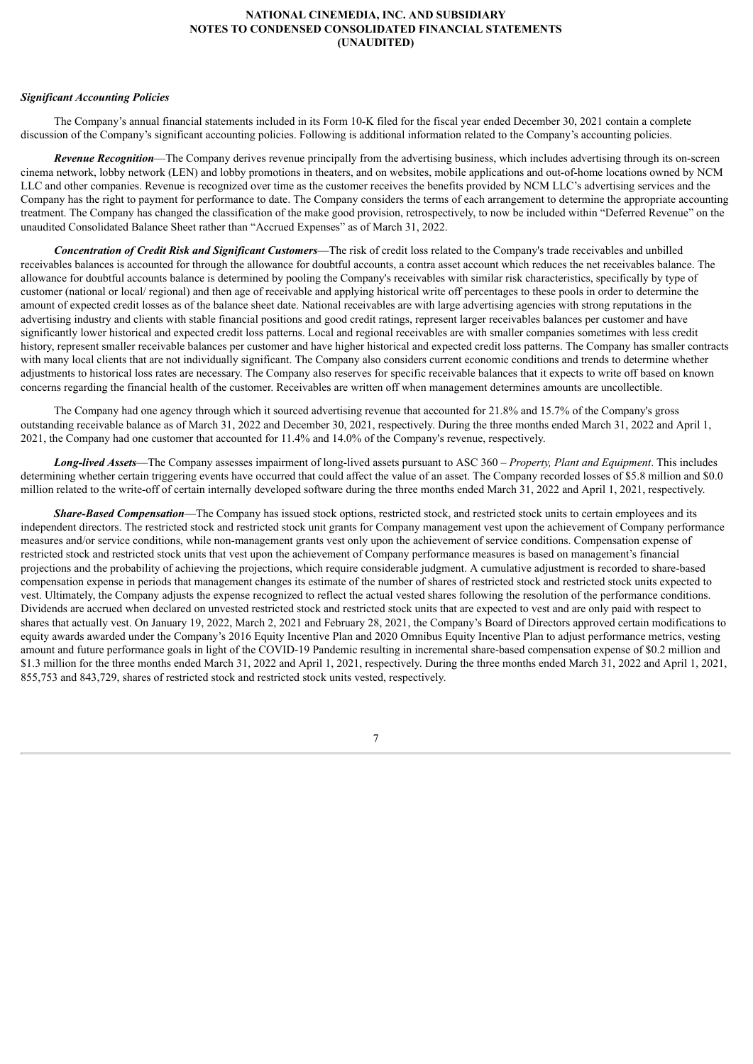### *Significant Accounting Policies*

The Company's annual financial statements included in its Form 10-K filed for the fiscal year ended December 30, 2021 contain a complete discussion of the Company's significant accounting policies. Following is additional information related to the Company's accounting policies.

***Revenue Recognition***—The Company derives revenue principally from the advertising business, which includes advertising through its on-screen cinema network, lobby network (LEN) and lobby promotions in theaters, and on websites, mobile applications and out-of-home locations owned by NCM LLC and other companies. Revenue is recognized over time as the customer receives the benefits provided by NCM LLC's advertising services and the Company has the right to payment for performance to date. The Company considers the terms of each arrangement to determine the appropriate accounting treatment. The Company has changed the classification of the make good provision, retrospectively, to now be included within "Deferred Revenue" on the unaudited Consolidated Balance Sheet rather than "Accrued Expenses" as of March 31, 2022.

***Concentration of Credit Risk and Significant Customers***—The risk of credit loss related to the Company's trade receivables and unbilled receivables balances is accounted for through the allowance for doubtful accounts, a contra asset account which reduces the net receivables balance. The allowance for doubtful accounts balance is determined by pooling the Company's receivables with similar risk characteristics, specifically by type of customer (national or local/ regional) and then age of receivable and applying historical write off percentages to these pools in order to determine the amount of expected credit losses as of the balance sheet date. National receivables are with large advertising agencies with strong reputations in the advertising industry and clients with stable financial positions and good credit ratings, represent larger receivables balances per customer and have significantly lower historical and expected credit loss patterns. Local and regional receivables are with smaller companies sometimes with less credit history, represent smaller receivable balances per customer and have higher historical and expected credit loss patterns. The Company has smaller contracts with many local clients that are not individually significant. The Company also considers current economic conditions and trends to determine whether adjustments to historical loss rates are necessary. The Company also reserves for specific receivable balances that it expects to write off based on known concerns regarding the financial health of the customer. Receivables are written off when management determines amounts are uncollectible.

The Company had one agency through which it sourced advertising revenue that accounted for 21.8% and 15.7% of the Company's gross outstanding receivable balance as of March 31, 2022 and December 30, 2021, respectively. During the three months ended March 31, 2022 and April 1, 2021, the Company had one customer that accounted for 11.4% and 14.0% of the Company's revenue, respectively.

***Long-lived Assets***—The Company assesses impairment of long-lived assets pursuant to ASC 360 – *Property, Plant and Equipment*. This includes determining whether certain triggering events have occurred that could affect the value of an asset. The Company recorded losses of $5.8 million and $0.0 million related to the write-off of certain internally developed software during the three months ended March 31, 2022 and April 1, 2021, respectively.

***Share-Based Compensation***—The Company has issued stock options, restricted stock, and restricted stock units to certain employees and its independent directors. The restricted stock and restricted stock unit grants for Company management vest upon the achievement of Company performance measures and/or service conditions, while non-management grants vest only upon the achievement of service conditions. Compensation expense of restricted stock and restricted stock units that vest upon the achievement of Company performance measures is based on management's financial projections and the probability of achieving the projections, which require considerable judgment. A cumulative adjustment is recorded to share-based compensation expense in periods that management changes its estimate of the number of shares of restricted stock and restricted stock units expected to vest. Ultimately, the Company adjusts the expense recognized to reflect the actual vested shares following the resolution of the performance conditions. Dividends are accrued when declared on unvested restricted stock and restricted stock units that are expected to vest and are only paid with respect to shares that actually vest. On January 19, 2022, March 2, 2021 and February 28, 2021, the Company's Board of Directors approved certain modifications to equity awards awarded under the Company's 2016 Equity Incentive Plan and 2020 Omnibus Equity Incentive Plan to adjust performance metrics, vesting amount and future performance goals in light of the COVID-19 Pandemic resulting in incremental share-based compensation expense of $0.2 million and $1.3 million for the three months ended March 31, 2022 and April 1, 2021, respectively. During the three months ended March 31, 2022 and April 1, 2021, 855,753 and 843,729, shares of restricted stock and restricted stock units vested, respectively.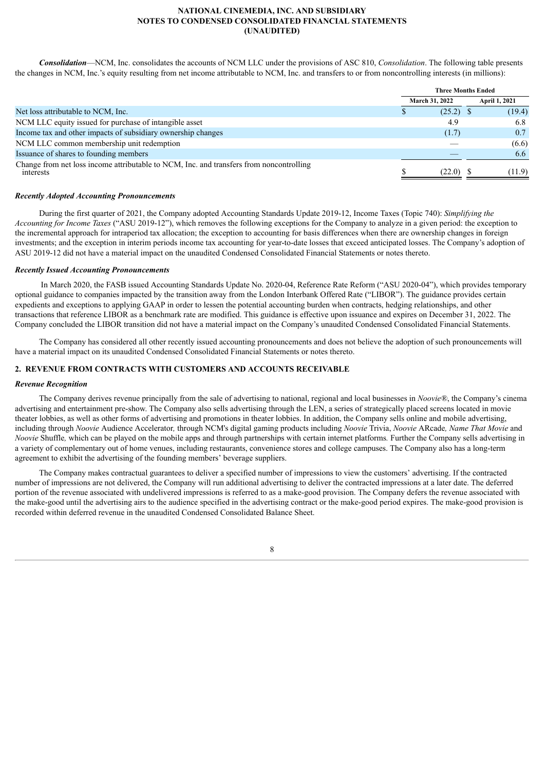***Consolidation***—NCM, Inc. consolidates the accounts of NCM LLC under the provisions of ASC 810, *Consolidation*. The following table presents the changes in NCM, Inc.'s equity resulting from net income attributable to NCM, Inc. and transfers to or from noncontrolling interests (in millions):

| | Three Months Ended | |
|---|---|---|
| | March 31, 2022 | April 1, 2021 |
| Net loss attributable to NCM, Inc. | $ (25.2) | $ (19.4) |
| NCM LLC equity issued for purchase of intangible asset | 4.9 | 6.8 |
| Income tax and other impacts of subsidiary ownership changes | (1.7) | 0.7 |
| NCM LLC common membership unit redemption | — | (6.6) |
| Issuance of shares to founding members | — | 6.6 |
| Change from net loss income attributable to NCM, Inc. and transfers from noncontrolling interests | $ (22.0) | $ (11.9) |

***Recently Adopted Accounting Pronouncements***

During the first quarter of 2021, the Company adopted Accounting Standards Update 2019-12, Income Taxes (Topic 740): *Simplifying the Accounting for Income Taxes* ("ASU 2019-12"), which removes the following exceptions for the Company to analyze in a given period: the exception to the incremental approach for intraperiod tax allocation; the exception to accounting for basis differences when there are ownership changes in foreign investments; and the exception in interim periods income tax accounting for year-to-date losses that exceed anticipated losses. The Company's adoption of ASU 2019-12 did not have a material impact on the unaudited Condensed Consolidated Financial Statements or notes thereto.

***Recently Issued Accounting Pronouncements***

In March 2020, the FASB issued Accounting Standards Update No. 2020-04, Reference Rate Reform ("ASU 2020-04"), which provides temporary optional guidance to companies impacted by the transition away from the London Interbank Offered Rate ("LIBOR"). The guidance provides certain expedients and exceptions to applying GAAP in order to lessen the potential accounting burden when contracts, hedging relationships, and other transactions that reference LIBOR as a benchmark rate are modified. This guidance is effective upon issuance and expires on December 31, 2022. The Company concluded the LIBOR transition did not have a material impact on the Company's unaudited Condensed Consolidated Financial Statements.

The Company has considered all other recently issued accounting pronouncements and does not believe the adoption of such pronouncements will have a material impact on its unaudited Condensed Consolidated Financial Statements or notes thereto.

## 2. REVENUE FROM CONTRACTS WITH CUSTOMERS AND ACCOUNTS RECEIVABLE

***Revenue Recognition***

The Company derives revenue principally from the sale of advertising to national, regional and local businesses in *Noovie®*, the Company's cinema advertising and entertainment pre-show. The Company also sells advertising through the LEN, a series of strategically placed screens located in movie theater lobbies, as well as other forms of advertising and promotions in theater lobbies. In addition, the Company sells online and mobile advertising, including through *Noovie* Audience Accelerator*,* through NCM's digital gaming products including *Noovie* Trivia, *Noovie* ARcade*, Name That Movie* and *Noovie* Shuffle*,* which can be played on the mobile apps and through partnerships with certain internet platforms*.* Further the Company sells advertising in a variety of complementary out of home venues, including restaurants, convenience stores and college campuses. The Company also has a long-term agreement to exhibit the advertising of the founding members' beverage suppliers.

The Company makes contractual guarantees to deliver a specified number of impressions to view the customers' advertising. If the contracted number of impressions are not delivered, the Company will run additional advertising to deliver the contracted impressions at a later date. The deferred portion of the revenue associated with undelivered impressions is referred to as a make-good provision. The Company defers the revenue associated with the make-good until the advertising airs to the audience specified in the advertising contract or the make-good period expires. The make-good provision is recorded within deferred revenue in the unaudited Condensed Consolidated Balance Sheet.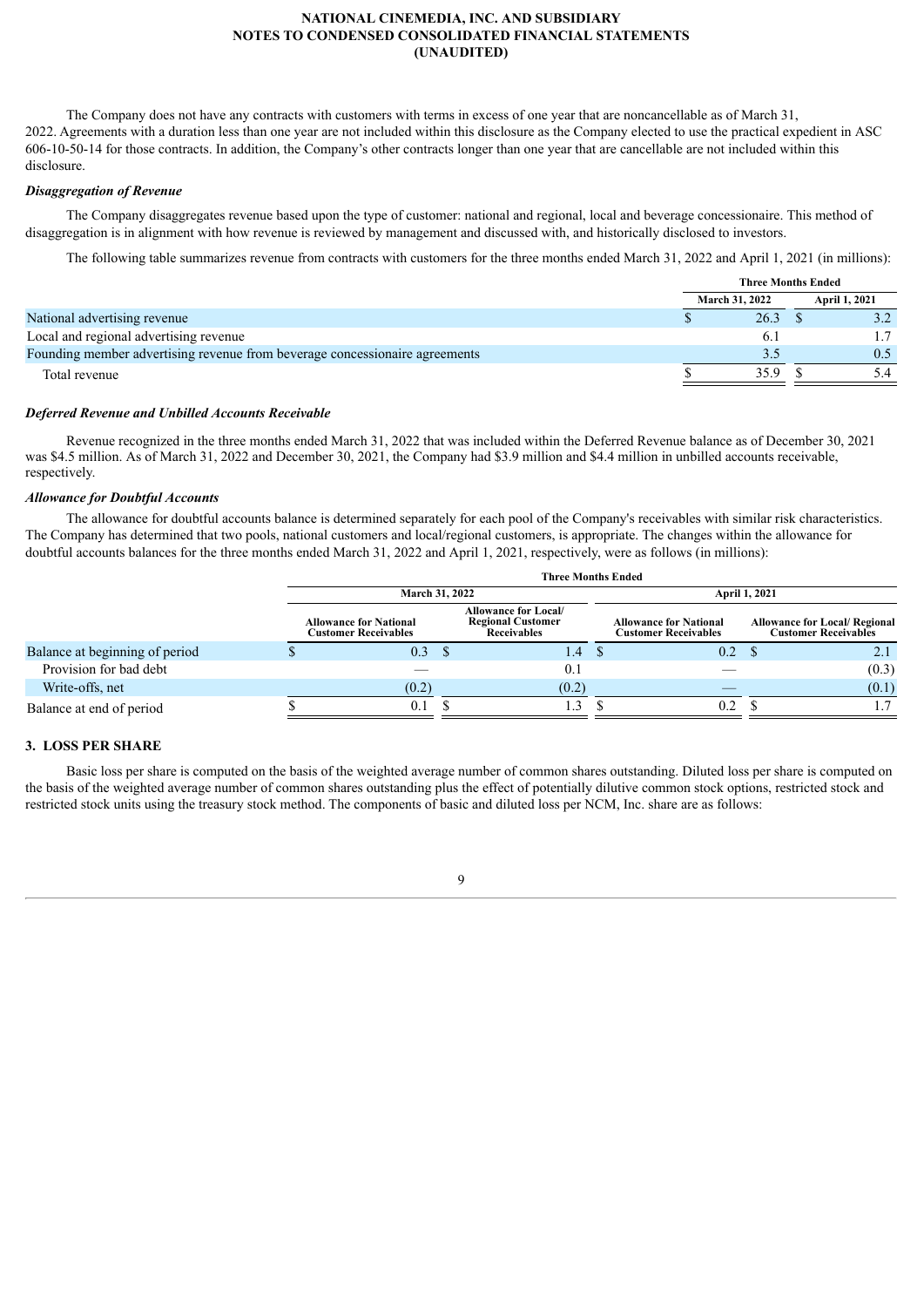The Company does not have any contracts with customers with terms in excess of one year that are noncancellable as of March 31, 2022. Agreements with a duration less than one year are not included within this disclosure as the Company elected to use the practical expedient in ASC 606-10-50-14 for those contracts. In addition, the Company's other contracts longer than one year that are cancellable are not included within this disclosure.

***Disaggregation of Revenue***

The Company disaggregates revenue based upon the type of customer: national and regional, local and beverage concessionaire. This method of disaggregation is in alignment with how revenue is reviewed by management and discussed with, and historically disclosed to investors.

The following table summarizes revenue from contracts with customers for the three months ended March 31, 2022 and April 1, 2021 (in millions):

| | Three Months Ended | |
|---|---|---|
| | March 31, 2022 | April 1, 2021 |
| National advertising revenue | $ 26.3 | $ 3.2 |
| Local and regional advertising revenue | 6.1 | 1.7 |
| Founding member advertising revenue from beverage concessionaire agreements | 3.5 | 0.5 |
| Total revenue | $ 35.9 | $ 5.4 |

***Deferred Revenue and Unbilled Accounts Receivable***

Revenue recognized in the three months ended March 31, 2022 that was included within the Deferred Revenue balance as of December 30, 2021 was $4.5 million. As of March 31, 2022 and December 30, 2021, the Company had $3.9 million and $4.4 million in unbilled accounts receivable, respectively.

***Allowance for Doubtful Accounts***

The allowance for doubtful accounts balance is determined separately for each pool of the Company's receivables with similar risk characteristics. The Company has determined that two pools, national customers and local/regional customers, is appropriate. The changes within the allowance for doubtful accounts balances for the three months ended March 31, 2022 and April 1, 2021, respectively, were as follows (in millions):

| | Three Months Ended | | | |
|---|---|---|---|---|
| | March 31, 2022 | | April 1, 2021 | |
| | Allowance for National Customer Receivables | Allowance for Local/ Regional Customer Receivables | Allowance for National Customer Receivables | Allowance for Local/ Regional Customer Receivables |
| Balance at beginning of period | $ 0.3 | $ 1.4 | $ 0.2 | $ 2.1 |
| Provision for bad debt | — | 0.1 | — | (0.3) |
| Write-offs, net | (0.2) | (0.2) | — | (0.1) |
| Balance at end of period | $ 0.1 | $ 1.3 | $ 0.2 | $ 1.7 |

## 3. LOSS PER SHARE

Basic loss per share is computed on the basis of the weighted average number of common shares outstanding. Diluted loss per share is computed on the basis of the weighted average number of common shares outstanding plus the effect of potentially dilutive common stock options, restricted stock and restricted stock units using the treasury stock method. The components of basic and diluted loss per NCM, Inc. share are as follows: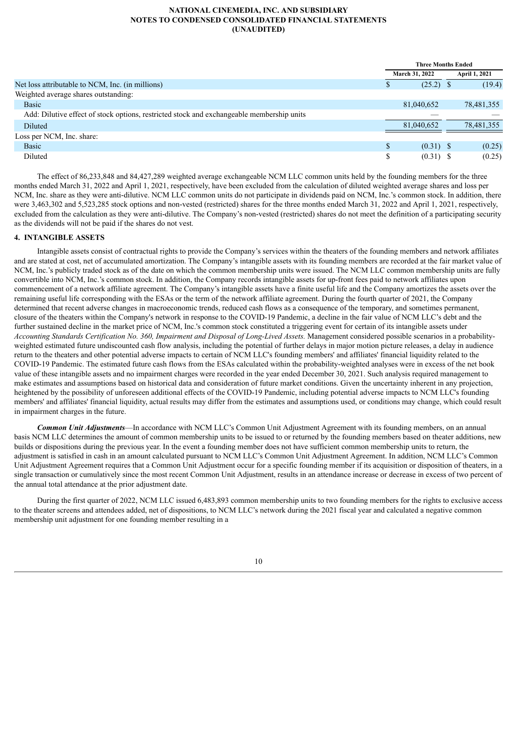| | Three Months Ended | |
|---|---|---|
| | March 31, 2022 | April 1, 2021 |
| Net loss attributable to NCM, Inc. (in millions) | $ (25.2) | $ (19.4) |
| Weighted average shares outstanding: | | |
| Basic | 81,040,652 | 78,481,355 |
| Add: Dilutive effect of stock options, restricted stock and exchangeable membership units | — | — |
| Diluted | 81,040,652 | 78,481,355 |
| Loss per NCM, Inc. share: | | |
| Basic | $ (0.31) | $ (0.25) |
| Diluted | $ (0.31) | $ (0.25) |

The effect of 86,233,848 and 84,427,289 weighted average exchangeable NCM LLC common units held by the founding members for the three months ended March 31, 2022 and April 1, 2021, respectively, have been excluded from the calculation of diluted weighted average shares and loss per NCM, Inc. share as they were anti-dilutive. NCM LLC common units do not participate in dividends paid on NCM, Inc.'s common stock. In addition, there were 3,463,302 and 5,523,285 stock options and non-vested (restricted) shares for the three months ended March 31, 2022 and April 1, 2021, respectively, excluded from the calculation as they were anti-dilutive. The Company's non-vested (restricted) shares do not meet the definition of a participating security as the dividends will not be paid if the shares do not vest.

### 4. INTANGIBLE ASSETS

Intangible assets consist of contractual rights to provide the Company's services within the theaters of the founding members and network affiliates and are stated at cost, net of accumulated amortization. The Company's intangible assets with its founding members are recorded at the fair market value of NCM, Inc.'s publicly traded stock as of the date on which the common membership units were issued. The NCM LLC common membership units are fully convertible into NCM, Inc.'s common stock. In addition, the Company records intangible assets for up-front fees paid to network affiliates upon commencement of a network affiliate agreement. The Company's intangible assets have a finite useful life and the Company amortizes the assets over the remaining useful life corresponding with the ESAs or the term of the network affiliate agreement. During the fourth quarter of 2021, the Company determined that recent adverse changes in macroeconomic trends, reduced cash flows as a consequence of the temporary, and sometimes permanent, closure of the theaters within the Company's network in response to the COVID-19 Pandemic, a decline in the fair value of NCM LLC's debt and the further sustained decline in the market price of NCM, Inc.'s common stock constituted a triggering event for certain of its intangible assets under *Accounting Standards Certification No. 360, Impairment and Disposal of Long-Lived Assets.* Management considered possible scenarios in a probability-weighted estimated future undiscounted cash flow analysis, including the potential of further delays in major motion picture releases, a delay in audience return to the theaters and other potential adverse impacts to certain of NCM LLC's founding members' and affiliates' financial liquidity related to the COVID-19 Pandemic. The estimated future cash flows from the ESAs calculated within the probability-weighted analyses were in excess of the net book value of these intangible assets and no impairment charges were recorded in the year ended December 30, 2021. Such analysis required management to make estimates and assumptions based on historical data and consideration of future market conditions. Given the uncertainty inherent in any projection, heightened by the possibility of unforeseen additional effects of the COVID-19 Pandemic, including potential adverse impacts to NCM LLC's founding members' and affiliates' financial liquidity, actual results may differ from the estimates and assumptions used, or conditions may change, which could result in impairment charges in the future.

***Common Unit Adjustments***—In accordance with NCM LLC's Common Unit Adjustment Agreement with its founding members, on an annual basis NCM LLC determines the amount of common membership units to be issued to or returned by the founding members based on theater additions, new builds or dispositions during the previous year. In the event a founding member does not have sufficient common membership units to return, the adjustment is satisfied in cash in an amount calculated pursuant to NCM LLC's Common Unit Adjustment Agreement. In addition, NCM LLC's Common Unit Adjustment Agreement requires that a Common Unit Adjustment occur for a specific founding member if its acquisition or disposition of theaters, in a single transaction or cumulatively since the most recent Common Unit Adjustment, results in an attendance increase or decrease in excess of two percent of the annual total attendance at the prior adjustment date.

During the first quarter of 2022, NCM LLC issued 6,483,893 common membership units to two founding members for the rights to exclusive access to the theater screens and attendees added, net of dispositions, to NCM LLC's network during the 2021 fiscal year and calculated a negative common membership unit adjustment for one founding member resulting in a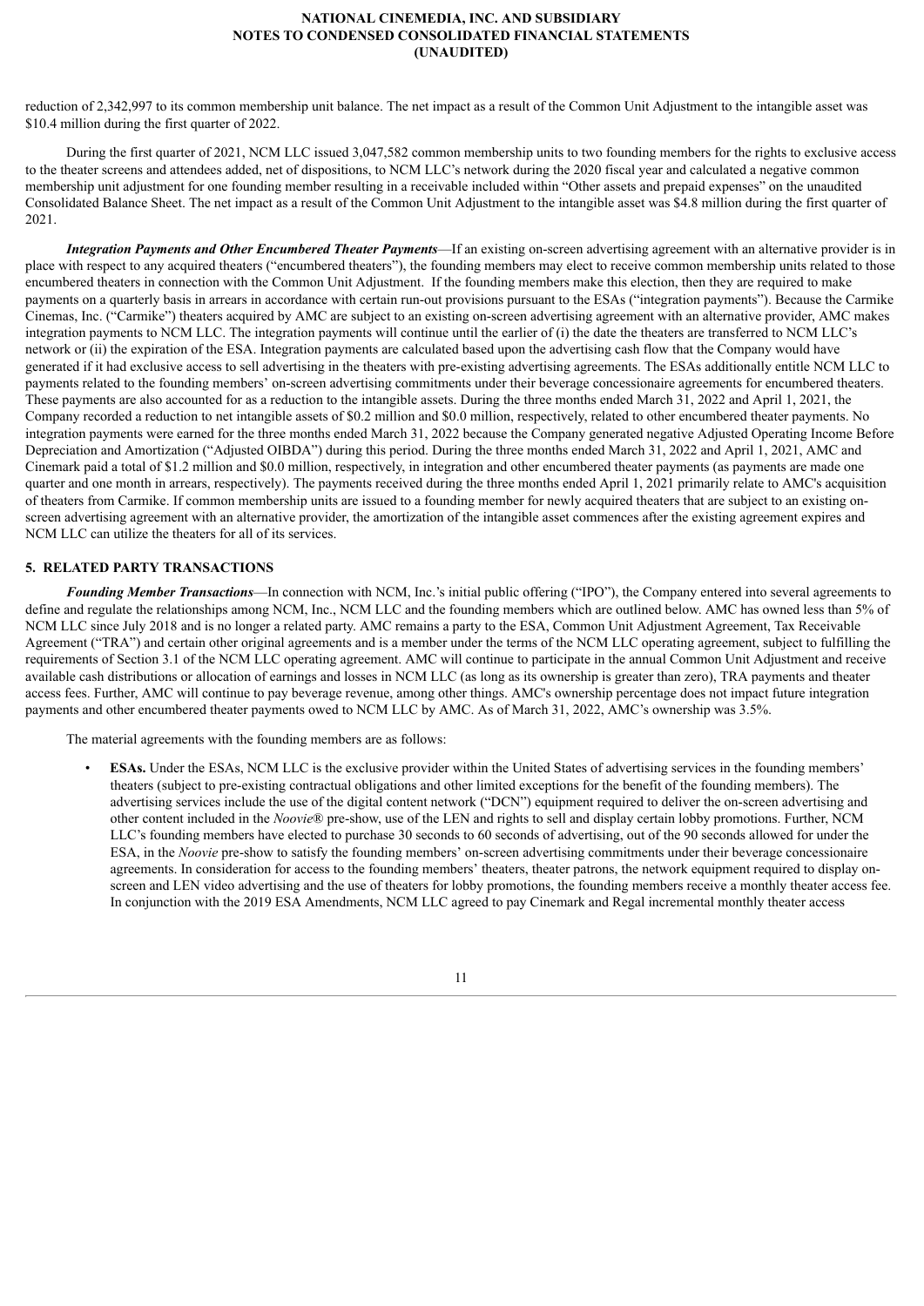reduction of 2,342,997 to its common membership unit balance. The net impact as a result of the Common Unit Adjustment to the intangible asset was $10.4 million during the first quarter of 2022.

During the first quarter of 2021, NCM LLC issued 3,047,582 common membership units to two founding members for the rights to exclusive access to the theater screens and attendees added, net of dispositions, to NCM LLC's network during the 2020 fiscal year and calculated a negative common membership unit adjustment for one founding member resulting in a receivable included within "Other assets and prepaid expenses" on the unaudited Consolidated Balance Sheet. The net impact as a result of the Common Unit Adjustment to the intangible asset was $4.8 million during the first quarter of 2021.

***Integration Payments and Other Encumbered Theater Payments***—If an existing on-screen advertising agreement with an alternative provider is in place with respect to any acquired theaters ("encumbered theaters"), the founding members may elect to receive common membership units related to those encumbered theaters in connection with the Common Unit Adjustment. If the founding members make this election, then they are required to make payments on a quarterly basis in arrears in accordance with certain run-out provisions pursuant to the ESAs ("integration payments"). Because the Carmike Cinemas, Inc. ("Carmike") theaters acquired by AMC are subject to an existing on-screen advertising agreement with an alternative provider, AMC makes integration payments to NCM LLC. The integration payments will continue until the earlier of (i) the date the theaters are transferred to NCM LLC's network or (ii) the expiration of the ESA. Integration payments are calculated based upon the advertising cash flow that the Company would have generated if it had exclusive access to sell advertising in the theaters with pre-existing advertising agreements. The ESAs additionally entitle NCM LLC to payments related to the founding members' on-screen advertising commitments under their beverage concessionaire agreements for encumbered theaters. These payments are also accounted for as a reduction to the intangible assets. During the three months ended March 31, 2022 and April 1, 2021, the Company recorded a reduction to net intangible assets of $0.2 million and $0.0 million, respectively, related to other encumbered theater payments. No integration payments were earned for the three months ended March 31, 2022 because the Company generated negative Adjusted Operating Income Before Depreciation and Amortization ("Adjusted OIBDA") during this period. During the three months ended March 31, 2022 and April 1, 2021, AMC and Cinemark paid a total of $1.2 million and $0.0 million, respectively, in integration and other encumbered theater payments (as payments are made one quarter and one month in arrears, respectively). The payments received during the three months ended April 1, 2021 primarily relate to AMC's acquisition of theaters from Carmike. If common membership units are issued to a founding member for newly acquired theaters that are subject to an existing on-screen advertising agreement with an alternative provider, the amortization of the intangible asset commences after the existing agreement expires and NCM LLC can utilize the theaters for all of its services.

## 5. RELATED PARTY TRANSACTIONS

***Founding Member Transactions***—In connection with NCM, Inc.'s initial public offering ("IPO"), the Company entered into several agreements to define and regulate the relationships among NCM, Inc., NCM LLC and the founding members which are outlined below. AMC has owned less than 5% of NCM LLC since July 2018 and is no longer a related party. AMC remains a party to the ESA, Common Unit Adjustment Agreement, Tax Receivable Agreement ("TRA") and certain other original agreements and is a member under the terms of the NCM LLC operating agreement, subject to fulfilling the requirements of Section 3.1 of the NCM LLC operating agreement. AMC will continue to participate in the annual Common Unit Adjustment and receive available cash distributions or allocation of earnings and losses in NCM LLC (as long as its ownership is greater than zero), TRA payments and theater access fees. Further, AMC will continue to pay beverage revenue, among other things. AMC's ownership percentage does not impact future integration payments and other encumbered theater payments owed to NCM LLC by AMC. As of March 31, 2022, AMC's ownership was 3.5%.

The material agreements with the founding members are as follows:

- **ESAs.** Under the ESAs, NCM LLC is the exclusive provider within the United States of advertising services in the founding members' theaters (subject to pre-existing contractual obligations and other limited exceptions for the benefit of the founding members). The advertising services include the use of the digital content network ("DCN") equipment required to deliver the on-screen advertising and other content included in the *Noovie*® pre-show, use of the LEN and rights to sell and display certain lobby promotions. Further, NCM LLC's founding members have elected to purchase 30 seconds to 60 seconds of advertising, out of the 90 seconds allowed for under the ESA, in the *Noovie* pre-show to satisfy the founding members' on-screen advertising commitments under their beverage concessionaire agreements. In consideration for access to the founding members' theaters, theater patrons, the network equipment required to display on-screen and LEN video advertising and the use of theaters for lobby promotions, the founding members receive a monthly theater access fee. In conjunction with the 2019 ESA Amendments, NCM LLC agreed to pay Cinemark and Regal incremental monthly theater access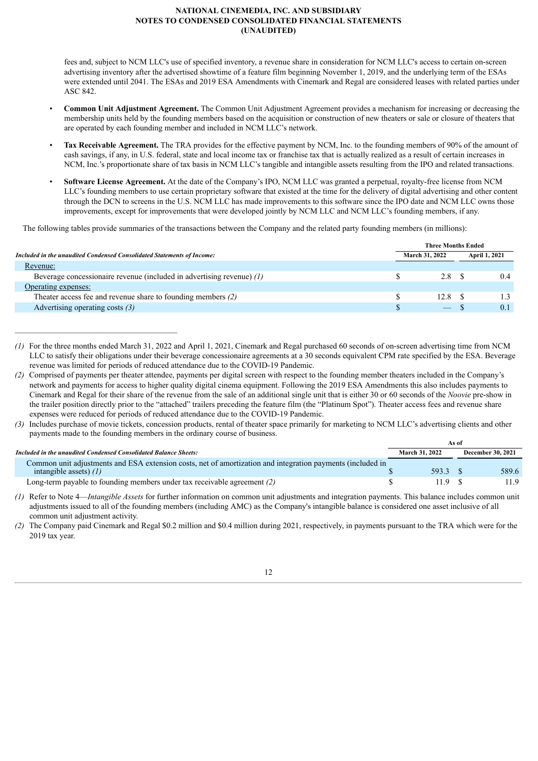fees and, subject to NCM LLC's use of specified inventory, a revenue share in consideration for NCM LLC's access to certain on-screen advertising inventory after the advertised showtime of a feature film beginning November 1, 2019, and the underlying term of the ESAs were extended until 2041. The ESAs and 2019 ESA Amendments with Cinemark and Regal are considered leases with related parties under ASC 842.

- **Common Unit Adjustment Agreement.** The Common Unit Adjustment Agreement provides a mechanism for increasing or decreasing the membership units held by the founding members based on the acquisition or construction of new theaters or sale or closure of theaters that are operated by each founding member and included in NCM LLC's network.
- **Tax Receivable Agreement.** The TRA provides for the effective payment by NCM, Inc. to the founding members of 90% of the amount of cash savings, if any, in U.S. federal, state and local income tax or franchise tax that is actually realized as a result of certain increases in NCM, Inc.'s proportionate share of tax basis in NCM LLC's tangible and intangible assets resulting from the IPO and related transactions.
- **Software License Agreement.** At the date of the Company's IPO, NCM LLC was granted a perpetual, royalty-free license from NCM LLC's founding members to use certain proprietary software that existed at the time for the delivery of digital advertising and other content through the DCN to screens in the U.S. NCM LLC has made improvements to this software since the IPO date and NCM LLC owns those improvements, except for improvements that were developed jointly by NCM LLC and NCM LLC's founding members, if any.

The following tables provide summaries of the transactions between the Company and the related party founding members (in millions):

| *Included in the unaudited Condensed Consolidated Statements of Income:* | Three Months Ended March 31, 2022 | Three Months Ended April 1, 2021 |
|---|---|---|
| Revenue: | | |
| Beverage concessionaire revenue (included in advertising revenue) *(1)* | $ 2.8 | $ 0.4 |
| Operating expenses: | | |
| Theater access fee and revenue share to founding members *(2)* | $ 12.8 | $ 1.3 |
| Advertising operating costs *(3)* | $ — | $ 0.1 |

*(1)* For the three months ended March 31, 2022 and April 1, 2021, Cinemark and Regal purchased 60 seconds of on-screen advertising time from NCM LLC to satisfy their obligations under their beverage concessionaire agreements at a 30 seconds equivalent CPM rate specified by the ESA. Beverage revenue was limited for periods of reduced attendance due to the COVID-19 Pandemic.

*(2)* Comprised of payments per theater attendee, payments per digital screen with respect to the founding member theaters included in the Company's network and payments for access to higher quality digital cinema equipment. Following the 2019 ESA Amendments this also includes payments to Cinemark and Regal for their share of the revenue from the sale of an additional single unit that is either 30 or 60 seconds of the *Noovie* pre-show in the trailer position directly prior to the "attached" trailers preceding the feature film (the "Platinum Spot"). Theater access fees and revenue share expenses were reduced for periods of reduced attendance due to the COVID-19 Pandemic.

*(3)* Includes purchase of movie tickets, concession products, rental of theater space primarily for marketing to NCM LLC's advertising clients and other payments made to the founding members in the ordinary course of business.

| *Included in the unaudited Condensed Consolidated Balance Sheets:* | As of March 31, 2022 | As of December 30, 2021 |
|---|---|---|
| Common unit adjustments and ESA extension costs, net of amortization and integration payments (included in intangible assets) *(1)* | $ 593.3 | $ 589.6 |
| Long-term payable to founding members under tax receivable agreement *(2)* | $ 11.9 | $ 11.9 |

*(1)* Refer to Note 4—*Intangible Assets* for further information on common unit adjustments and integration payments. This balance includes common unit adjustments issued to all of the founding members (including AMC) as the Company's intangible balance is considered one asset inclusive of all common unit adjustment activity.

*(2)* The Company paid Cinemark and Regal $0.2 million and $0.4 million during 2021, respectively, in payments pursuant to the TRA which were for the 2019 tax year.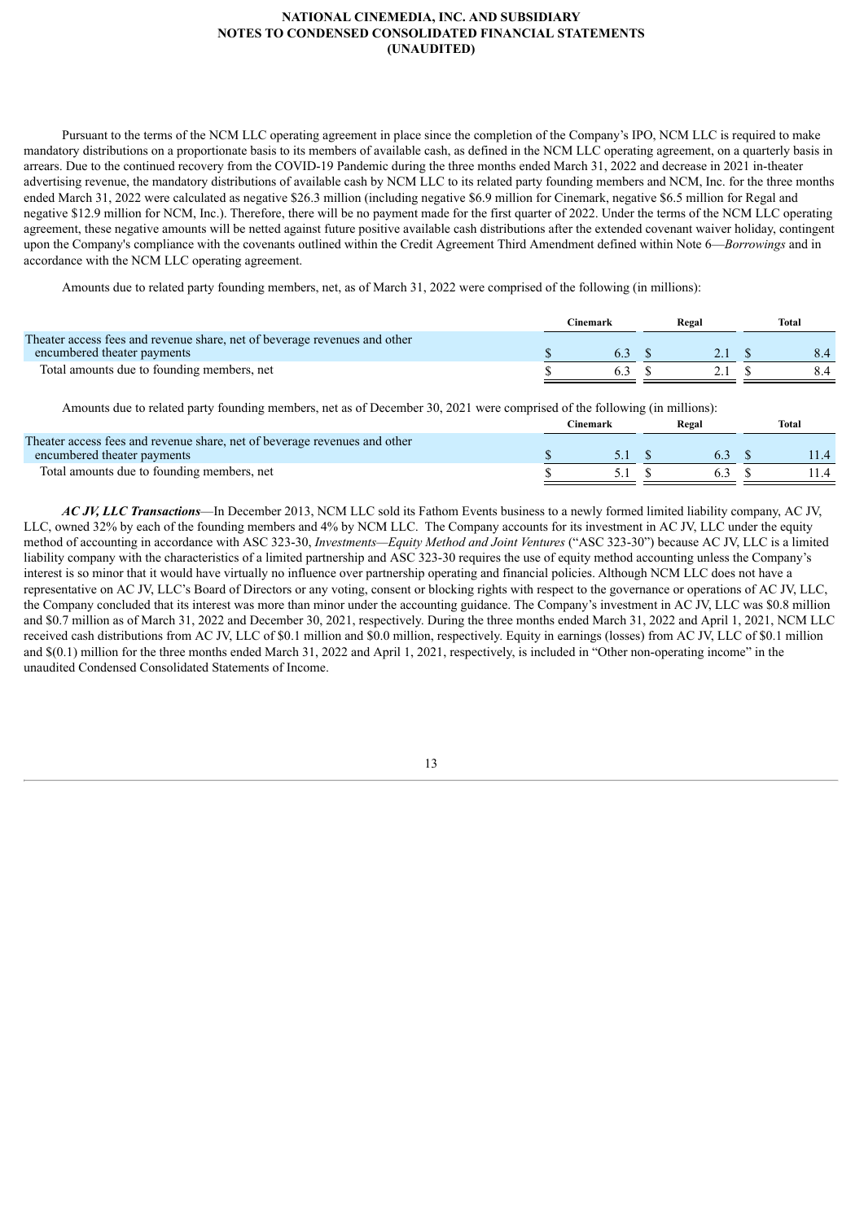Pursuant to the terms of the NCM LLC operating agreement in place since the completion of the Company's IPO, NCM LLC is required to make mandatory distributions on a proportionate basis to its members of available cash, as defined in the NCM LLC operating agreement, on a quarterly basis in arrears. Due to the continued recovery from the COVID-19 Pandemic during the three months ended March 31, 2022 and decrease in 2021 in-theater advertising revenue, the mandatory distributions of available cash by NCM LLC to its related party founding members and NCM, Inc. for the three months ended March 31, 2022 were calculated as negative $26.3 million (including negative $6.9 million for Cinemark, negative $6.5 million for Regal and negative $12.9 million for NCM, Inc.). Therefore, there will be no payment made for the first quarter of 2022. Under the terms of the NCM LLC operating agreement, these negative amounts will be netted against future positive available cash distributions after the extended covenant waiver holiday, contingent upon the Company's compliance with the covenants outlined within the Credit Agreement Third Amendment defined within Note 6—*Borrowings* and in accordance with the NCM LLC operating agreement.

Amounts due to related party founding members, net, as of March 31, 2022 were comprised of the following (in millions):

| | Cinemark | Regal | Total |
|---|---|---|---|
| Theater access fees and revenue share, net of beverage revenues and other encumbered theater payments | $ 6.3 | $ 2.1 | $ 8.4 |
| Total amounts due to founding members, net | $ 6.3 | $ 2.1 | $ 8.4 |

Amounts due to related party founding members, net as of December 30, 2021 were comprised of the following (in millions):

| | Cinemark | Regal | Total |
|---|---|---|---|
| Theater access fees and revenue share, net of beverage revenues and other encumbered theater payments | $ 5.1 | $ 6.3 | $ 11.4 |
| Total amounts due to founding members, net | $ 5.1 | $ 6.3 | $ 11.4 |

***AC JV, LLC Transactions***—In December 2013, NCM LLC sold its Fathom Events business to a newly formed limited liability company, AC JV, LLC, owned 32% by each of the founding members and 4% by NCM LLC. The Company accounts for its investment in AC JV, LLC under the equity method of accounting in accordance with ASC 323-30, *Investments—Equity Method and Joint Ventures* ("ASC 323-30") because AC JV, LLC is a limited liability company with the characteristics of a limited partnership and ASC 323-30 requires the use of equity method accounting unless the Company's interest is so minor that it would have virtually no influence over partnership operating and financial policies. Although NCM LLC does not have a representative on AC JV, LLC's Board of Directors or any voting, consent or blocking rights with respect to the governance or operations of AC JV, LLC, the Company concluded that its interest was more than minor under the accounting guidance. The Company's investment in AC JV, LLC was $0.8 million and $0.7 million as of March 31, 2022 and December 30, 2021, respectively. During the three months ended March 31, 2022 and April 1, 2021, NCM LLC received cash distributions from AC JV, LLC of $0.1 million and $0.0 million, respectively. Equity in earnings (losses) from AC JV, LLC of $0.1 million and $(0.1) million for the three months ended March 31, 2022 and April 1, 2021, respectively, is included in "Other non-operating income" in the unaudited Condensed Consolidated Statements of Income.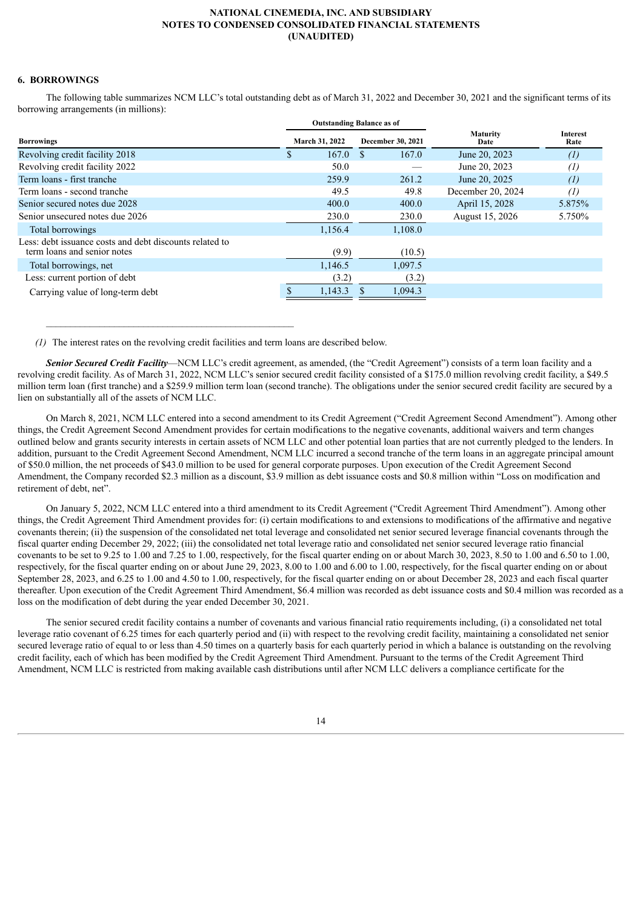## 6. BORROWINGS

The following table summarizes NCM LLC's total outstanding debt as of March 31, 2022 and December 30, 2021 and the significant terms of its borrowing arrangements (in millions):

| Borrowings | Outstanding Balance as of March 31, 2022 | Outstanding Balance as of December 30, 2021 | Maturity Date | Interest Rate |
|---|---|---|---|---|
| Revolving credit facility 2018 | $ 167.0 | $ 167.0 | June 20, 2023 | *(1)* |
| Revolving credit facility 2022 | 50.0 | — | June 20, 2023 | *(1)* |
| Term loans - first tranche | 259.9 | 261.2 | June 20, 2025 | *(1)* |
| Term loans - second tranche | 49.5 | 49.8 | December 20, 2024 | *(1)* |
| Senior secured notes due 2028 | 400.0 | 400.0 | April 15, 2028 | 5.875% |
| Senior unsecured notes due 2026 | 230.0 | 230.0 | August 15, 2026 | 5.750% |
| Total borrowings | 1,156.4 | 1,108.0 | | |
| Less: debt issuance costs and debt discounts related to term loans and senior notes | (9.9) | (10.5) | | |
| Total borrowings, net | 1,146.5 | 1,097.5 | | |
| Less: current portion of debt | (3.2) | (3.2) | | |
| Carrying value of long-term debt | $ 1,143.3 | $ 1,094.3 | | |

*(1)* The interest rates on the revolving credit facilities and term loans are described below.

***Senior Secured Credit Facility***—NCM LLC's credit agreement, as amended, (the "Credit Agreement") consists of a term loan facility and a revolving credit facility. As of March 31, 2022, NCM LLC's senior secured credit facility consisted of a $175.0 million revolving credit facility, a $49.5 million term loan (first tranche) and a $259.9 million term loan (second tranche). The obligations under the senior secured credit facility are secured by a lien on substantially all of the assets of NCM LLC.

On March 8, 2021, NCM LLC entered into a second amendment to its Credit Agreement ("Credit Agreement Second Amendment"). Among other things, the Credit Agreement Second Amendment provides for certain modifications to the negative covenants, additional waivers and term changes outlined below and grants security interests in certain assets of NCM LLC and other potential loan parties that are not currently pledged to the lenders. In addition, pursuant to the Credit Agreement Second Amendment, NCM LLC incurred a second tranche of the term loans in an aggregate principal amount of $50.0 million, the net proceeds of $43.0 million to be used for general corporate purposes. Upon execution of the Credit Agreement Second Amendment, the Company recorded $2.3 million as a discount, $3.9 million as debt issuance costs and $0.8 million within "Loss on modification and retirement of debt, net".

On January 5, 2022, NCM LLC entered into a third amendment to its Credit Agreement ("Credit Agreement Third Amendment"). Among other things, the Credit Agreement Third Amendment provides for: (i) certain modifications to and extensions to modifications of the affirmative and negative covenants therein; (ii) the suspension of the consolidated net total leverage and consolidated net senior secured leverage financial covenants through the fiscal quarter ending December 29, 2022; (iii) the consolidated net total leverage ratio and consolidated net senior secured leverage ratio financial covenants to be set to 9.25 to 1.00 and 7.25 to 1.00, respectively, for the fiscal quarter ending on or about March 30, 2023, 8.50 to 1.00 and 6.50 to 1.00, respectively, for the fiscal quarter ending on or about June 29, 2023, 8.00 to 1.00 and 6.00 to 1.00, respectively, for the fiscal quarter ending on or about September 28, 2023, and 6.25 to 1.00 and 4.50 to 1.00, respectively, for the fiscal quarter ending on or about December 28, 2023 and each fiscal quarter thereafter. Upon execution of the Credit Agreement Third Amendment, $6.4 million was recorded as debt issuance costs and $0.4 million was recorded as a loss on the modification of debt during the year ended December 30, 2021.

The senior secured credit facility contains a number of covenants and various financial ratio requirements including, (i) a consolidated net total leverage ratio covenant of 6.25 times for each quarterly period and (ii) with respect to the revolving credit facility, maintaining a consolidated net senior secured leverage ratio of equal to or less than 4.50 times on a quarterly basis for each quarterly period in which a balance is outstanding on the revolving credit facility, each of which has been modified by the Credit Agreement Third Amendment. Pursuant to the terms of the Credit Agreement Third Amendment, NCM LLC is restricted from making available cash distributions until after NCM LLC delivers a compliance certificate for the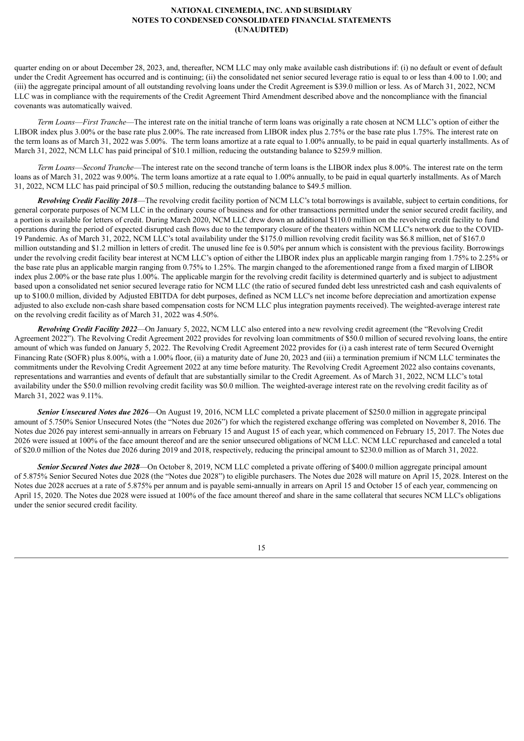quarter ending on or about December 28, 2023, and, thereafter, NCM LLC may only make available cash distributions if: (i) no default or event of default under the Credit Agreement has occurred and is continuing; (ii) the consolidated net senior secured leverage ratio is equal to or less than 4.00 to 1.00; and (iii) the aggregate principal amount of all outstanding revolving loans under the Credit Agreement is $39.0 million or less. As of March 31, 2022, NCM LLC was in compliance with the requirements of the Credit Agreement Third Amendment described above and the noncompliance with the financial covenants was automatically waived.

*Term Loans—First Tranche*—The interest rate on the initial tranche of term loans was originally a rate chosen at NCM LLC's option of either the LIBOR index plus 3.00% or the base rate plus 2.00%. The rate increased from LIBOR index plus 2.75% or the base rate plus 1.75%. The interest rate on the term loans as of March 31, 2022 was 5.00%. The term loans amortize at a rate equal to 1.00% annually, to be paid in equal quarterly installments. As of March 31, 2022, NCM LLC has paid principal of $10.1 million, reducing the outstanding balance to $259.9 million.

*Term Loans—Second Tranche*—The interest rate on the second tranche of term loans is the LIBOR index plus 8.00%. The interest rate on the term loans as of March 31, 2022 was 9.00%. The term loans amortize at a rate equal to 1.00% annually, to be paid in equal quarterly installments. As of March 31, 2022, NCM LLC has paid principal of $0.5 million, reducing the outstanding balance to $49.5 million.

***Revolving Credit Facility 2018***—The revolving credit facility portion of NCM LLC's total borrowings is available, subject to certain conditions, for general corporate purposes of NCM LLC in the ordinary course of business and for other transactions permitted under the senior secured credit facility, and a portion is available for letters of credit. During March 2020, NCM LLC drew down an additional $110.0 million on the revolving credit facility to fund operations during the period of expected disrupted cash flows due to the temporary closure of the theaters within NCM LLC's network due to the COVID-19 Pandemic. As of March 31, 2022, NCM LLC's total availability under the $175.0 million revolving credit facility was $6.8 million, net of $167.0 million outstanding and $1.2 million in letters of credit. The unused line fee is 0.50% per annum which is consistent with the previous facility. Borrowings under the revolving credit facility bear interest at NCM LLC's option of either the LIBOR index plus an applicable margin ranging from 1.75% to 2.25% or the base rate plus an applicable margin ranging from 0.75% to 1.25%. The margin changed to the aforementioned range from a fixed margin of LIBOR index plus 2.00% or the base rate plus 1.00%. The applicable margin for the revolving credit facility is determined quarterly and is subject to adjustment based upon a consolidated net senior secured leverage ratio for NCM LLC (the ratio of secured funded debt less unrestricted cash and cash equivalents of up to $100.0 million, divided by Adjusted EBITDA for debt purposes, defined as NCM LLC's net income before depreciation and amortization expense adjusted to also exclude non-cash share based compensation costs for NCM LLC plus integration payments received). The weighted-average interest rate on the revolving credit facility as of March 31, 2022 was 4.50%.

***Revolving Credit Facility 2022***—On January 5, 2022, NCM LLC also entered into a new revolving credit agreement (the "Revolving Credit Agreement 2022"). The Revolving Credit Agreement 2022 provides for revolving loan commitments of $50.0 million of secured revolving loans, the entire amount of which was funded on January 5, 2022. The Revolving Credit Agreement 2022 provides for (i) a cash interest rate of term Secured Overnight Financing Rate (SOFR) plus 8.00%, with a 1.00% floor, (ii) a maturity date of June 20, 2023 and (iii) a termination premium if NCM LLC terminates the commitments under the Revolving Credit Agreement 2022 at any time before maturity. The Revolving Credit Agreement 2022 also contains covenants, representations and warranties and events of default that are substantially similar to the Credit Agreement. As of March 31, 2022, NCM LLC's total availability under the $50.0 million revolving credit facility was $0.0 million. The weighted-average interest rate on the revolving credit facility as of March 31, 2022 was 9.11%.

***Senior Unsecured Notes due 2026***—On August 19, 2016, NCM LLC completed a private placement of $250.0 million in aggregate principal amount of 5.750% Senior Unsecured Notes (the "Notes due 2026") for which the registered exchange offering was completed on November 8, 2016. The Notes due 2026 pay interest semi-annually in arrears on February 15 and August 15 of each year, which commenced on February 15, 2017. The Notes due 2026 were issued at 100% of the face amount thereof and are the senior unsecured obligations of NCM LLC. NCM LLC repurchased and canceled a total of $20.0 million of the Notes due 2026 during 2019 and 2018, respectively, reducing the principal amount to $230.0 million as of March 31, 2022.

***Senior Secured Notes due 2028***—On October 8, 2019, NCM LLC completed a private offering of $400.0 million aggregate principal amount of 5.875% Senior Secured Notes due 2028 (the "Notes due 2028") to eligible purchasers. The Notes due 2028 will mature on April 15, 2028. Interest on the Notes due 2028 accrues at a rate of 5.875% per annum and is payable semi-annually in arrears on April 15 and October 15 of each year, commencing on April 15, 2020. The Notes due 2028 were issued at 100% of the face amount thereof and share in the same collateral that secures NCM LLC's obligations under the senior secured credit facility.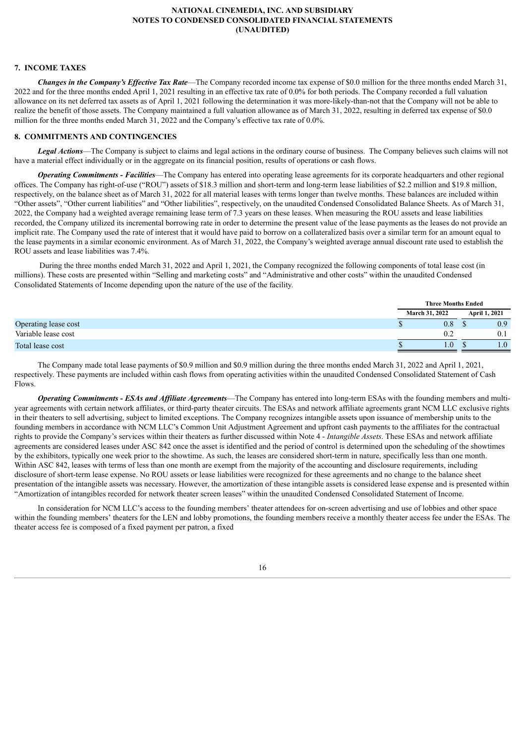## 7. INCOME TAXES

***Changes in the Company's Effective Tax Rate***—The Company recorded income tax expense of $0.0 million for the three months ended March 31, 2022 and for the three months ended April 1, 2021 resulting in an effective tax rate of 0.0% for both periods. The Company recorded a full valuation allowance on its net deferred tax assets as of April 1, 2021 following the determination it was more-likely-than-not that the Company will not be able to realize the benefit of those assets. The Company maintained a full valuation allowance as of March 31, 2022, resulting in deferred tax expense of $0.0 million for the three months ended March 31, 2022 and the Company's effective tax rate of 0.0%.

## 8. COMMITMENTS AND CONTINGENCIES

***Legal Actions***—The Company is subject to claims and legal actions in the ordinary course of business. The Company believes such claims will not have a material effect individually or in the aggregate on its financial position, results of operations or cash flows.

***Operating Commitments - Facilities***—The Company has entered into operating lease agreements for its corporate headquarters and other regional offices. The Company has right-of-use ("ROU") assets of $18.3 million and short-term and long-term lease liabilities of $2.2 million and $19.8 million, respectively, on the balance sheet as of March 31, 2022 for all material leases with terms longer than twelve months. These balances are included within "Other assets", "Other current liabilities" and "Other liabilities", respectively, on the unaudited Condensed Consolidated Balance Sheets. As of March 31, 2022, the Company had a weighted average remaining lease term of 7.3 years on these leases. When measuring the ROU assets and lease liabilities recorded, the Company utilized its incremental borrowing rate in order to determine the present value of the lease payments as the leases do not provide an implicit rate. The Company used the rate of interest that it would have paid to borrow on a collateralized basis over a similar term for an amount equal to the lease payments in a similar economic environment. As of March 31, 2022, the Company's weighted average annual discount rate used to establish the ROU assets and lease liabilities was 7.4%.

During the three months ended March 31, 2022 and April 1, 2021, the Company recognized the following components of total lease cost (in millions). These costs are presented within "Selling and marketing costs" and "Administrative and other costs" within the unaudited Condensed Consolidated Statements of Income depending upon the nature of the use of the facility.

| | Three Months Ended | |
|---|---|---|
| | March 31, 2022 | April 1, 2021 |
| Operating lease cost | $ 0.8 | $ 0.9 |
| Variable lease cost | 0.2 | 0.1 |
| Total lease cost | $ 1.0 | $ 1.0 |

The Company made total lease payments of $0.9 million and $0.9 million during the three months ended March 31, 2022 and April 1, 2021, respectively. These payments are included within cash flows from operating activities within the unaudited Condensed Consolidated Statement of Cash Flows.

***Operating Commitments - ESAs and Affiliate Agreements***—The Company has entered into long-term ESAs with the founding members and multi-year agreements with certain network affiliates, or third-party theater circuits. The ESAs and network affiliate agreements grant NCM LLC exclusive rights in their theaters to sell advertising, subject to limited exceptions. The Company recognizes intangible assets upon issuance of membership units to the founding members in accordance with NCM LLC's Common Unit Adjustment Agreement and upfront cash payments to the affiliates for the contractual rights to provide the Company's services within their theaters as further discussed within Note 4 - *Intangible Assets*. These ESAs and network affiliate agreements are considered leases under ASC 842 once the asset is identified and the period of control is determined upon the scheduling of the showtimes by the exhibitors, typically one week prior to the showtime. As such, the leases are considered short-term in nature, specifically less than one month. Within ASC 842, leases with terms of less than one month are exempt from the majority of the accounting and disclosure requirements, including disclosure of short-term lease expense. No ROU assets or lease liabilities were recognized for these agreements and no change to the balance sheet presentation of the intangible assets was necessary. However, the amortization of these intangible assets is considered lease expense and is presented within "Amortization of intangibles recorded for network theater screen leases" within the unaudited Condensed Consolidated Statement of Income.

In consideration for NCM LLC's access to the founding members' theater attendees for on-screen advertising and use of lobbies and other space within the founding members' theaters for the LEN and lobby promotions, the founding members receive a monthly theater access fee under the ESAs. The theater access fee is composed of a fixed payment per patron, a fixed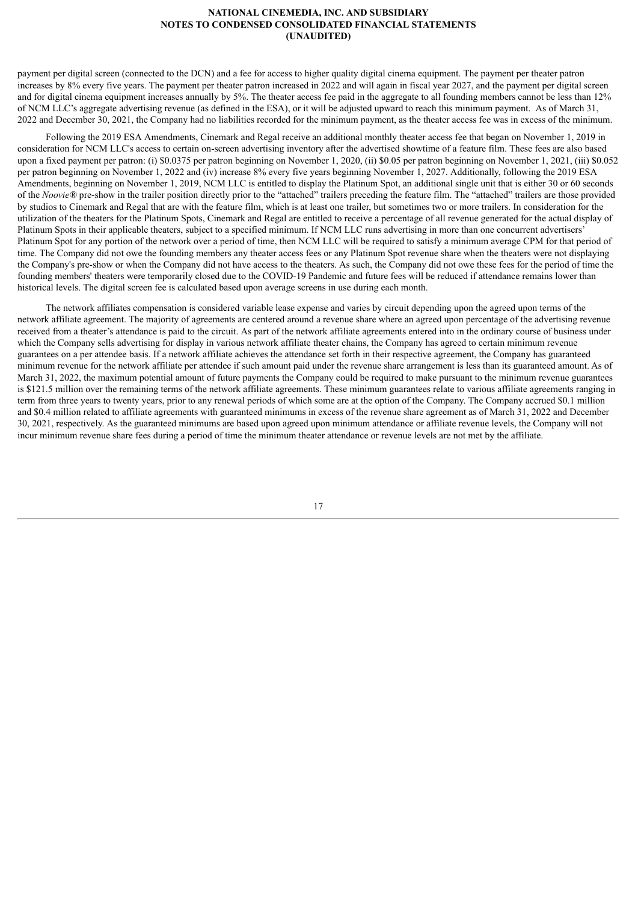payment per digital screen (connected to the DCN) and a fee for access to higher quality digital cinema equipment. The payment per theater patron increases by 8% every five years. The payment per theater patron increased in 2022 and will again in fiscal year 2027, and the payment per digital screen and for digital cinema equipment increases annually by 5%. The theater access fee paid in the aggregate to all founding members cannot be less than 12% of NCM LLC's aggregate advertising revenue (as defined in the ESA), or it will be adjusted upward to reach this minimum payment. As of March 31, 2022 and December 30, 2021, the Company had no liabilities recorded for the minimum payment, as the theater access fee was in excess of the minimum.

Following the 2019 ESA Amendments, Cinemark and Regal receive an additional monthly theater access fee that began on November 1, 2019 in consideration for NCM LLC's access to certain on-screen advertising inventory after the advertised showtime of a feature film. These fees are also based upon a fixed payment per patron: (i) $0.0375 per patron beginning on November 1, 2020, (ii) $0.05 per patron beginning on November 1, 2021, (iii) $0.052 per patron beginning on November 1, 2022 and (iv) increase 8% every five years beginning November 1, 2027. Additionally, following the 2019 ESA Amendments, beginning on November 1, 2019, NCM LLC is entitled to display the Platinum Spot, an additional single unit that is either 30 or 60 seconds of the *Noovie®* pre-show in the trailer position directly prior to the "attached" trailers preceding the feature film. The "attached" trailers are those provided by studios to Cinemark and Regal that are with the feature film, which is at least one trailer, but sometimes two or more trailers. In consideration for the utilization of the theaters for the Platinum Spots, Cinemark and Regal are entitled to receive a percentage of all revenue generated for the actual display of Platinum Spots in their applicable theaters, subject to a specified minimum. If NCM LLC runs advertising in more than one concurrent advertisers' Platinum Spot for any portion of the network over a period of time, then NCM LLC will be required to satisfy a minimum average CPM for that period of time. The Company did not owe the founding members any theater access fees or any Platinum Spot revenue share when the theaters were not displaying the Company's pre-show or when the Company did not have access to the theaters. As such, the Company did not owe these fees for the period of time the founding members' theaters were temporarily closed due to the COVID-19 Pandemic and future fees will be reduced if attendance remains lower than historical levels. The digital screen fee is calculated based upon average screens in use during each month.

The network affiliates compensation is considered variable lease expense and varies by circuit depending upon the agreed upon terms of the network affiliate agreement. The majority of agreements are centered around a revenue share where an agreed upon percentage of the advertising revenue received from a theater's attendance is paid to the circuit. As part of the network affiliate agreements entered into in the ordinary course of business under which the Company sells advertising for display in various network affiliate theater chains, the Company has agreed to certain minimum revenue guarantees on a per attendee basis. If a network affiliate achieves the attendance set forth in their respective agreement, the Company has guaranteed minimum revenue for the network affiliate per attendee if such amount paid under the revenue share arrangement is less than its guaranteed amount. As of March 31, 2022, the maximum potential amount of future payments the Company could be required to make pursuant to the minimum revenue guarantees is $121.5 million over the remaining terms of the network affiliate agreements. These minimum guarantees relate to various affiliate agreements ranging in term from three years to twenty years, prior to any renewal periods of which some are at the option of the Company. The Company accrued $0.1 million and $0.4 million related to affiliate agreements with guaranteed minimums in excess of the revenue share agreement as of March 31, 2022 and December 30, 2021, respectively. As the guaranteed minimums are based upon agreed upon minimum attendance or affiliate revenue levels, the Company will not incur minimum revenue share fees during a period of time the minimum theater attendance or revenue levels are not met by the affiliate.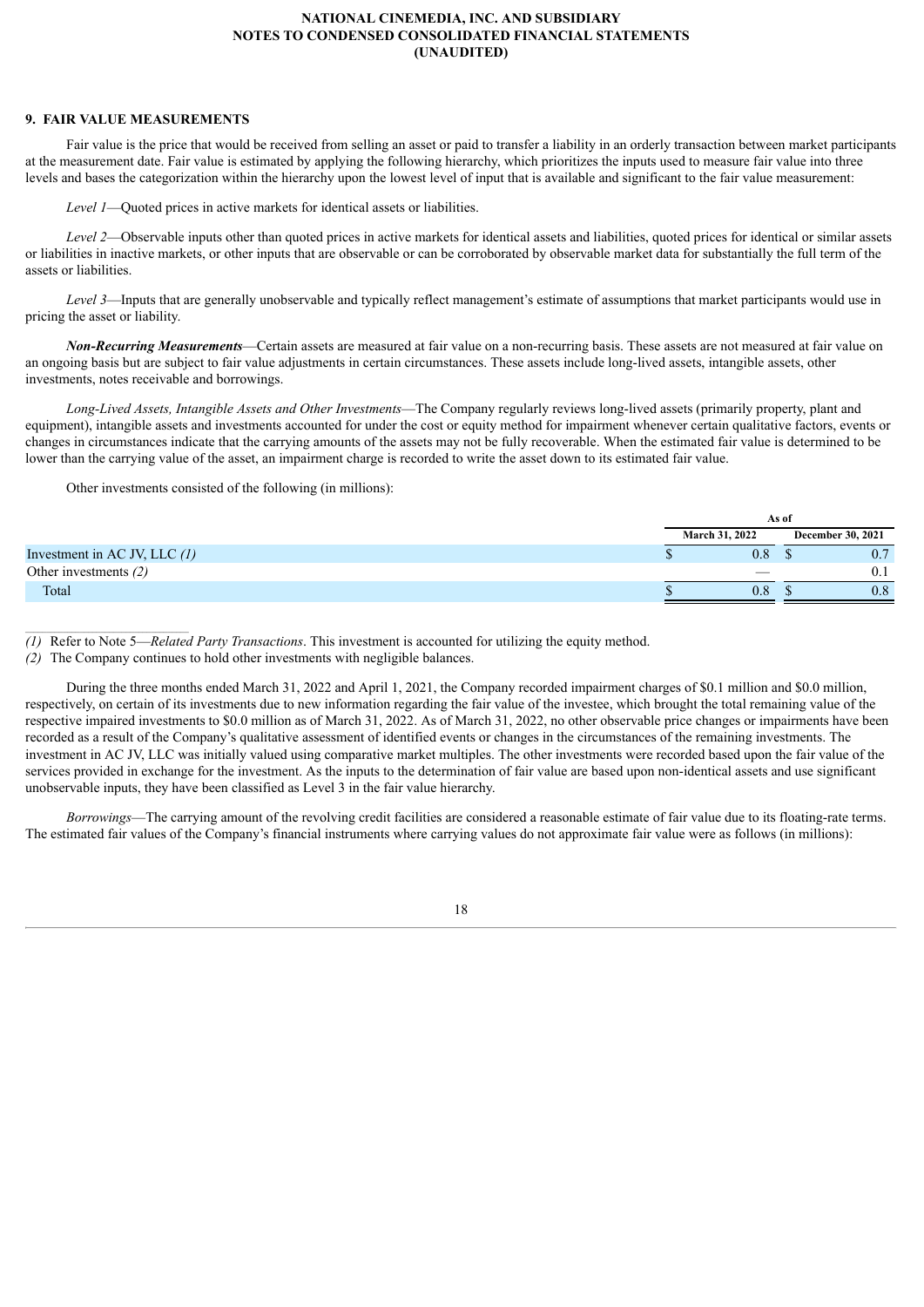## 9. FAIR VALUE MEASUREMENTS

Fair value is the price that would be received from selling an asset or paid to transfer a liability in an orderly transaction between market participants at the measurement date. Fair value is estimated by applying the following hierarchy, which prioritizes the inputs used to measure fair value into three levels and bases the categorization within the hierarchy upon the lowest level of input that is available and significant to the fair value measurement:

*Level 1*—Quoted prices in active markets for identical assets or liabilities.

*Level 2*—Observable inputs other than quoted prices in active markets for identical assets and liabilities, quoted prices for identical or similar assets or liabilities in inactive markets, or other inputs that are observable or can be corroborated by observable market data for substantially the full term of the assets or liabilities.

*Level 3*—Inputs that are generally unobservable and typically reflect management's estimate of assumptions that market participants would use in pricing the asset or liability.

***Non-Recurring Measurements***—Certain assets are measured at fair value on a non-recurring basis. These assets are not measured at fair value on an ongoing basis but are subject to fair value adjustments in certain circumstances. These assets include long-lived assets, intangible assets, other investments, notes receivable and borrowings.

*Long-Lived Assets, Intangible Assets and Other Investments*—The Company regularly reviews long-lived assets (primarily property, plant and equipment), intangible assets and investments accounted for under the cost or equity method for impairment whenever certain qualitative factors, events or changes in circumstances indicate that the carrying amounts of the assets may not be fully recoverable. When the estimated fair value is determined to be lower than the carrying value of the asset, an impairment charge is recorded to write the asset down to its estimated fair value.

Other investments consisted of the following (in millions):

| | As of | |
|---|---|---|
| | March 31, 2022 | December 30, 2021 |
| Investment in AC JV, LLC *(1)* | $ 0.8 | $ 0.7 |
| Other investments *(2)* | — | 0.1 |
| Total | $ 0.8 | $ 0.8 |

*(1)* Refer to Note 5—*Related Party Transactions*. This investment is accounted for utilizing the equity method.

*(2)* The Company continues to hold other investments with negligible balances.

During the three months ended March 31, 2022 and April 1, 2021, the Company recorded impairment charges of $0.1 million and $0.0 million, respectively, on certain of its investments due to new information regarding the fair value of the investee, which brought the total remaining value of the respective impaired investments to $0.0 million as of March 31, 2022. As of March 31, 2022, no other observable price changes or impairments have been recorded as a result of the Company's qualitative assessment of identified events or changes in the circumstances of the remaining investments. The investment in AC JV, LLC was initially valued using comparative market multiples. The other investments were recorded based upon the fair value of the services provided in exchange for the investment. As the inputs to the determination of fair value are based upon non-identical assets and use significant unobservable inputs, they have been classified as Level 3 in the fair value hierarchy.

*Borrowings*—The carrying amount of the revolving credit facilities are considered a reasonable estimate of fair value due to its floating-rate terms. The estimated fair values of the Company's financial instruments where carrying values do not approximate fair value were as follows (in millions):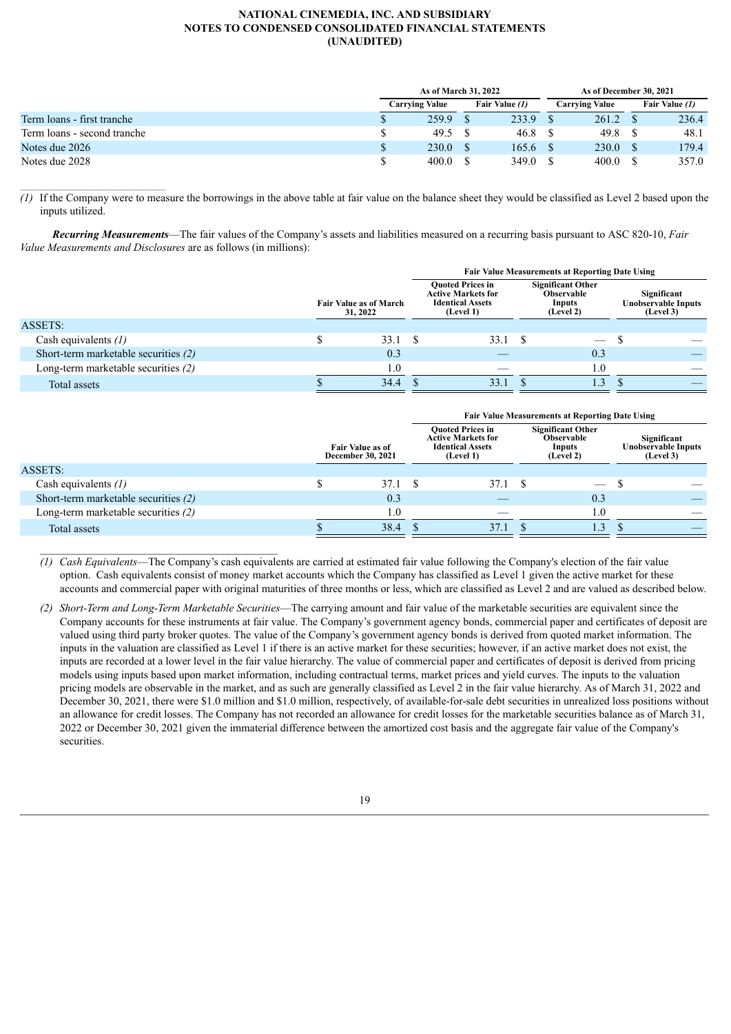| | As of March 31, 2022 | | As of December 30, 2021 | |
|---|---|---|---|---|
| | Carrying Value | Fair Value *(1)* | Carrying Value | Fair Value *(1)* |
| Term loans - first tranche | $ 259.9 | $ 233.9 | $ 261.2 | $ 236.4 |
| Term loans - second tranche | $ 49.5 | $ 46.8 | $ 49.8 | $ 48.1 |
| Notes due 2026 | $ 230.0 | $ 165.6 | $ 230.0 | $ 179.4 |
| Notes due 2028 | $ 400.0 | $ 349.0 | $ 400.0 | $ 357.0 |

*(1)* If the Company were to measure the borrowings in the above table at fair value on the balance sheet they would be classified as Level 2 based upon the inputs utilized.

***Recurring Measurements***—The fair values of the Company's assets and liabilities measured on a recurring basis pursuant to ASC 820-10, *Fair Value Measurements and Disclosures* are as follows (in millions):

| | | Fair Value Measurements at Reporting Date Using | | |
|---|---|---|---|---|
| | Fair Value as of March 31, 2022 | Quoted Prices in Active Markets for Identical Assets (Level 1) | Significant Other Observable Inputs (Level 2) | Significant Unobservable Inputs (Level 3) |
| ASSETS: | | | | |
| Cash equivalents *(1)* | $ 33.1 | $ 33.1 | $ — | $ — |
| Short-term marketable securities *(2)* | 0.3 | — | 0.3 | — |
| Long-term marketable securities *(2)* | 1.0 | — | 1.0 | — |
| Total assets | $ 34.4 | $ 33.1 | $ 1.3 | $ — |

| | | Fair Value Measurements at Reporting Date Using | | |
|---|---|---|---|---|
| | Fair Value as of December 30, 2021 | Quoted Prices in Active Markets for Identical Assets (Level 1) | Significant Other Observable Inputs (Level 2) | Significant Unobservable Inputs (Level 3) |
| ASSETS: | | | | |
| Cash equivalents *(1)* | $ 37.1 | $ 37.1 | $ — | $ — |
| Short-term marketable securities *(2)* | 0.3 | — | 0.3 | — |
| Long-term marketable securities *(2)* | 1.0 | — | 1.0 | — |
| Total assets | $ 38.4 | $ 37.1 | $ 1.3 | $ — |

*(1) Cash Equivalents*—The Company's cash equivalents are carried at estimated fair value following the Company's election of the fair value option. Cash equivalents consist of money market accounts which the Company has classified as Level 1 given the active market for these accounts and commercial paper with original maturities of three months or less, which are classified as Level 2 and are valued as described below.

*(2) Short-Term and Long-Term Marketable Securities*—The carrying amount and fair value of the marketable securities are equivalent since the Company accounts for these instruments at fair value. The Company's government agency bonds, commercial paper and certificates of deposit are valued using third party broker quotes. The value of the Company's government agency bonds is derived from quoted market information. The inputs in the valuation are classified as Level 1 if there is an active market for these securities; however, if an active market does not exist, the inputs are recorded at a lower level in the fair value hierarchy. The value of commercial paper and certificates of deposit is derived from pricing models using inputs based upon market information, including contractual terms, market prices and yield curves. The inputs to the valuation pricing models are observable in the market, and as such are generally classified as Level 2 in the fair value hierarchy. As of March 31, 2022 and December 30, 2021, there were $1.0 million and $1.0 million, respectively, of available-for-sale debt securities in unrealized loss positions without an allowance for credit losses. The Company has not recorded an allowance for credit losses for the marketable securities balance as of March 31, 2022 or December 30, 2021 given the immaterial difference between the amortized cost basis and the aggregate fair value of the Company's securities.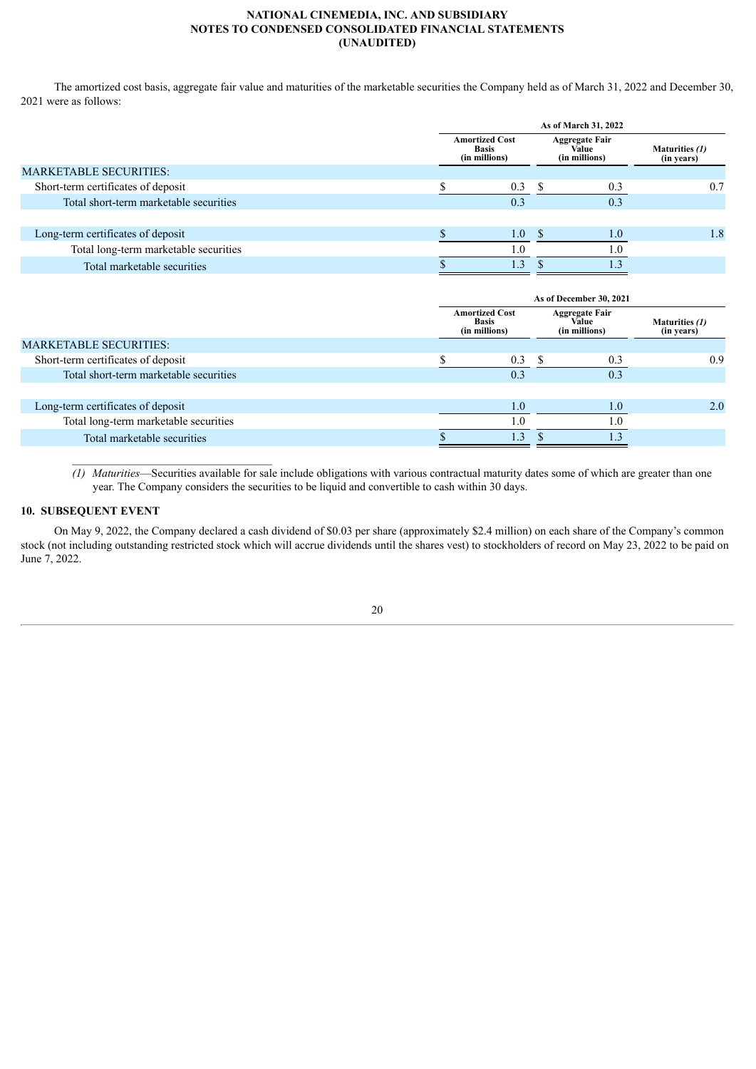The amortized cost basis, aggregate fair value and maturities of the marketable securities the Company held as of March 31, 2022 and December 30, 2021 were as follows:

| | As of March 31, 2022 | | |
|---|---|---|---|
| | Amortized Cost Basis (in millions) | Aggregate Fair Value (in millions) | Maturities *(1)* (in years) |
| MARKETABLE SECURITIES: | | | |
| Short-term certificates of deposit | $ 0.3 | $ 0.3 | 0.7 |
| Total short-term marketable securities | 0.3 | 0.3 | |
| | | | |
| Long-term certificates of deposit | $ 1.0 | $ 1.0 | 1.8 |
| Total long-term marketable securities | 1.0 | 1.0 | |
| Total marketable securities | $ 1.3 | $ 1.3 | |

| | As of December 30, 2021 | | |
|---|---|---|---|
| | Amortized Cost Basis (in millions) | Aggregate Fair Value (in millions) | Maturities *(1)* (in years) |
| MARKETABLE SECURITIES: | | | |
| Short-term certificates of deposit | $ 0.3 | $ 0.3 | 0.9 |
| Total short-term marketable securities | 0.3 | 0.3 | |
| | | | |
| Long-term certificates of deposit | 1.0 | 1.0 | 2.0 |
| Total long-term marketable securities | 1.0 | 1.0 | |
| Total marketable securities | $ 1.3 | $ 1.3 | |

*(1) Maturities*—Securities available for sale include obligations with various contractual maturity dates some of which are greater than one year. The Company considers the securities to be liquid and convertible to cash within 30 days.

## 10. SUBSEQUENT EVENT

On May 9, 2022, the Company declared a cash dividend of $0.03 per share (approximately $2.4 million) on each share of the Company's common stock (not including outstanding restricted stock which will accrue dividends until the shares vest) to stockholders of record on May 23, 2022 to be paid on June 7, 2022.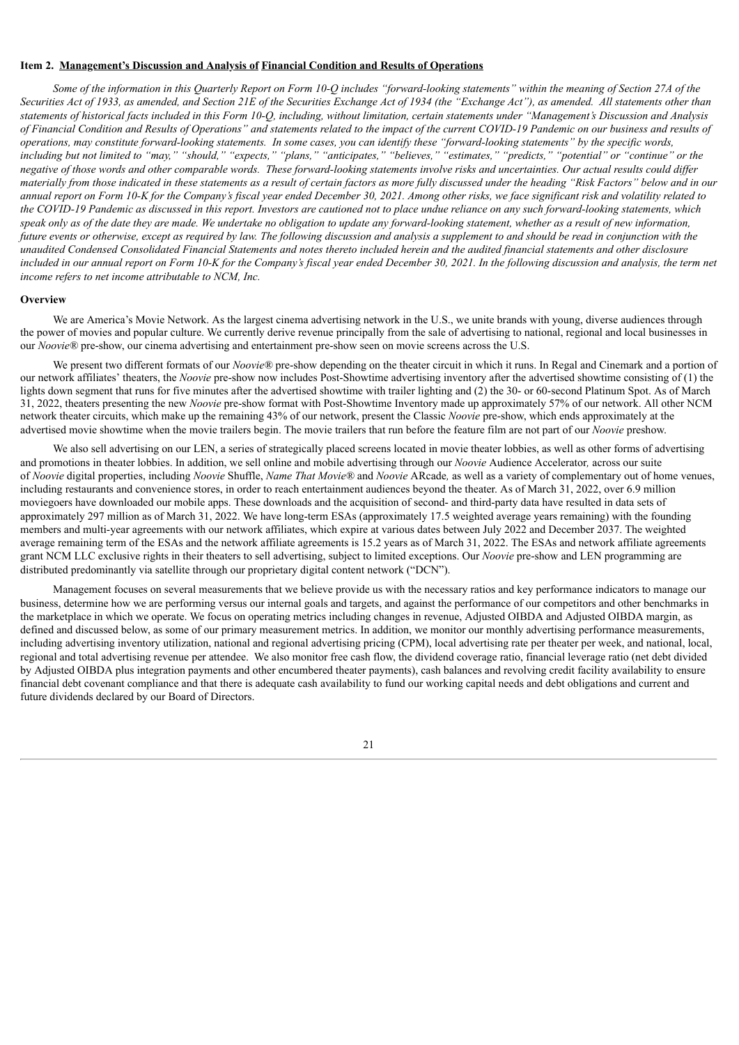### Item 2. Management's Discussion and Analysis of Financial Condition and Results of Operations

*Some of the information in this Quarterly Report on Form 10-Q includes "forward-looking statements" within the meaning of Section 27A of the Securities Act of 1933, as amended, and Section 21E of the Securities Exchange Act of 1934 (the "Exchange Act"), as amended. All statements other than statements of historical facts included in this Form 10-Q, including, without limitation, certain statements under "Management's Discussion and Analysis of Financial Condition and Results of Operations" and statements related to the impact of the current COVID-19 Pandemic on our business and results of operations, may constitute forward-looking statements. In some cases, you can identify these "forward-looking statements" by the specific words, including but not limited to "may," "should," "expects," "plans," "anticipates," "believes," "estimates," "predicts," "potential" or "continue" or the negative of those words and other comparable words. These forward-looking statements involve risks and uncertainties. Our actual results could differ materially from those indicated in these statements as a result of certain factors as more fully discussed under the heading "Risk Factors" below and in our annual report on Form 10-K for the Company's fiscal year ended December 30, 2021. Among other risks, we face significant risk and volatility related to the COVID-19 Pandemic as discussed in this report. Investors are cautioned not to place undue reliance on any such forward-looking statements, which speak only as of the date they are made. We undertake no obligation to update any forward-looking statement, whether as a result of new information, future events or otherwise, except as required by law. The following discussion and analysis a supplement to and should be read in conjunction with the unaudited Condensed Consolidated Financial Statements and notes thereto included herein and the audited financial statements and other disclosure included in our annual report on Form 10-K for the Company's fiscal year ended December 30, 2021. In the following discussion and analysis, the term net income refers to net income attributable to NCM, Inc.*

#### Overview

We are America's Movie Network. As the largest cinema advertising network in the U.S., we unite brands with young, diverse audiences through the power of movies and popular culture. We currently derive revenue principally from the sale of advertising to national, regional and local businesses in our *Noovie*® pre-show, our cinema advertising and entertainment pre-show seen on movie screens across the U.S.

We present two different formats of our *Noovie*® pre-show depending on the theater circuit in which it runs. In Regal and Cinemark and a portion of our network affiliates' theaters, the *Noovie* pre-show now includes Post-Showtime advertising inventory after the advertised showtime consisting of (1) the lights down segment that runs for five minutes after the advertised showtime with trailer lighting and (2) the 30- or 60-second Platinum Spot. As of March 31, 2022, theaters presenting the new *Noovie* pre-show format with Post-Showtime Inventory made up approximately 57% of our network. All other NCM network theater circuits, which make up the remaining 43% of our network, present the Classic *Noovie* pre-show, which ends approximately at the advertised movie showtime when the movie trailers begin. The movie trailers that run before the feature film are not part of our *Noovie* preshow.

We also sell advertising on our LEN, a series of strategically placed screens located in movie theater lobbies, as well as other forms of advertising and promotions in theater lobbies. In addition, we sell online and mobile advertising through our *Noovie* Audience Accelerator*,* across our suite of *Noovie* digital properties, including *Noovie* Shuffle, *Name That Movie*® and *Noovie* ARcade*,* as well as a variety of complementary out of home venues, including restaurants and convenience stores, in order to reach entertainment audiences beyond the theater. As of March 31, 2022, over 6.9 million moviegoers have downloaded our mobile apps. These downloads and the acquisition of second- and third-party data have resulted in data sets of approximately 297 million as of March 31, 2022. We have long-term ESAs (approximately 17.5 weighted average years remaining) with the founding members and multi-year agreements with our network affiliates, which expire at various dates between July 2022 and December 2037. The weighted average remaining term of the ESAs and the network affiliate agreements is 15.2 years as of March 31, 2022. The ESAs and network affiliate agreements grant NCM LLC exclusive rights in their theaters to sell advertising, subject to limited exceptions. Our *Noovie* pre-show and LEN programming are distributed predominantly via satellite through our proprietary digital content network ("DCN").

Management focuses on several measurements that we believe provide us with the necessary ratios and key performance indicators to manage our business, determine how we are performing versus our internal goals and targets, and against the performance of our competitors and other benchmarks in the marketplace in which we operate. We focus on operating metrics including changes in revenue, Adjusted OIBDA and Adjusted OIBDA margin, as defined and discussed below, as some of our primary measurement metrics. In addition, we monitor our monthly advertising performance measurements, including advertising inventory utilization, national and regional advertising pricing (CPM), local advertising rate per theater per week, and national, local, regional and total advertising revenue per attendee. We also monitor free cash flow, the dividend coverage ratio, financial leverage ratio (net debt divided by Adjusted OIBDA plus integration payments and other encumbered theater payments), cash balances and revolving credit facility availability to ensure financial debt covenant compliance and that there is adequate cash availability to fund our working capital needs and debt obligations and current and future dividends declared by our Board of Directors.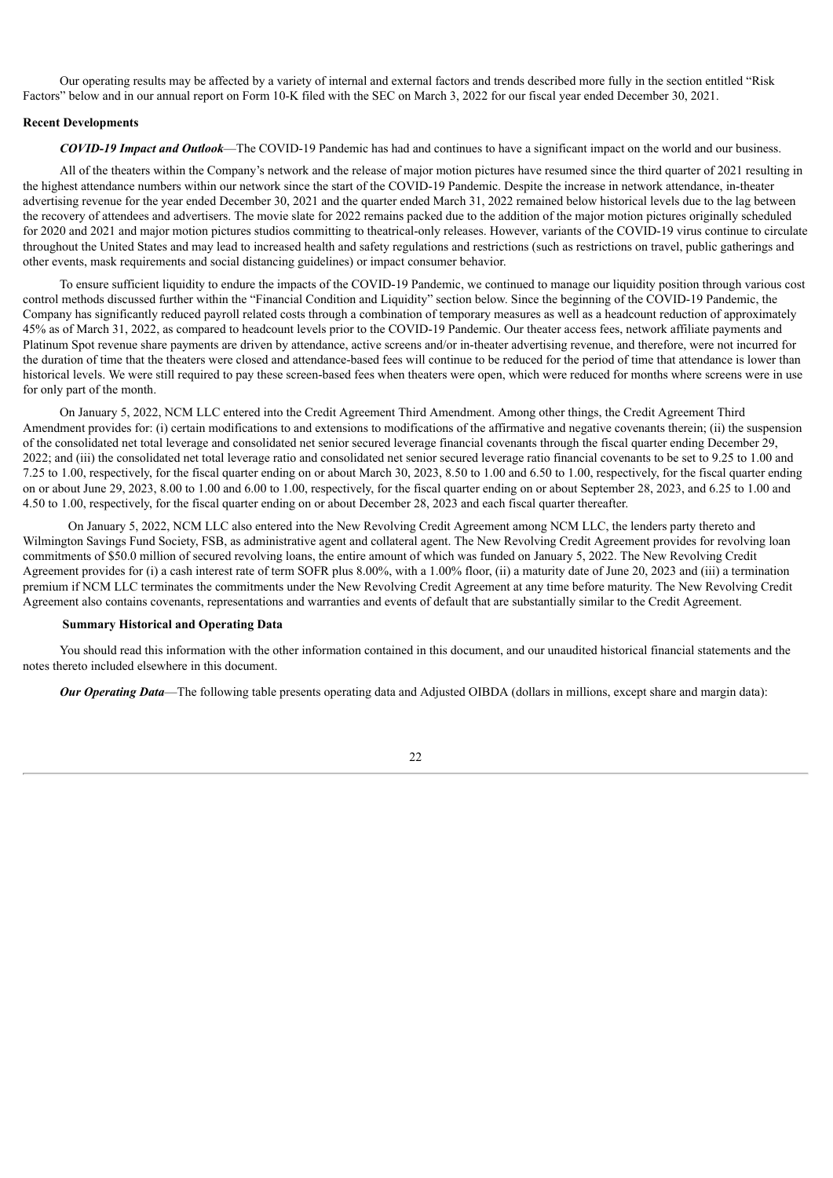Our operating results may be affected by a variety of internal and external factors and trends described more fully in the section entitled "Risk Factors" below and in our annual report on Form 10-K filed with the SEC on March 3, 2022 for our fiscal year ended December 30, 2021.

### Recent Developments

***COVID-19 Impact and Outlook***—The COVID-19 Pandemic has had and continues to have a significant impact on the world and our business.

All of the theaters within the Company's network and the release of major motion pictures have resumed since the third quarter of 2021 resulting in the highest attendance numbers within our network since the start of the COVID-19 Pandemic. Despite the increase in network attendance, in-theater advertising revenue for the year ended December 30, 2021 and the quarter ended March 31, 2022 remained below historical levels due to the lag between the recovery of attendees and advertisers. The movie slate for 2022 remains packed due to the addition of the major motion pictures originally scheduled for 2020 and 2021 and major motion pictures studios committing to theatrical-only releases. However, variants of the COVID-19 virus continue to circulate throughout the United States and may lead to increased health and safety regulations and restrictions (such as restrictions on travel, public gatherings and other events, mask requirements and social distancing guidelines) or impact consumer behavior.

To ensure sufficient liquidity to endure the impacts of the COVID-19 Pandemic, we continued to manage our liquidity position through various cost control methods discussed further within the "Financial Condition and Liquidity" section below. Since the beginning of the COVID-19 Pandemic, the Company has significantly reduced payroll related costs through a combination of temporary measures as well as a headcount reduction of approximately 45% as of March 31, 2022, as compared to headcount levels prior to the COVID-19 Pandemic. Our theater access fees, network affiliate payments and Platinum Spot revenue share payments are driven by attendance, active screens and/or in-theater advertising revenue, and therefore, were not incurred for the duration of time that the theaters were closed and attendance-based fees will continue to be reduced for the period of time that attendance is lower than historical levels. We were still required to pay these screen-based fees when theaters were open, which were reduced for months where screens were in use for only part of the month.

On January 5, 2022, NCM LLC entered into the Credit Agreement Third Amendment. Among other things, the Credit Agreement Third Amendment provides for: (i) certain modifications to and extensions to modifications of the affirmative and negative covenants therein; (ii) the suspension of the consolidated net total leverage and consolidated net senior secured leverage financial covenants through the fiscal quarter ending December 29, 2022; and (iii) the consolidated net total leverage ratio and consolidated net senior secured leverage ratio financial covenants to be set to 9.25 to 1.00 and 7.25 to 1.00, respectively, for the fiscal quarter ending on or about March 30, 2023, 8.50 to 1.00 and 6.50 to 1.00, respectively, for the fiscal quarter ending on or about June 29, 2023, 8.00 to 1.00 and 6.00 to 1.00, respectively, for the fiscal quarter ending on or about September 28, 2023, and 6.25 to 1.00 and 4.50 to 1.00, respectively, for the fiscal quarter ending on or about December 28, 2023 and each fiscal quarter thereafter.

On January 5, 2022, NCM LLC also entered into the New Revolving Credit Agreement among NCM LLC, the lenders party thereto and Wilmington Savings Fund Society, FSB, as administrative agent and collateral agent. The New Revolving Credit Agreement provides for revolving loan commitments of $50.0 million of secured revolving loans, the entire amount of which was funded on January 5, 2022. The New Revolving Credit Agreement provides for (i) a cash interest rate of term SOFR plus 8.00%, with a 1.00% floor, (ii) a maturity date of June 20, 2023 and (iii) a termination premium if NCM LLC terminates the commitments under the New Revolving Credit Agreement at any time before maturity. The New Revolving Credit Agreement also contains covenants, representations and warranties and events of default that are substantially similar to the Credit Agreement.

### Summary Historical and Operating Data

You should read this information with the other information contained in this document, and our unaudited historical financial statements and the notes thereto included elsewhere in this document.

***Our Operating Data***—The following table presents operating data and Adjusted OIBDA (dollars in millions, except share and margin data):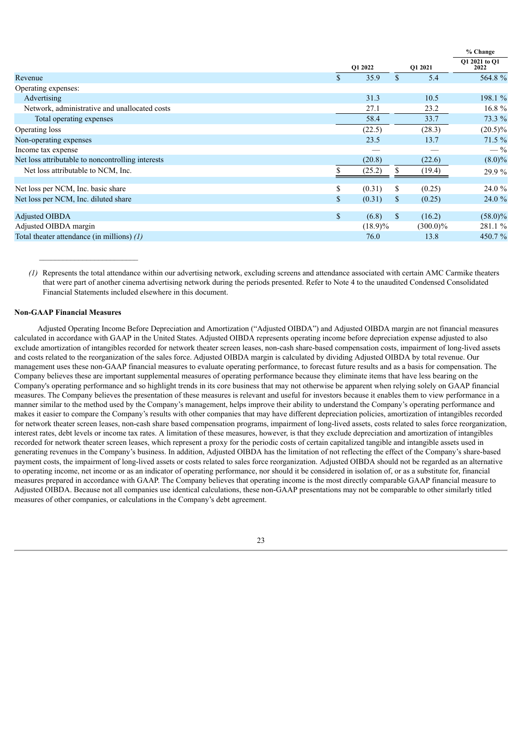| | Q1 2022 | Q1 2021 | % Change Q1 2021 to Q1 2022 |
|---|---|---|---|
| Revenue | $ 35.9 | $ 5.4 | 564.8 % |
| Operating expenses: | | | |
| Advertising | 31.3 | 10.5 | 198.1 % |
| Network, administrative and unallocated costs | 27.1 | 23.2 | 16.8 % |
| Total operating expenses | 58.4 | 33.7 | 73.3 % |
| Operating loss | (22.5) | (28.3) | (20.5)% |
| Non-operating expenses | 23.5 | 13.7 | 71.5 % |
| Income tax expense | — | — | — % |
| Net loss attributable to noncontrolling interests | (20.8) | (22.6) | (8.0)% |
| Net loss attributable to NCM, Inc. | $ (25.2) | $ (19.4) | 29.9 % |
| Net loss per NCM, Inc. basic share | $ (0.31) | $ (0.25) | 24.0 % |
| Net loss per NCM, Inc. diluted share | $ (0.31) | $ (0.25) | 24.0 % |
| Adjusted OIBDA | $ (6.8) | $ (16.2) | (58.0)% |
| Adjusted OIBDA margin | (18.9)% | (300.0)% | 281.1 % |
| Total theater attendance (in millions) *(1)* | 76.0 | 13.8 | 450.7 % |

*(1)* Represents the total attendance within our advertising network, excluding screens and attendance associated with certain AMC Carmike theaters that were part of another cinema advertising network during the periods presented. Refer to Note 4 to the unaudited Condensed Consolidated Financial Statements included elsewhere in this document.

**Non-GAAP Financial Measures**

Adjusted Operating Income Before Depreciation and Amortization ("Adjusted OIBDA") and Adjusted OIBDA margin are not financial measures calculated in accordance with GAAP in the United States. Adjusted OIBDA represents operating income before depreciation expense adjusted to also exclude amortization of intangibles recorded for network theater screen leases, non-cash share-based compensation costs, impairment of long-lived assets and costs related to the reorganization of the sales force. Adjusted OIBDA margin is calculated by dividing Adjusted OIBDA by total revenue. Our management uses these non-GAAP financial measures to evaluate operating performance, to forecast future results and as a basis for compensation. The Company believes these are important supplemental measures of operating performance because they eliminate items that have less bearing on the Company's operating performance and so highlight trends in its core business that may not otherwise be apparent when relying solely on GAAP financial measures. The Company believes the presentation of these measures is relevant and useful for investors because it enables them to view performance in a manner similar to the method used by the Company's management, helps improve their ability to understand the Company's operating performance and makes it easier to compare the Company's results with other companies that may have different depreciation policies, amortization of intangibles recorded for network theater screen leases, non-cash share based compensation programs, impairment of long-lived assets, costs related to sales force reorganization, interest rates, debt levels or income tax rates. A limitation of these measures, however, is that they exclude depreciation and amortization of intangibles recorded for network theater screen leases, which represent a proxy for the periodic costs of certain capitalized tangible and intangible assets used in generating revenues in the Company's business. In addition, Adjusted OIBDA has the limitation of not reflecting the effect of the Company's share-based payment costs, the impairment of long-lived assets or costs related to sales force reorganization. Adjusted OIBDA should not be regarded as an alternative to operating income, net income or as an indicator of operating performance, nor should it be considered in isolation of, or as a substitute for, financial measures prepared in accordance with GAAP. The Company believes that operating income is the most directly comparable GAAP financial measure to Adjusted OIBDA. Because not all companies use identical calculations, these non-GAAP presentations may not be comparable to other similarly titled measures of other companies, or calculations in the Company's debt agreement.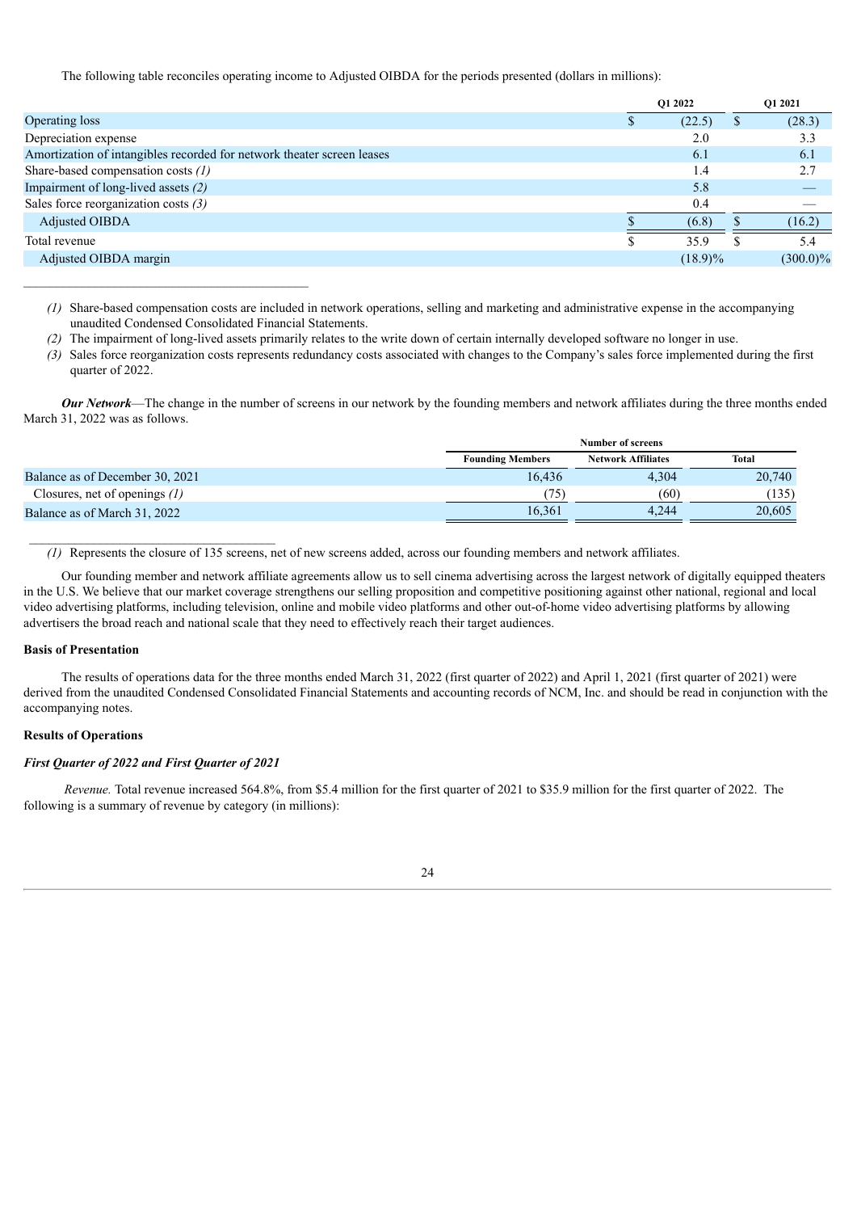The following table reconciles operating income to Adjusted OIBDA for the periods presented (dollars in millions):

| | Q1 2022 | Q1 2021 |
|---|---|---|
| Operating loss | $ (22.5) | $ (28.3) |
| Depreciation expense | 2.0 | 3.3 |
| Amortization of intangibles recorded for network theater screen leases | 6.1 | 6.1 |
| Share-based compensation costs *(1)* | 1.4 | 2.7 |
| Impairment of long-lived assets *(2)* | 5.8 | — |
| Sales force reorganization costs *(3)* | 0.4 | — |
| Adjusted OIBDA | $ (6.8) | $ (16.2) |
| Total revenue | $ 35.9 | $ 5.4 |
| Adjusted OIBDA margin | (18.9)% | (300.0)% |

*(1)* Share-based compensation costs are included in network operations, selling and marketing and administrative expense in the accompanying unaudited Condensed Consolidated Financial Statements.

*(2)* The impairment of long-lived assets primarily relates to the write down of certain internally developed software no longer in use.

*(3)* Sales force reorganization costs represents redundancy costs associated with changes to the Company's sales force implemented during the first quarter of 2022.

***Our Network***—The change in the number of screens in our network by the founding members and network affiliates during the three months ended March 31, 2022 was as follows.

| | Number of screens | | |
|---|---|---|---|
| | Founding Members | Network Affiliates | Total |
| Balance as of December 30, 2021 | 16,436 | 4,304 | 20,740 |
| Closures, net of openings *(1)* | (75) | (60) | (135) |
| Balance as of March 31, 2022 | 16,361 | 4,244 | 20,605 |

*(1)* Represents the closure of 135 screens, net of new screens added, across our founding members and network affiliates.

Our founding member and network affiliate agreements allow us to sell cinema advertising across the largest network of digitally equipped theaters in the U.S. We believe that our market coverage strengthens our selling proposition and competitive positioning against other national, regional and local video advertising platforms, including television, online and mobile video platforms and other out-of-home video advertising platforms by allowing advertisers the broad reach and national scale that they need to effectively reach their target audiences.

**Basis of Presentation**

The results of operations data for the three months ended March 31, 2022 (first quarter of 2022) and April 1, 2021 (first quarter of 2021) were derived from the unaudited Condensed Consolidated Financial Statements and accounting records of NCM, Inc. and should be read in conjunction with the accompanying notes.

**Results of Operations**

***First Quarter of 2022 and First Quarter of 2021***

*Revenue.* Total revenue increased 564.8%, from $5.4 million for the first quarter of 2021 to $35.9 million for the first quarter of 2022. The following is a summary of revenue by category (in millions):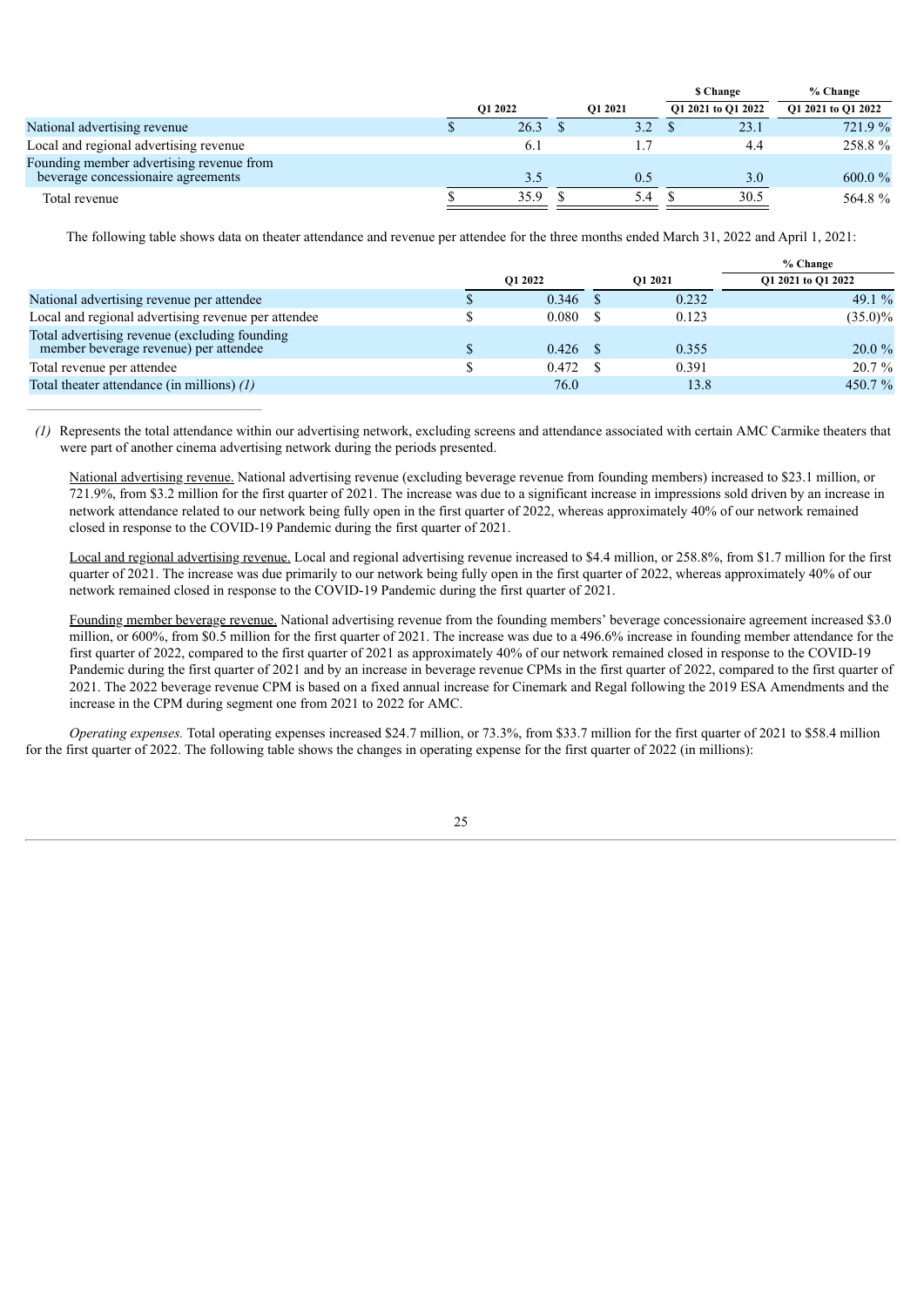| | Q1 2022 | Q1 2021 | \$ Change Q1 2021 to Q1 2022 | % Change Q1 2021 to Q1 2022 |
|---|---|---|---|---|
| National advertising revenue | \$ 26.3 | \$ 3.2 | \$ 23.1 | 721.9 % |
| Local and regional advertising revenue | 6.1 | 1.7 | 4.4 | 258.8 % |
| Founding member advertising revenue from beverage concessionaire agreements | 3.5 | 0.5 | 3.0 | 600.0 % |
| Total revenue | \$ 35.9 | \$ 5.4 | \$ 30.5 | 564.8 % |

The following table shows data on theater attendance and revenue per attendee for the three months ended March 31, 2022 and April 1, 2021:

| | Q1 2022 | Q1 2021 | % Change Q1 2021 to Q1 2022 |
|---|---|---|---|
| National advertising revenue per attendee | \$ 0.346 | \$ 0.232 | 49.1 % |
| Local and regional advertising revenue per attendee | \$ 0.080 | \$ 0.123 | (35.0)% |
| Total advertising revenue (excluding founding member beverage revenue) per attendee | \$ 0.426 | \$ 0.355 | 20.0 % |
| Total revenue per attendee | \$ 0.472 | \$ 0.391 | 20.7 % |
| Total theater attendance (in millions) *(1)* | 76.0 | 13.8 | 450.7 % |

*(1)* Represents the total attendance within our advertising network, excluding screens and attendance associated with certain AMC Carmike theaters that were part of another cinema advertising network during the periods presented.

National advertising revenue. National advertising revenue (excluding beverage revenue from founding members) increased to \$23.1 million, or 721.9%, from \$3.2 million for the first quarter of 2021. The increase was due to a significant increase in impressions sold driven by an increase in network attendance related to our network being fully open in the first quarter of 2022, whereas approximately 40% of our network remained closed in response to the COVID-19 Pandemic during the first quarter of 2021.

Local and regional advertising revenue. Local and regional advertising revenue increased to \$4.4 million, or 258.8%, from \$1.7 million for the first quarter of 2021. The increase was due primarily to our network being fully open in the first quarter of 2022, whereas approximately 40% of our network remained closed in response to the COVID-19 Pandemic during the first quarter of 2021.

Founding member beverage revenue. National advertising revenue from the founding members' beverage concessionaire agreement increased \$3.0 million, or 600%, from \$0.5 million for the first quarter of 2021. The increase was due to a 496.6% increase in founding member attendance for the first quarter of 2022, compared to the first quarter of 2021 as approximately 40% of our network remained closed in response to the COVID-19 Pandemic during the first quarter of 2021 and by an increase in beverage revenue CPMs in the first quarter of 2022, compared to the first quarter of 2021. The 2022 beverage revenue CPM is based on a fixed annual increase for Cinemark and Regal following the 2019 ESA Amendments and the increase in the CPM during segment one from 2021 to 2022 for AMC.

*Operating expenses.* Total operating expenses increased \$24.7 million, or 73.3%, from \$33.7 million for the first quarter of 2021 to \$58.4 million for the first quarter of 2022. The following table shows the changes in operating expense for the first quarter of 2022 (in millions):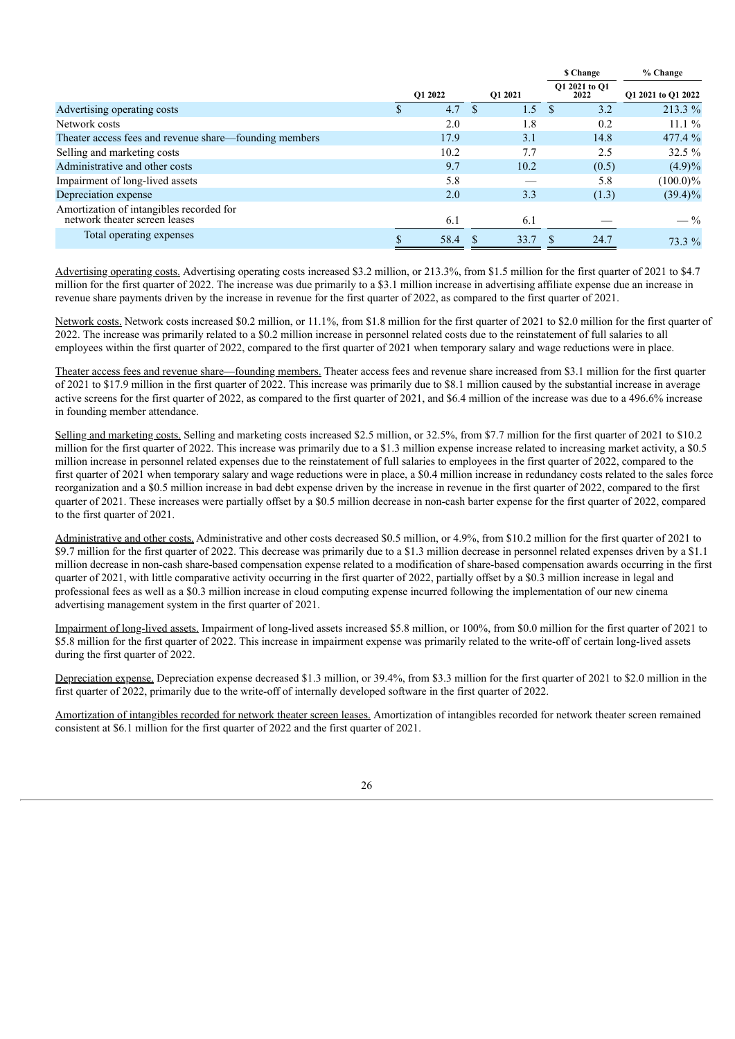| | Q1 2022 | Q1 2021 | $ Change Q1 2021 to Q1 2022 | % Change Q1 2021 to Q1 2022 |
|---|---|---|---|---|
| Advertising operating costs | $ 4.7 | $ 1.5 | $ 3.2 | 213.3 % |
| Network costs | 2.0 | 1.8 | 0.2 | 11.1 % |
| Theater access fees and revenue share—founding members | 17.9 | 3.1 | 14.8 | 477.4 % |
| Selling and marketing costs | 10.2 | 7.7 | 2.5 | 32.5 % |
| Administrative and other costs | 9.7 | 10.2 | (0.5) | (4.9)% |
| Impairment of long-lived assets | 5.8 | — | 5.8 | (100.0)% |
| Depreciation expense | 2.0 | 3.3 | (1.3) | (39.4)% |
| Amortization of intangibles recorded for network theater screen leases | 6.1 | 6.1 | — | — % |
| Total operating expenses | $ 58.4 | $ 33.7 | $ 24.7 | 73.3 % |

Advertising operating costs. Advertising operating costs increased $3.2 million, or 213.3%, from $1.5 million for the first quarter of 2021 to $4.7 million for the first quarter of 2022. The increase was due primarily to a $3.1 million increase in advertising affiliate expense due an increase in revenue share payments driven by the increase in revenue for the first quarter of 2022, as compared to the first quarter of 2021.

Network costs. Network costs increased $0.2 million, or 11.1%, from $1.8 million for the first quarter of 2021 to $2.0 million for the first quarter of 2022. The increase was primarily related to a $0.2 million increase in personnel related costs due to the reinstatement of full salaries to all employees within the first quarter of 2022, compared to the first quarter of 2021 when temporary salary and wage reductions were in place.

Theater access fees and revenue share—founding members. Theater access fees and revenue share increased from $3.1 million for the first quarter of 2021 to $17.9 million in the first quarter of 2022. This increase was primarily due to $8.1 million caused by the substantial increase in average active screens for the first quarter of 2022, as compared to the first quarter of 2021, and $6.4 million of the increase was due to a 496.6% increase in founding member attendance.

Selling and marketing costs. Selling and marketing costs increased $2.5 million, or 32.5%, from $7.7 million for the first quarter of 2021 to $10.2 million for the first quarter of 2022. This increase was primarily due to a $1.3 million expense increase related to increasing market activity, a $0.5 million increase in personnel related expenses due to the reinstatement of full salaries to employees in the first quarter of 2022, compared to the first quarter of 2021 when temporary salary and wage reductions were in place, a $0.4 million increase in redundancy costs related to the sales force reorganization and a $0.5 million increase in bad debt expense driven by the increase in revenue in the first quarter of 2022, compared to the first quarter of 2021. These increases were partially offset by a $0.5 million decrease in non-cash barter expense for the first quarter of 2022, compared to the first quarter of 2021.

Administrative and other costs. Administrative and other costs decreased $0.5 million, or 4.9%, from $10.2 million for the first quarter of 2021 to $9.7 million for the first quarter of 2022. This decrease was primarily due to a $1.3 million decrease in personnel related expenses driven by a $1.1 million decrease in non-cash share-based compensation expense related to a modification of share-based compensation awards occurring in the first quarter of 2021, with little comparative activity occurring in the first quarter of 2022, partially offset by a $0.3 million increase in legal and professional fees as well as a $0.3 million increase in cloud computing expense incurred following the implementation of our new cinema advertising management system in the first quarter of 2021.

Impairment of long-lived assets. Impairment of long-lived assets increased $5.8 million, or 100%, from $0.0 million for the first quarter of 2021 to $5.8 million for the first quarter of 2022. This increase in impairment expense was primarily related to the write-off of certain long-lived assets during the first quarter of 2022.

Depreciation expense. Depreciation expense decreased $1.3 million, or 39.4%, from $3.3 million for the first quarter of 2021 to $2.0 million in the first quarter of 2022, primarily due to the write-off of internally developed software in the first quarter of 2022.

Amortization of intangibles recorded for network theater screen leases. Amortization of intangibles recorded for network theater screen remained consistent at $6.1 million for the first quarter of 2022 and the first quarter of 2021.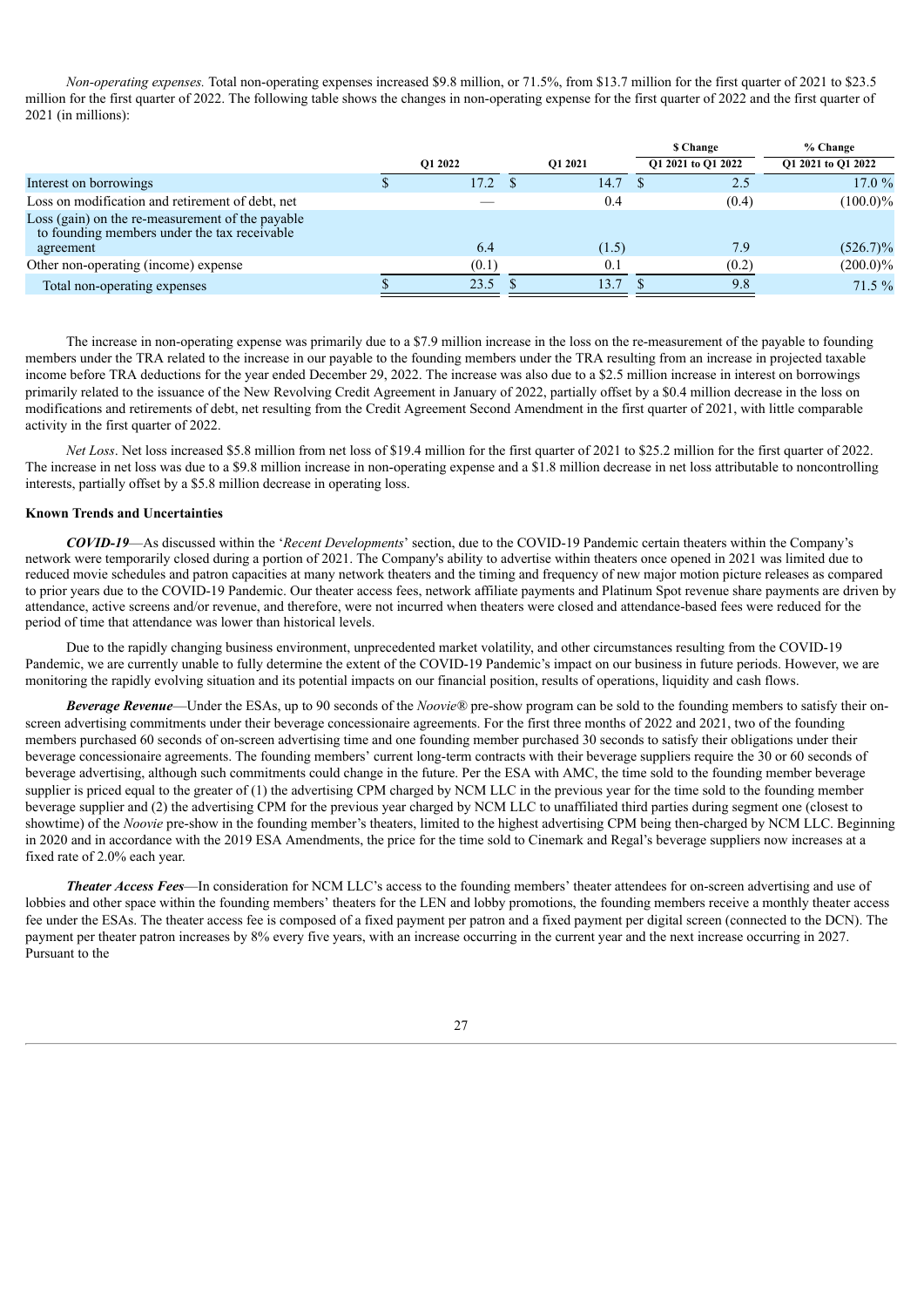*Non-operating expenses.* Total non-operating expenses increased $9.8 million, or 71.5%, from $13.7 million for the first quarter of 2021 to $23.5 million for the first quarter of 2022. The following table shows the changes in non-operating expense for the first quarter of 2022 and the first quarter of 2021 (in millions):

| | Q1 2022 | Q1 2021 | $ Change Q1 2021 to Q1 2022 | % Change Q1 2021 to Q1 2022 |
|---|---|---|---|---|
| Interest on borrowings | $ 17.2 | $ 14.7 | $ 2.5 | 17.0 % |
| Loss on modification and retirement of debt, net | — | 0.4 | (0.4) | (100.0)% |
| Loss (gain) on the re-measurement of the payable to founding members under the tax receivable agreement | 6.4 | (1.5) | 7.9 | (526.7)% |
| Other non-operating (income) expense | (0.1) | 0.1 | (0.2) | (200.0)% |
| Total non-operating expenses | $ 23.5 | $ 13.7 | $ 9.8 | 71.5 % |

The increase in non-operating expense was primarily due to a $7.9 million increase in the loss on the re-measurement of the payable to founding members under the TRA related to the increase in our payable to the founding members under the TRA resulting from an increase in projected taxable income before TRA deductions for the year ended December 29, 2022. The increase was also due to a $2.5 million increase in interest on borrowings primarily related to the issuance of the New Revolving Credit Agreement in January of 2022, partially offset by a $0.4 million decrease in the loss on modifications and retirements of debt, net resulting from the Credit Agreement Second Amendment in the first quarter of 2021, with little comparable activity in the first quarter of 2022.

*Net Loss*. Net loss increased $5.8 million from net loss of $19.4 million for the first quarter of 2021 to $25.2 million for the first quarter of 2022. The increase in net loss was due to a $9.8 million increase in non-operating expense and a $1.8 million decrease in net loss attributable to noncontrolling interests, partially offset by a $5.8 million decrease in operating loss.

**Known Trends and Uncertainties**

***COVID-19***—As discussed within the '*Recent Developments*' section, due to the COVID-19 Pandemic certain theaters within the Company's network were temporarily closed during a portion of 2021. The Company's ability to advertise within theaters once opened in 2021 was limited due to reduced movie schedules and patron capacities at many network theaters and the timing and frequency of new major motion picture releases as compared to prior years due to the COVID-19 Pandemic. Our theater access fees, network affiliate payments and Platinum Spot revenue share payments are driven by attendance, active screens and/or revenue, and therefore, were not incurred when theaters were closed and attendance-based fees were reduced for the period of time that attendance was lower than historical levels.

Due to the rapidly changing business environment, unprecedented market volatility, and other circumstances resulting from the COVID-19 Pandemic, we are currently unable to fully determine the extent of the COVID-19 Pandemic's impact on our business in future periods. However, we are monitoring the rapidly evolving situation and its potential impacts on our financial position, results of operations, liquidity and cash flows.

***Beverage Revenue***—Under the ESAs, up to 90 seconds of the *Noovie*® pre-show program can be sold to the founding members to satisfy their on-screen advertising commitments under their beverage concessionaire agreements. For the first three months of 2022 and 2021, two of the founding members purchased 60 seconds of on-screen advertising time and one founding member purchased 30 seconds to satisfy their obligations under their beverage concessionaire agreements. The founding members' current long-term contracts with their beverage suppliers require the 30 or 60 seconds of beverage advertising, although such commitments could change in the future. Per the ESA with AMC, the time sold to the founding member beverage supplier is priced equal to the greater of (1) the advertising CPM charged by NCM LLC in the previous year for the time sold to the founding member beverage supplier and (2) the advertising CPM for the previous year charged by NCM LLC to unaffiliated third parties during segment one (closest to showtime) of the *Noovie* pre-show in the founding member's theaters, limited to the highest advertising CPM being then-charged by NCM LLC. Beginning in 2020 and in accordance with the 2019 ESA Amendments, the price for the time sold to Cinemark and Regal's beverage suppliers now increases at a fixed rate of 2.0% each year.

***Theater Access Fees***—In consideration for NCM LLC's access to the founding members' theater attendees for on-screen advertising and use of lobbies and other space within the founding members' theaters for the LEN and lobby promotions, the founding members receive a monthly theater access fee under the ESAs. The theater access fee is composed of a fixed payment per patron and a fixed payment per digital screen (connected to the DCN). The payment per theater patron increases by 8% every five years, with an increase occurring in the current year and the next increase occurring in 2027. Pursuant to the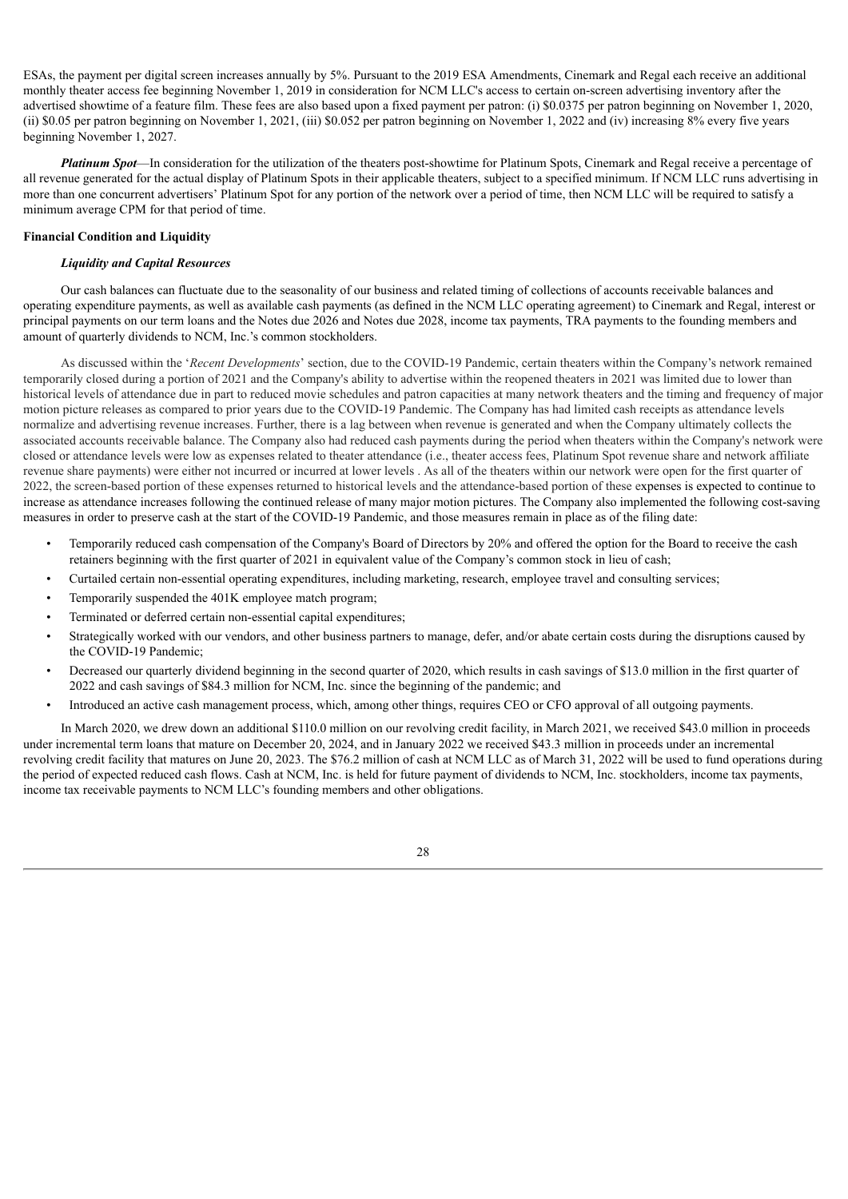ESAs, the payment per digital screen increases annually by 5%. Pursuant to the 2019 ESA Amendments, Cinemark and Regal each receive an additional monthly theater access fee beginning November 1, 2019 in consideration for NCM LLC's access to certain on-screen advertising inventory after the advertised showtime of a feature film. These fees are also based upon a fixed payment per patron: (i) $0.0375 per patron beginning on November 1, 2020, (ii) $0.05 per patron beginning on November 1, 2021, (iii) $0.052 per patron beginning on November 1, 2022 and (iv) increasing 8% every five years beginning November 1, 2027.

***Platinum Spot***—In consideration for the utilization of the theaters post-showtime for Platinum Spots, Cinemark and Regal receive a percentage of all revenue generated for the actual display of Platinum Spots in their applicable theaters, subject to a specified minimum. If NCM LLC runs advertising in more than one concurrent advertisers' Platinum Spot for any portion of the network over a period of time, then NCM LLC will be required to satisfy a minimum average CPM for that period of time.

**Financial Condition and Liquidity**

***Liquidity and Capital Resources***

Our cash balances can fluctuate due to the seasonality of our business and related timing of collections of accounts receivable balances and operating expenditure payments, as well as available cash payments (as defined in the NCM LLC operating agreement) to Cinemark and Regal, interest or principal payments on our term loans and the Notes due 2026 and Notes due 2028, income tax payments, TRA payments to the founding members and amount of quarterly dividends to NCM, Inc.'s common stockholders.

As discussed within the '*Recent Developments*' section, due to the COVID-19 Pandemic, certain theaters within the Company's network remained temporarily closed during a portion of 2021 and the Company's ability to advertise within the reopened theaters in 2021 was limited due to lower than historical levels of attendance due in part to reduced movie schedules and patron capacities at many network theaters and the timing and frequency of major motion picture releases as compared to prior years due to the COVID-19 Pandemic. The Company has had limited cash receipts as attendance levels normalize and advertising revenue increases. Further, there is a lag between when revenue is generated and when the Company ultimately collects the associated accounts receivable balance. The Company also had reduced cash payments during the period when theaters within the Company's network were closed or attendance levels were low as expenses related to theater attendance (i.e., theater access fees, Platinum Spot revenue share and network affiliate revenue share payments) were either not incurred or incurred at lower levels . As all of the theaters within our network were open for the first quarter of 2022, the screen-based portion of these expenses returned to historical levels and the attendance-based portion of these expenses is expected to continue to increase as attendance increases following the continued release of many major motion pictures. The Company also implemented the following cost-saving measures in order to preserve cash at the start of the COVID-19 Pandemic, and those measures remain in place as of the filing date:

- Temporarily reduced cash compensation of the Company's Board of Directors by 20% and offered the option for the Board to receive the cash retainers beginning with the first quarter of 2021 in equivalent value of the Company's common stock in lieu of cash;
- Curtailed certain non-essential operating expenditures, including marketing, research, employee travel and consulting services;
- Temporarily suspended the 401K employee match program;
- Terminated or deferred certain non-essential capital expenditures;
- Strategically worked with our vendors, and other business partners to manage, defer, and/or abate certain costs during the disruptions caused by the COVID-19 Pandemic;
- Decreased our quarterly dividend beginning in the second quarter of 2020, which results in cash savings of $13.0 million in the first quarter of 2022 and cash savings of $84.3 million for NCM, Inc. since the beginning of the pandemic; and
- Introduced an active cash management process, which, among other things, requires CEO or CFO approval of all outgoing payments.

In March 2020, we drew down an additional $110.0 million on our revolving credit facility, in March 2021, we received $43.0 million in proceeds under incremental term loans that mature on December 20, 2024, and in January 2022 we received $43.3 million in proceeds under an incremental revolving credit facility that matures on June 20, 2023. The $76.2 million of cash at NCM LLC as of March 31, 2022 will be used to fund operations during the period of expected reduced cash flows. Cash at NCM, Inc. is held for future payment of dividends to NCM, Inc. stockholders, income tax payments, income tax receivable payments to NCM LLC's founding members and other obligations.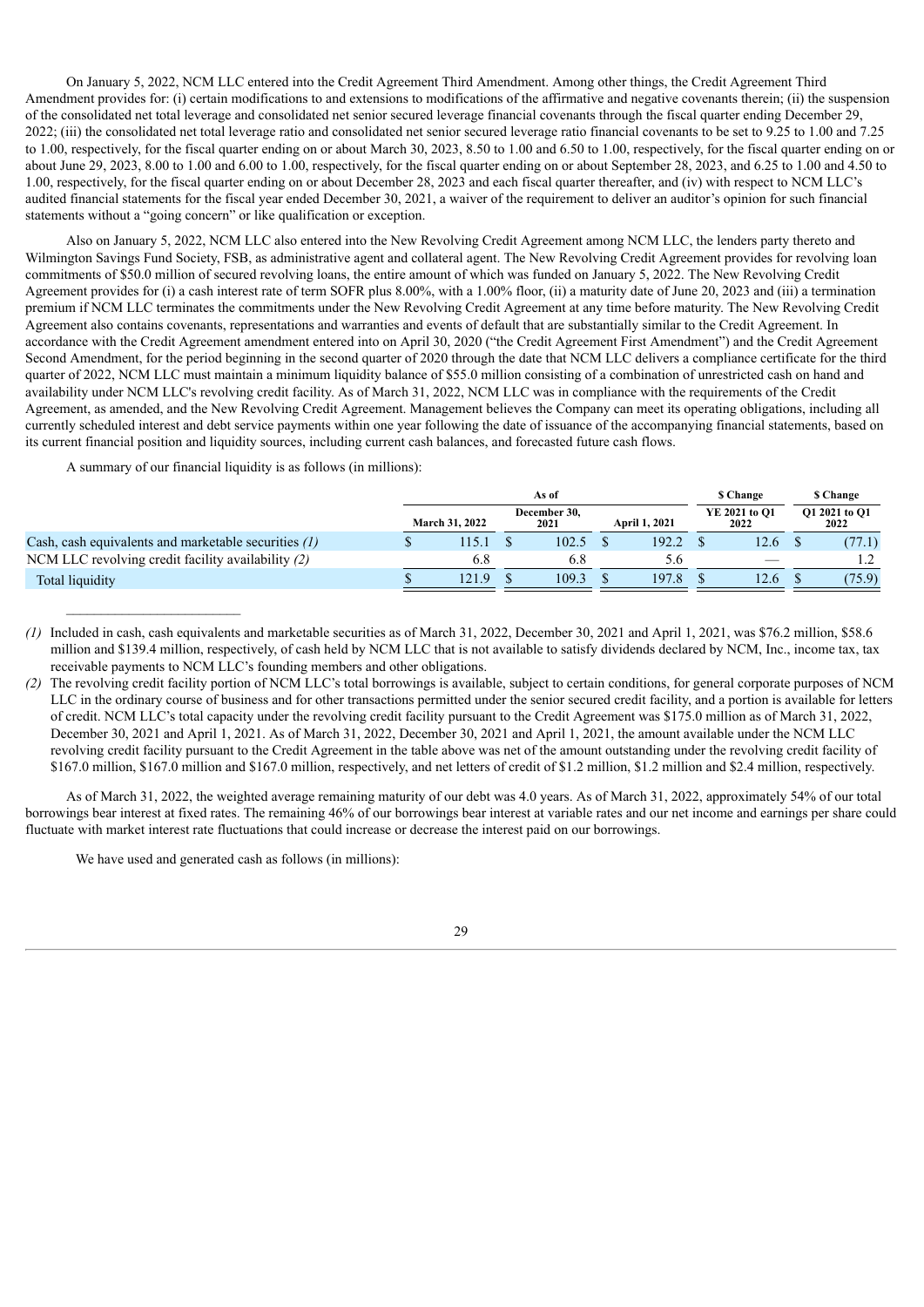On January 5, 2022, NCM LLC entered into the Credit Agreement Third Amendment. Among other things, the Credit Agreement Third Amendment provides for: (i) certain modifications to and extensions to modifications of the affirmative and negative covenants therein; (ii) the suspension of the consolidated net total leverage and consolidated net senior secured leverage financial covenants through the fiscal quarter ending December 29, 2022; (iii) the consolidated net total leverage ratio and consolidated net senior secured leverage ratio financial covenants to be set to 9.25 to 1.00 and 7.25 to 1.00, respectively, for the fiscal quarter ending on or about March 30, 2023, 8.50 to 1.00 and 6.50 to 1.00, respectively, for the fiscal quarter ending on or about June 29, 2023, 8.00 to 1.00 and 6.00 to 1.00, respectively, for the fiscal quarter ending on or about September 28, 2023, and 6.25 to 1.00 and 4.50 to 1.00, respectively, for the fiscal quarter ending on or about December 28, 2023 and each fiscal quarter thereafter, and (iv) with respect to NCM LLC's audited financial statements for the fiscal year ended December 30, 2021, a waiver of the requirement to deliver an auditor's opinion for such financial statements without a "going concern" or like qualification or exception.

Also on January 5, 2022, NCM LLC also entered into the New Revolving Credit Agreement among NCM LLC, the lenders party thereto and Wilmington Savings Fund Society, FSB, as administrative agent and collateral agent. The New Revolving Credit Agreement provides for revolving loan commitments of $50.0 million of secured revolving loans, the entire amount of which was funded on January 5, 2022. The New Revolving Credit Agreement provides for (i) a cash interest rate of term SOFR plus 8.00%, with a 1.00% floor, (ii) a maturity date of June 20, 2023 and (iii) a termination premium if NCM LLC terminates the commitments under the New Revolving Credit Agreement at any time before maturity. The New Revolving Credit Agreement also contains covenants, representations and warranties and events of default that are substantially similar to the Credit Agreement. In accordance with the Credit Agreement amendment entered into on April 30, 2020 ("the Credit Agreement First Amendment") and the Credit Agreement Second Amendment, for the period beginning in the second quarter of 2020 through the date that NCM LLC delivers a compliance certificate for the third quarter of 2022, NCM LLC must maintain a minimum liquidity balance of $55.0 million consisting of a combination of unrestricted cash on hand and availability under NCM LLC's revolving credit facility. As of March 31, 2022, NCM LLC was in compliance with the requirements of the Credit Agreement, as amended, and the New Revolving Credit Agreement. Management believes the Company can meet its operating obligations, including all currently scheduled interest and debt service payments within one year following the date of issuance of the accompanying financial statements, based on its current financial position and liquidity sources, including current cash balances, and forecasted future cash flows.

A summary of our financial liquidity is as follows (in millions):

| | As of | | | $ Change | $ Change |
|---|---|---|---|---|---|
| | March 31, 2022 | December 30, 2021 | April 1, 2021 | YE 2021 to Q1 2022 | Q1 2021 to Q1 2022 |
| Cash, cash equivalents and marketable securities *(1)* | $ 115.1 | $ 102.5 | $ 192.2 | $ 12.6 | $ (77.1) |
| NCM LLC revolving credit facility availability *(2)* | 6.8 | 6.8 | 5.6 | — | 1.2 |
| Total liquidity | $ 121.9 | $ 109.3 | $ 197.8 | $ 12.6 | $ (75.9) |

*(1)* Included in cash, cash equivalents and marketable securities as of March 31, 2022, December 30, 2021 and April 1, 2021, was $76.2 million, $58.6 million and $139.4 million, respectively, of cash held by NCM LLC that is not available to satisfy dividends declared by NCM, Inc., income tax, tax receivable payments to NCM LLC's founding members and other obligations.

*(2)* The revolving credit facility portion of NCM LLC's total borrowings is available, subject to certain conditions, for general corporate purposes of NCM LLC in the ordinary course of business and for other transactions permitted under the senior secured credit facility, and a portion is available for letters of credit. NCM LLC's total capacity under the revolving credit facility pursuant to the Credit Agreement was $175.0 million as of March 31, 2022, December 30, 2021 and April 1, 2021. As of March 31, 2022, December 30, 2021 and April 1, 2021, the amount available under the NCM LLC revolving credit facility pursuant to the Credit Agreement in the table above was net of the amount outstanding under the revolving credit facility of $167.0 million, $167.0 million and $167.0 million, respectively, and net letters of credit of $1.2 million, $1.2 million and $2.4 million, respectively.

As of March 31, 2022, the weighted average remaining maturity of our debt was 4.0 years. As of March 31, 2022, approximately 54% of our total borrowings bear interest at fixed rates. The remaining 46% of our borrowings bear interest at variable rates and our net income and earnings per share could fluctuate with market interest rate fluctuations that could increase or decrease the interest paid on our borrowings.

We have used and generated cash as follows (in millions):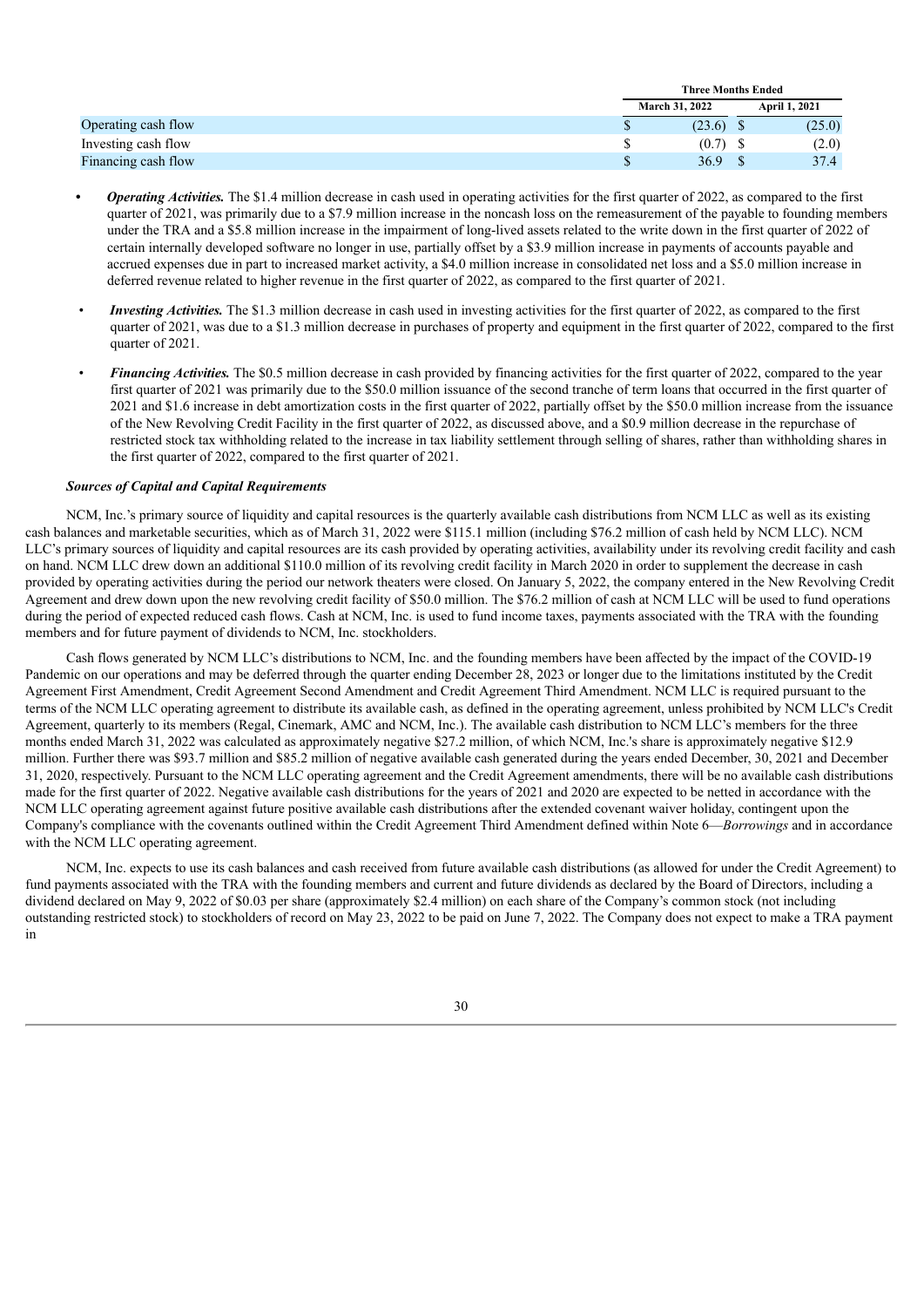| | Three Months Ended | |
|---|---|---|
| | March 31, 2022 | April 1, 2021 |
| Operating cash flow | $ (23.6) | $ (25.0) |
| Investing cash flow | $ (0.7) | $ (2.0) |
| Financing cash flow | $ 36.9 | $ 37.4 |

- ***Operating Activities.*** The $1.4 million decrease in cash used in operating activities for the first quarter of 2022, as compared to the first quarter of 2021, was primarily due to a $7.9 million increase in the noncash loss on the remeasurement of the payable to founding members under the TRA and a $5.8 million increase in the impairment of long-lived assets related to the write down in the first quarter of 2022 of certain internally developed software no longer in use, partially offset by a $3.9 million increase in payments of accounts payable and accrued expenses due in part to increased market activity, a $4.0 million increase in consolidated net loss and a $5.0 million increase in deferred revenue related to higher revenue in the first quarter of 2022, as compared to the first quarter of 2021.
- ***Investing Activities.*** The $1.3 million decrease in cash used in investing activities for the first quarter of 2022, as compared to the first quarter of 2021, was due to a $1.3 million decrease in purchases of property and equipment in the first quarter of 2022, compared to the first quarter of 2021.
- ***Financing Activities.*** The $0.5 million decrease in cash provided by financing activities for the first quarter of 2022, compared to the year first quarter of 2021 was primarily due to the $50.0 million issuance of the second tranche of term loans that occurred in the first quarter of 2021 and $1.6 increase in debt amortization costs in the first quarter of 2022, partially offset by the $50.0 million increase from the issuance of the New Revolving Credit Facility in the first quarter of 2022, as discussed above, and a $0.9 million decrease in the repurchase of restricted stock tax withholding related to the increase in tax liability settlement through selling of shares, rather than withholding shares in the first quarter of 2022, compared to the first quarter of 2021.

***Sources of Capital and Capital Requirements***

NCM, Inc.'s primary source of liquidity and capital resources is the quarterly available cash distributions from NCM LLC as well as its existing cash balances and marketable securities, which as of March 31, 2022 were $115.1 million (including $76.2 million of cash held by NCM LLC). NCM LLC's primary sources of liquidity and capital resources are its cash provided by operating activities, availability under its revolving credit facility and cash on hand. NCM LLC drew down an additional $110.0 million of its revolving credit facility in March 2020 in order to supplement the decrease in cash provided by operating activities during the period our network theaters were closed. On January 5, 2022, the company entered in the New Revolving Credit Agreement and drew down upon the new revolving credit facility of $50.0 million. The $76.2 million of cash at NCM LLC will be used to fund operations during the period of expected reduced cash flows. Cash at NCM, Inc. is used to fund income taxes, payments associated with the TRA with the founding members and for future payment of dividends to NCM, Inc. stockholders.

Cash flows generated by NCM LLC's distributions to NCM, Inc. and the founding members have been affected by the impact of the COVID-19 Pandemic on our operations and may be deferred through the quarter ending December 28, 2023 or longer due to the limitations instituted by the Credit Agreement First Amendment, Credit Agreement Second Amendment and Credit Agreement Third Amendment. NCM LLC is required pursuant to the terms of the NCM LLC operating agreement to distribute its available cash, as defined in the operating agreement, unless prohibited by NCM LLC's Credit Agreement, quarterly to its members (Regal, Cinemark, AMC and NCM, Inc.). The available cash distribution to NCM LLC's members for the three months ended March 31, 2022 was calculated as approximately negative $27.2 million, of which NCM, Inc.'s share is approximately negative $12.9 million. Further there was $93.7 million and $85.2 million of negative available cash generated during the years ended December, 30, 2021 and December 31, 2020, respectively. Pursuant to the NCM LLC operating agreement and the Credit Agreement amendments, there will be no available cash distributions made for the first quarter of 2022. Negative available cash distributions for the years of 2021 and 2020 are expected to be netted in accordance with the NCM LLC operating agreement against future positive available cash distributions after the extended covenant waiver holiday, contingent upon the Company's compliance with the covenants outlined within the Credit Agreement Third Amendment defined within Note 6—*Borrowings* and in accordance with the NCM LLC operating agreement.

NCM, Inc. expects to use its cash balances and cash received from future available cash distributions (as allowed for under the Credit Agreement) to fund payments associated with the TRA with the founding members and current and future dividends as declared by the Board of Directors, including a dividend declared on May 9, 2022 of $0.03 per share (approximately $2.4 million) on each share of the Company's common stock (not including outstanding restricted stock) to stockholders of record on May 23, 2022 to be paid on June 7, 2022. The Company does not expect to make a TRA payment in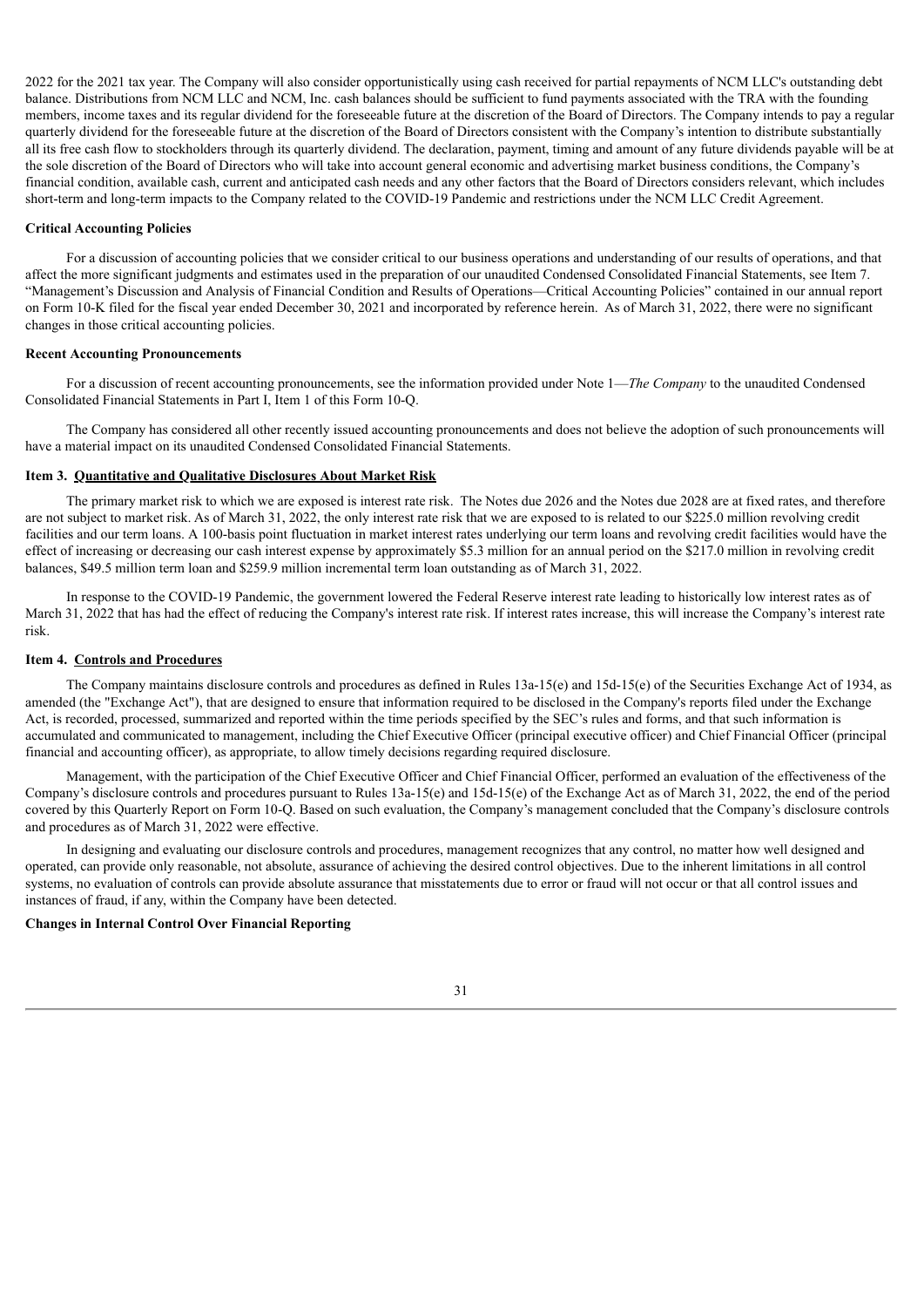2022 for the 2021 tax year. The Company will also consider opportunistically using cash received for partial repayments of NCM LLC's outstanding debt balance. Distributions from NCM LLC and NCM, Inc. cash balances should be sufficient to fund payments associated with the TRA with the founding members, income taxes and its regular dividend for the foreseeable future at the discretion of the Board of Directors. The Company intends to pay a regular quarterly dividend for the foreseeable future at the discretion of the Board of Directors consistent with the Company's intention to distribute substantially all its free cash flow to stockholders through its quarterly dividend. The declaration, payment, timing and amount of any future dividends payable will be at the sole discretion of the Board of Directors who will take into account general economic and advertising market business conditions, the Company's financial condition, available cash, current and anticipated cash needs and any other factors that the Board of Directors considers relevant, which includes short-term and long-term impacts to the Company related to the COVID-19 Pandemic and restrictions under the NCM LLC Credit Agreement.

**Critical Accounting Policies**

For a discussion of accounting policies that we consider critical to our business operations and understanding of our results of operations, and that affect the more significant judgments and estimates used in the preparation of our unaudited Condensed Consolidated Financial Statements, see Item 7. "Management's Discussion and Analysis of Financial Condition and Results of Operations—Critical Accounting Policies" contained in our annual report on Form 10-K filed for the fiscal year ended December 30, 2021 and incorporated by reference herein. As of March 31, 2022, there were no significant changes in those critical accounting policies.

**Recent Accounting Pronouncements**

For a discussion of recent accounting pronouncements, see the information provided under Note 1—*The Company* to the unaudited Condensed Consolidated Financial Statements in Part I, Item 1 of this Form 10-Q.

The Company has considered all other recently issued accounting pronouncements and does not believe the adoption of such pronouncements will have a material impact on its unaudited Condensed Consolidated Financial Statements.

## Item 3. Quantitative and Qualitative Disclosures About Market Risk

The primary market risk to which we are exposed is interest rate risk. The Notes due 2026 and the Notes due 2028 are at fixed rates, and therefore are not subject to market risk. As of March 31, 2022, the only interest rate risk that we are exposed to is related to our $225.0 million revolving credit facilities and our term loans. A 100-basis point fluctuation in market interest rates underlying our term loans and revolving credit facilities would have the effect of increasing or decreasing our cash interest expense by approximately $5.3 million for an annual period on the $217.0 million in revolving credit balances, $49.5 million term loan and $259.9 million incremental term loan outstanding as of March 31, 2022.

In response to the COVID-19 Pandemic, the government lowered the Federal Reserve interest rate leading to historically low interest rates as of March 31, 2022 that has had the effect of reducing the Company's interest rate risk. If interest rates increase, this will increase the Company's interest rate risk.

## Item 4. Controls and Procedures

The Company maintains disclosure controls and procedures as defined in Rules 13a-15(e) and 15d-15(e) of the Securities Exchange Act of 1934, as amended (the "Exchange Act"), that are designed to ensure that information required to be disclosed in the Company's reports filed under the Exchange Act, is recorded, processed, summarized and reported within the time periods specified by the SEC's rules and forms, and that such information is accumulated and communicated to management, including the Chief Executive Officer (principal executive officer) and Chief Financial Officer (principal financial and accounting officer), as appropriate, to allow timely decisions regarding required disclosure.

Management, with the participation of the Chief Executive Officer and Chief Financial Officer, performed an evaluation of the effectiveness of the Company's disclosure controls and procedures pursuant to Rules 13a-15(e) and 15d-15(e) of the Exchange Act as of March 31, 2022, the end of the period covered by this Quarterly Report on Form 10-Q. Based on such evaluation, the Company's management concluded that the Company's disclosure controls and procedures as of March 31, 2022 were effective.

In designing and evaluating our disclosure controls and procedures, management recognizes that any control, no matter how well designed and operated, can provide only reasonable, not absolute, assurance of achieving the desired control objectives. Due to the inherent limitations in all control systems, no evaluation of controls can provide absolute assurance that misstatements due to error or fraud will not occur or that all control issues and instances of fraud, if any, within the Company have been detected.

**Changes in Internal Control Over Financial Reporting**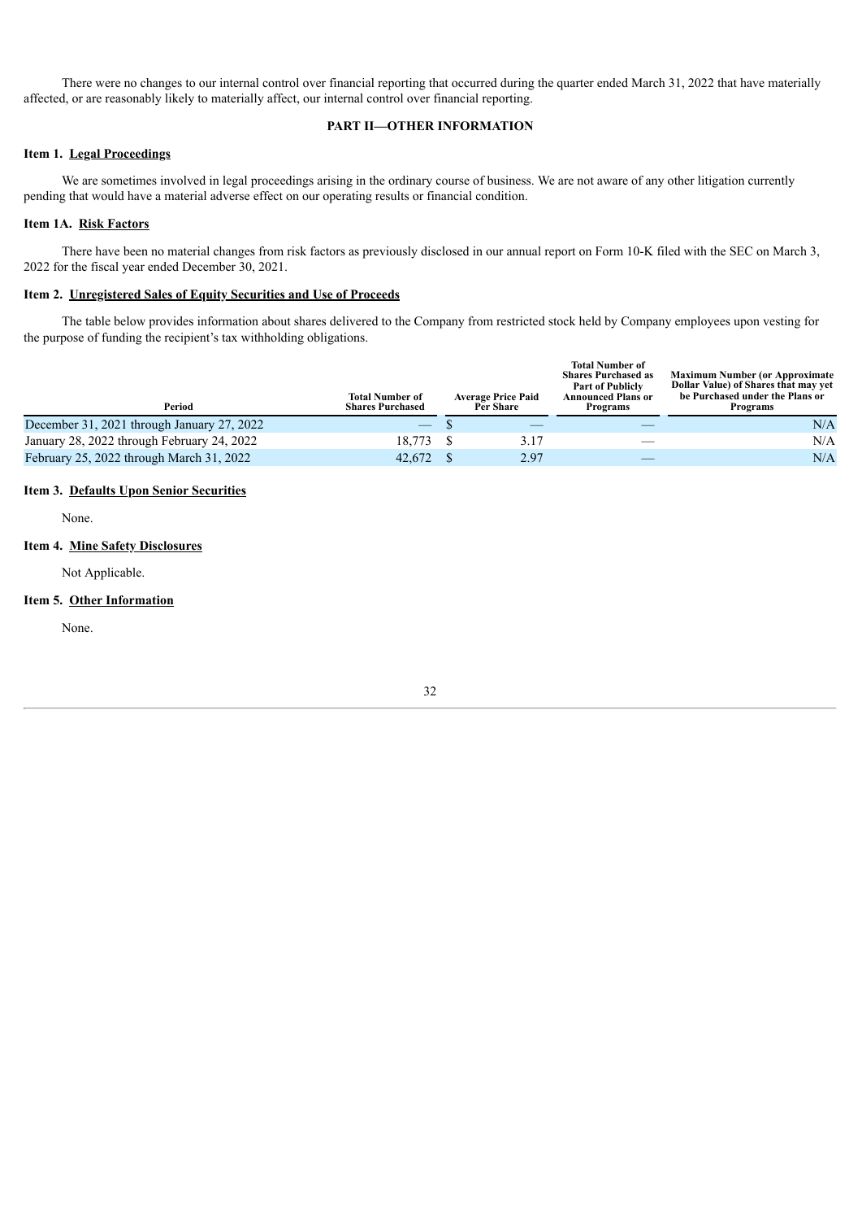There were no changes to our internal control over financial reporting that occurred during the quarter ended March 31, 2022 that have materially affected, or are reasonably likely to materially affect, our internal control over financial reporting.

## PART II—OTHER INFORMATION

### Item 1. Legal Proceedings

We are sometimes involved in legal proceedings arising in the ordinary course of business. We are not aware of any other litigation currently pending that would have a material adverse effect on our operating results or financial condition.

### Item 1A. Risk Factors

There have been no material changes from risk factors as previously disclosed in our annual report on Form 10-K filed with the SEC on March 3, 2022 for the fiscal year ended December 30, 2021.

### Item 2. Unregistered Sales of Equity Securities and Use of Proceeds

The table below provides information about shares delivered to the Company from restricted stock held by Company employees upon vesting for the purpose of funding the recipient's tax withholding obligations.

| Period | Total Number of Shares Purchased | Average Price Paid Per Share | Total Number of Shares Purchased as Part of Publicly Announced Plans or Programs | Maximum Number (or Approximate Dollar Value) of Shares that may yet be Purchased under the Plans or Programs |
|---|---|---|---|---|
| December 31, 2021 through January 27, 2022 | — | $ — | — | N/A |
| January 28, 2022 through February 24, 2022 | 18,773 | $ 3.17 | — | N/A |
| February 25, 2022 through March 31, 2022 | 42,672 | $ 2.97 | — | N/A |

### Item 3. Defaults Upon Senior Securities

None.

### Item 4. Mine Safety Disclosures

Not Applicable.

### Item 5. Other Information

None.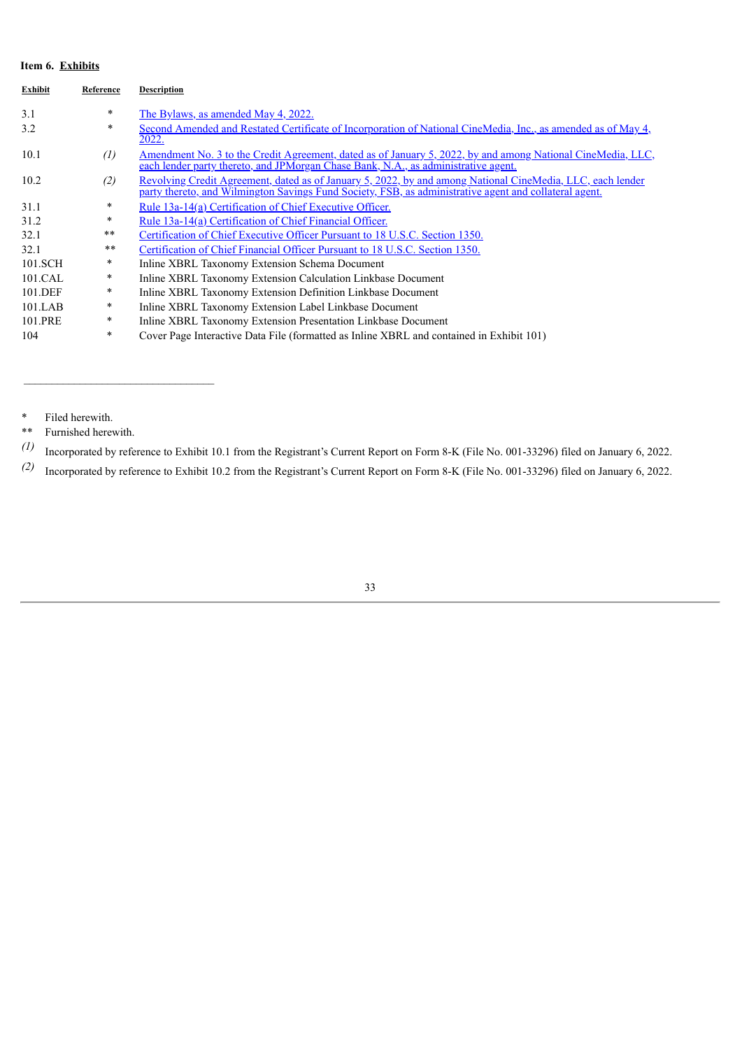**Item 6. Exhibits**

| Exhibit | Reference | Description |
|---|---|---|
| 3.1 | * | The Bylaws, as amended May 4, 2022. |
| 3.2 | * | Second Amended and Restated Certificate of Incorporation of National CineMedia, Inc., as amended as of May 4, 2022. |
| 10.1 | *(1)* | Amendment No. 3 to the Credit Agreement, dated as of January 5, 2022, by and among National CineMedia, LLC, each lender party thereto, and JPMorgan Chase Bank, N.A., as administrative agent. |
| 10.2 | *(2)* | Revolving Credit Agreement, dated as of January 5, 2022, by and among National CineMedia, LLC, each lender party thereto, and Wilmington Savings Fund Society, FSB, as administrative agent and collateral agent. |
| 31.1 | * | Rule 13a-14(a) Certification of Chief Executive Officer. |
| 31.2 | * | Rule 13a-14(a) Certification of Chief Financial Officer. |
| 32.1 | ** | Certification of Chief Executive Officer Pursuant to 18 U.S.C. Section 1350. |
| 32.1 | ** | Certification of Chief Financial Officer Pursuant to 18 U.S.C. Section 1350. |
| 101.SCH | * | Inline XBRL Taxonomy Extension Schema Document |
| 101.CAL | * | Inline XBRL Taxonomy Extension Calculation Linkbase Document |
| 101.DEF | * | Inline XBRL Taxonomy Extension Definition Linkbase Document |
| 101.LAB | * | Inline XBRL Taxonomy Extension Label Linkbase Document |
| 101.PRE | * | Inline XBRL Taxonomy Extension Presentation Linkbase Document |
| 104 | * | Cover Page Interactive Data File (formatted as Inline XBRL and contained in Exhibit 101) |

---

\* Filed herewith.

\*\* Furnished herewith.

*(1)* Incorporated by reference to Exhibit 10.1 from the Registrant's Current Report on Form 8-K (File No. 001-33296) filed on January 6, 2022.

*(2)* Incorporated by reference to Exhibit 10.2 from the Registrant's Current Report on Form 8-K (File No. 001-33296) filed on January 6, 2022.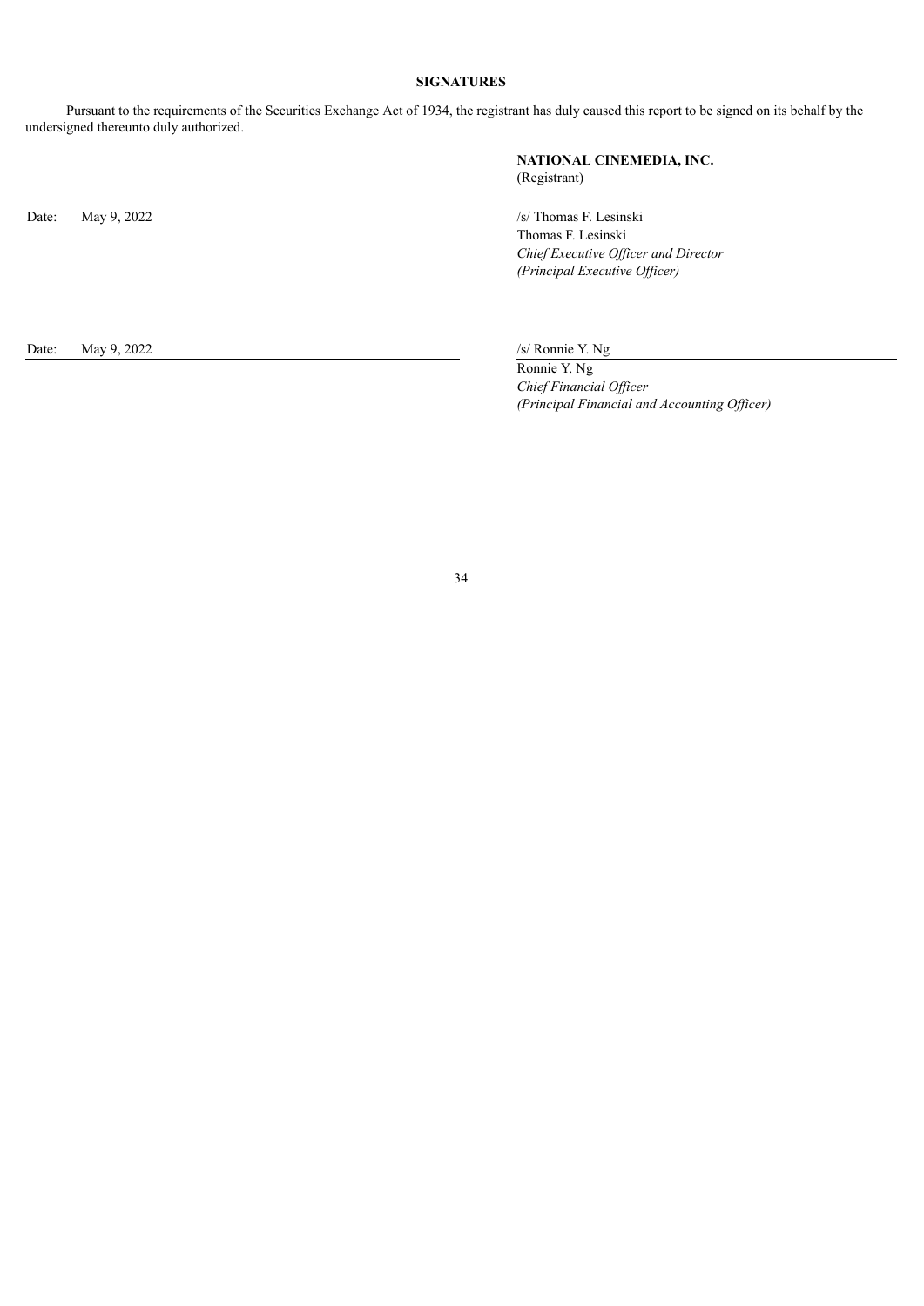**SIGNATURES**

Pursuant to the requirements of the Securities Exchange Act of 1934, the registrant has duly caused this report to be signed on its behalf by the undersigned thereunto duly authorized.

**NATIONAL CINEMEDIA, INC.**
(Registrant)

Date: May 9, 2022

/s/ Thomas F. Lesinski
Thomas F. Lesinski
*Chief Executive Officer and Director*
*(Principal Executive Officer)*

Date: May 9, 2022

/s/ Ronnie Y. Ng
Ronnie Y. Ng
*Chief Financial Officer*
*(Principal Financial and Accounting Officer)*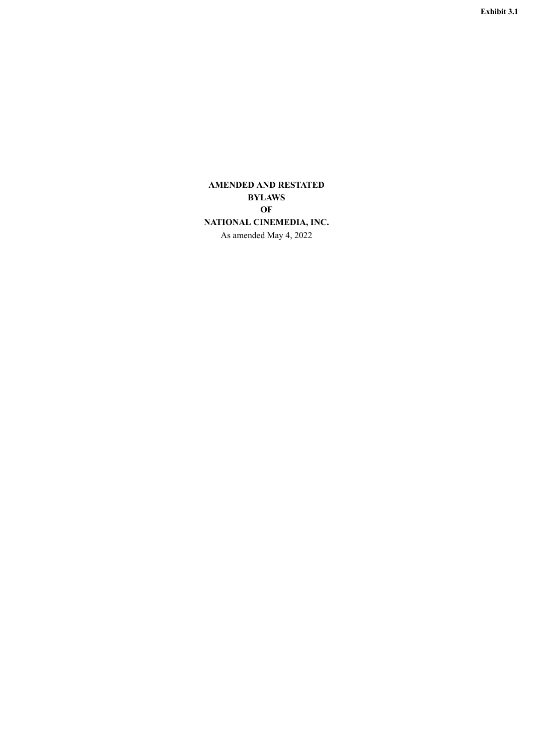**Exhibit 3.1**

**AMENDED AND RESTATED**
**BYLAWS**
**OF**
**NATIONAL CINEMEDIA, INC.**

As amended May 4, 2022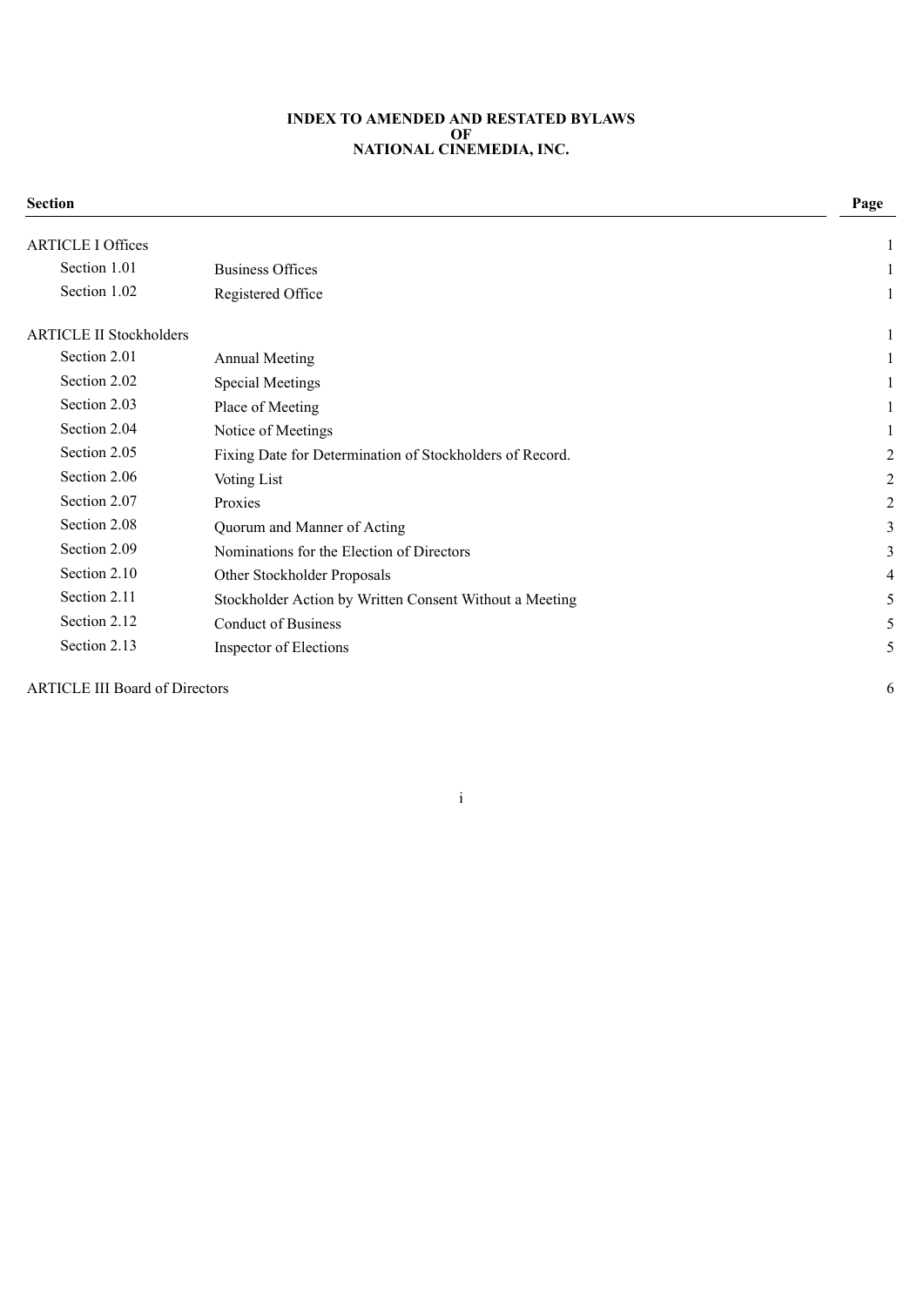**INDEX TO AMENDED AND RESTATED BYLAWS**
**OF**
**NATIONAL CINEMEDIA, INC.**

| **Section** | | **Page** |
|---|---|---|
| ARTICLE I Offices | | 1 |
| Section 1.01 | Business Offices | 1 |
| Section 1.02 | Registered Office | 1 |
| ARTICLE II Stockholders | | 1 |
| Section 2.01 | Annual Meeting | 1 |
| Section 2.02 | Special Meetings | 1 |
| Section 2.03 | Place of Meeting | 1 |
| Section 2.04 | Notice of Meetings | 1 |
| Section 2.05 | Fixing Date for Determination of Stockholders of Record. | 2 |
| Section 2.06 | Voting List | 2 |
| Section 2.07 | Proxies | 2 |
| Section 2.08 | Quorum and Manner of Acting | 3 |
| Section 2.09 | Nominations for the Election of Directors | 3 |
| Section 2.10 | Other Stockholder Proposals | 4 |
| Section 2.11 | Stockholder Action by Written Consent Without a Meeting | 5 |
| Section 2.12 | Conduct of Business | 5 |
| Section 2.13 | Inspector of Elections | 5 |
| ARTICLE III Board of Directors | | 6 |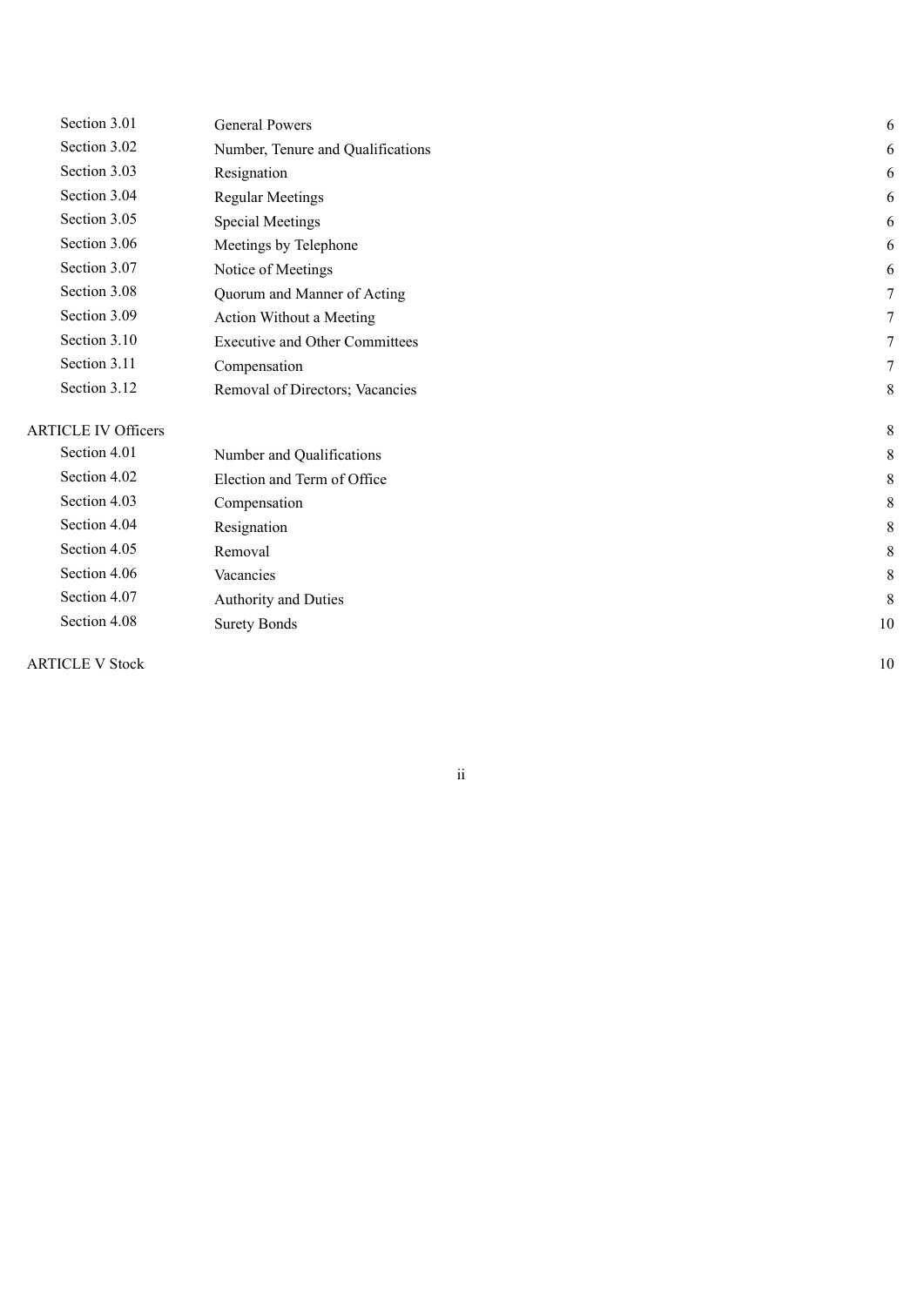| | | |
|---|---|---|
| Section 3.01 | General Powers | 6 |
| Section 3.02 | Number, Tenure and Qualifications | 6 |
| Section 3.03 | Resignation | 6 |
| Section 3.04 | Regular Meetings | 6 |
| Section 3.05 | Special Meetings | 6 |
| Section 3.06 | Meetings by Telephone | 6 |
| Section 3.07 | Notice of Meetings | 6 |
| Section 3.08 | Quorum and Manner of Acting | 7 |
| Section 3.09 | Action Without a Meeting | 7 |
| Section 3.10 | Executive and Other Committees | 7 |
| Section 3.11 | Compensation | 7 |
| Section 3.12 | Removal of Directors; Vacancies | 8 |
| ARTICLE IV Officers | | 8 |
| Section 4.01 | Number and Qualifications | 8 |
| Section 4.02 | Election and Term of Office | 8 |
| Section 4.03 | Compensation | 8 |
| Section 4.04 | Resignation | 8 |
| Section 4.05 | Removal | 8 |
| Section 4.06 | Vacancies | 8 |
| Section 4.07 | Authority and Duties | 8 |
| Section 4.08 | Surety Bonds | 10 |
| ARTICLE V Stock | | 10 |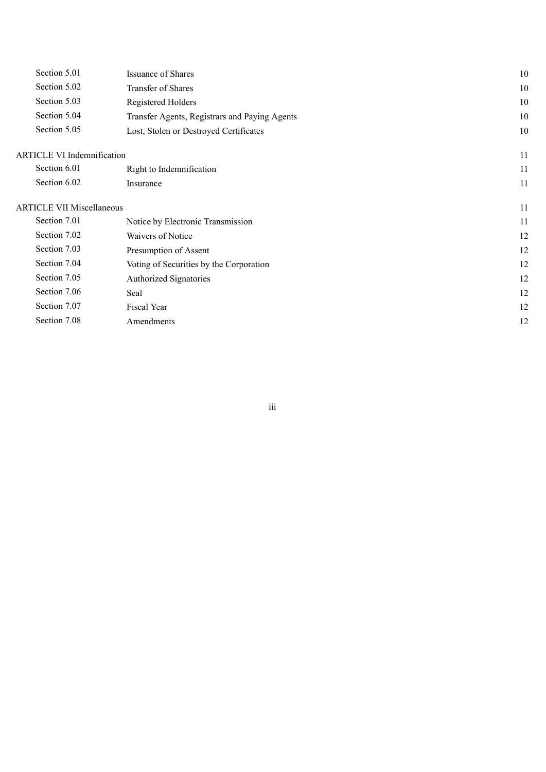| | | |
|---|---|---|
| Section 5.01 | Issuance of Shares | 10 |
| Section 5.02 | Transfer of Shares | 10 |
| Section 5.03 | Registered Holders | 10 |
| Section 5.04 | Transfer Agents, Registrars and Paying Agents | 10 |
| Section 5.05 | Lost, Stolen or Destroyed Certificates | 10 |
| ARTICLE VI Indemnification | | 11 |
| Section 6.01 | Right to Indemnification | 11 |
| Section 6.02 | Insurance | 11 |
| ARTICLE VII Miscellaneous | | 11 |
| Section 7.01 | Notice by Electronic Transmission | 11 |
| Section 7.02 | Waivers of Notice | 12 |
| Section 7.03 | Presumption of Assent | 12 |
| Section 7.04 | Voting of Securities by the Corporation | 12 |
| Section 7.05 | Authorized Signatories | 12 |
| Section 7.06 | Seal | 12 |
| Section 7.07 | Fiscal Year | 12 |
| Section 7.08 | Amendments | 12 |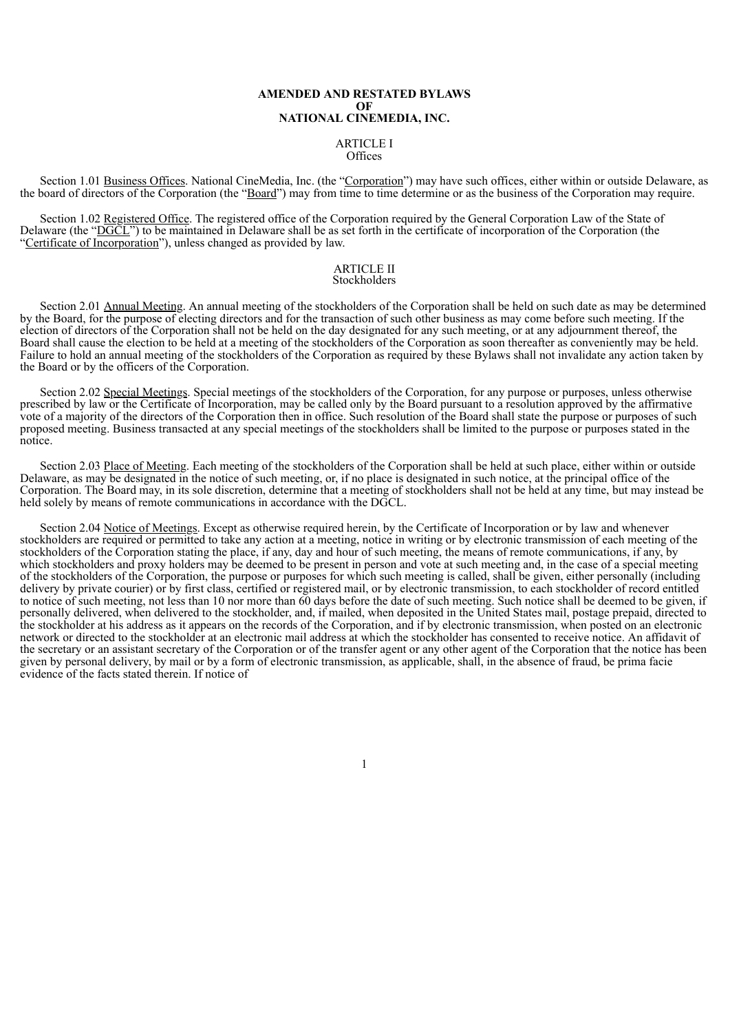# AMENDED AND RESTATED BYLAWS
# OF
# NATIONAL CINEMEDIA, INC.

## ARTICLE I
## Offices

Section 1.01 Business Offices. National CineMedia, Inc. (the "Corporation") may have such offices, either within or outside Delaware, as the board of directors of the Corporation (the "Board") may from time to time determine or as the business of the Corporation may require.

Section 1.02 Registered Office. The registered office of the Corporation required by the General Corporation Law of the State of Delaware (the "DGCL") to be maintained in Delaware shall be as set forth in the certificate of incorporation of the Corporation (the "Certificate of Incorporation"), unless changed as provided by law.

## ARTICLE II
## Stockholders

Section 2.01 Annual Meeting. An annual meeting of the stockholders of the Corporation shall be held on such date as may be determined by the Board, for the purpose of electing directors and for the transaction of such other business as may come before such meeting. If the election of directors of the Corporation shall not be held on the day designated for any such meeting, or at any adjournment thereof, the Board shall cause the election to be held at a meeting of the stockholders of the Corporation as soon thereafter as conveniently may be held. Failure to hold an annual meeting of the stockholders of the Corporation as required by these Bylaws shall not invalidate any action taken by the Board or by the officers of the Corporation.

Section 2.02 Special Meetings. Special meetings of the stockholders of the Corporation, for any purpose or purposes, unless otherwise prescribed by law or the Certificate of Incorporation, may be called only by the Board pursuant to a resolution approved by the affirmative vote of a majority of the directors of the Corporation then in office. Such resolution of the Board shall state the purpose or purposes of such proposed meeting. Business transacted at any special meetings of the stockholders shall be limited to the purpose or purposes stated in the notice.

Section 2.03 Place of Meeting. Each meeting of the stockholders of the Corporation shall be held at such place, either within or outside Delaware, as may be designated in the notice of such meeting, or, if no place is designated in such notice, at the principal office of the Corporation. The Board may, in its sole discretion, determine that a meeting of stockholders shall not be held at any time, but may instead be held solely by means of remote communications in accordance with the DGCL.

Section 2.04 Notice of Meetings. Except as otherwise required herein, by the Certificate of Incorporation or by law and whenever stockholders are required or permitted to take any action at a meeting, notice in writing or by electronic transmission of each meeting of the stockholders of the Corporation stating the place, if any, day and hour of such meeting, the means of remote communications, if any, by which stockholders and proxy holders may be deemed to be present in person and vote at such meeting and, in the case of a special meeting of the stockholders of the Corporation, the purpose or purposes for which such meeting is called, shall be given, either personally (including delivery by private courier) or by first class, certified or registered mail, or by electronic transmission, to each stockholder of record entitled to notice of such meeting, not less than 10 nor more than 60 days before the date of such meeting. Such notice shall be deemed to be given, if personally delivered, when delivered to the stockholder, and, if mailed, when deposited in the United States mail, postage prepaid, directed to the stockholder at his address as it appears on the records of the Corporation, and if by electronic transmission, when posted on an electronic network or directed to the stockholder at an electronic mail address at which the stockholder has consented to receive notice. An affidavit of the secretary or an assistant secretary of the Corporation or of the transfer agent or any other agent of the Corporation that the notice has been given by personal delivery, by mail or by a form of electronic transmission, as applicable, shall, in the absence of fraud, be prima facie evidence of the facts stated therein. If notice of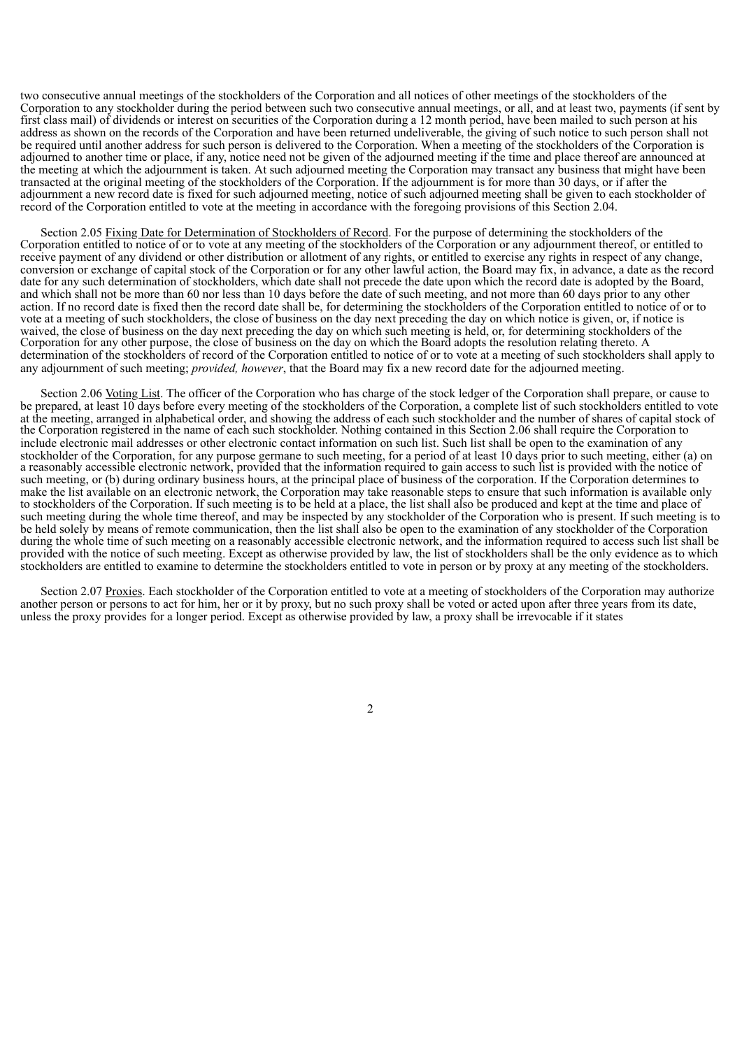two consecutive annual meetings of the stockholders of the Corporation and all notices of other meetings of the stockholders of the Corporation to any stockholder during the period between such two consecutive annual meetings, or all, and at least two, payments (if sent by first class mail) of dividends or interest on securities of the Corporation during a 12 month period, have been mailed to such person at his address as shown on the records of the Corporation and have been returned undeliverable, the giving of such notice to such person shall not be required until another address for such person is delivered to the Corporation. When a meeting of the stockholders of the Corporation is adjourned to another time or place, if any, notice need not be given of the adjourned meeting if the time and place thereof are announced at the meeting at which the adjournment is taken. At such adjourned meeting the Corporation may transact any business that might have been transacted at the original meeting of the stockholders of the Corporation. If the adjournment is for more than 30 days, or if after the adjournment a new record date is fixed for such adjourned meeting, notice of such adjourned meeting shall be given to each stockholder of record of the Corporation entitled to vote at the meeting in accordance with the foregoing provisions of this Section 2.04.

Section 2.05 Fixing Date for Determination of Stockholders of Record. For the purpose of determining the stockholders of the Corporation entitled to notice of or to vote at any meeting of the stockholders of the Corporation or any adjournment thereof, or entitled to receive payment of any dividend or other distribution or allotment of any rights, or entitled to exercise any rights in respect of any change, conversion or exchange of capital stock of the Corporation or for any other lawful action, the Board may fix, in advance, a date as the record date for any such determination of stockholders, which date shall not precede the date upon which the record date is adopted by the Board, and which shall not be more than 60 nor less than 10 days before the date of such meeting, and not more than 60 days prior to any other action. If no record date is fixed then the record date shall be, for determining the stockholders of the Corporation entitled to notice of or to vote at a meeting of such stockholders, the close of business on the day next preceding the day on which notice is given, or, if notice is waived, the close of business on the day next preceding the day on which such meeting is held, or, for determining stockholders of the Corporation for any other purpose, the close of business on the day on which the Board adopts the resolution relating thereto. A determination of the stockholders of record of the Corporation entitled to notice of or to vote at a meeting of such stockholders shall apply to any adjournment of such meeting; *provided, however*, that the Board may fix a new record date for the adjourned meeting.

Section 2.06 Voting List. The officer of the Corporation who has charge of the stock ledger of the Corporation shall prepare, or cause to be prepared, at least 10 days before every meeting of the stockholders of the Corporation, a complete list of such stockholders entitled to vote at the meeting, arranged in alphabetical order, and showing the address of each such stockholder and the number of shares of capital stock of the Corporation registered in the name of each such stockholder. Nothing contained in this Section 2.06 shall require the Corporation to include electronic mail addresses or other electronic contact information on such list. Such list shall be open to the examination of any stockholder of the Corporation, for any purpose germane to such meeting, for a period of at least 10 days prior to such meeting, either (a) on a reasonably accessible electronic network, provided that the information required to gain access to such list is provided with the notice of such meeting, or (b) during ordinary business hours, at the principal place of business of the corporation. If the Corporation determines to make the list available on an electronic network, the Corporation may take reasonable steps to ensure that such information is available only to stockholders of the Corporation. If such meeting is to be held at a place, the list shall also be produced and kept at the time and place of such meeting during the whole time thereof, and may be inspected by any stockholder of the Corporation who is present. If such meeting is to be held solely by means of remote communication, then the list shall also be open to the examination of any stockholder of the Corporation during the whole time of such meeting on a reasonably accessible electronic network, and the information required to access such list shall be provided with the notice of such meeting. Except as otherwise provided by law, the list of stockholders shall be the only evidence as to which stockholders are entitled to examine to determine the stockholders entitled to vote in person or by proxy at any meeting of the stockholders.

Section 2.07 Proxies. Each stockholder of the Corporation entitled to vote at a meeting of stockholders of the Corporation may authorize another person or persons to act for him, her or it by proxy, but no such proxy shall be voted or acted upon after three years from its date, unless the proxy provides for a longer period. Except as otherwise provided by law, a proxy shall be irrevocable if it states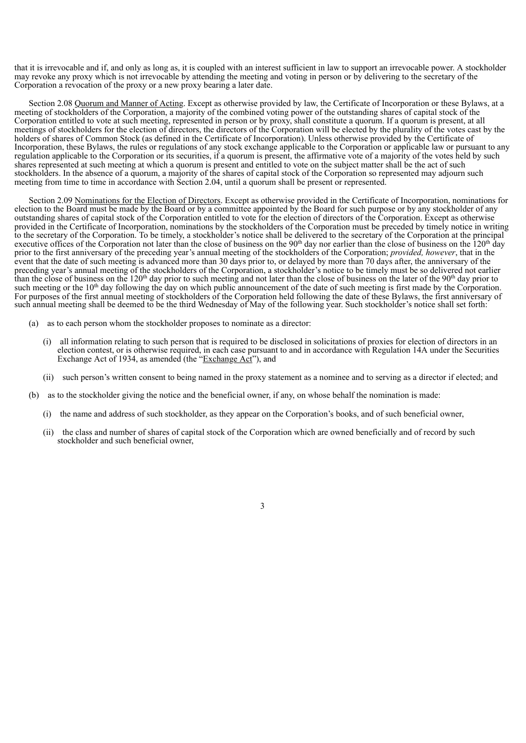that it is irrevocable and if, and only as long as, it is coupled with an interest sufficient in law to support an irrevocable power. A stockholder may revoke any proxy which is not irrevocable by attending the meeting and voting in person or by delivering to the secretary of the Corporation a revocation of the proxy or a new proxy bearing a later date.

Section 2.08 Quorum and Manner of Acting. Except as otherwise provided by law, the Certificate of Incorporation or these Bylaws, at a meeting of stockholders of the Corporation, a majority of the combined voting power of the outstanding shares of capital stock of the Corporation entitled to vote at such meeting, represented in person or by proxy, shall constitute a quorum. If a quorum is present, at all meetings of stockholders for the election of directors, the directors of the Corporation will be elected by the plurality of the votes cast by the holders of shares of Common Stock (as defined in the Certificate of Incorporation). Unless otherwise provided by the Certificate of Incorporation, these Bylaws, the rules or regulations of any stock exchange applicable to the Corporation or applicable law or pursuant to any regulation applicable to the Corporation or its securities, if a quorum is present, the affirmative vote of a majority of the votes held by such shares represented at such meeting at which a quorum is present and entitled to vote on the subject matter shall be the act of such stockholders. In the absence of a quorum, a majority of the shares of capital stock of the Corporation so represented may adjourn such meeting from time to time in accordance with Section 2.04, until a quorum shall be present or represented.

Section 2.09 Nominations for the Election of Directors. Except as otherwise provided in the Certificate of Incorporation, nominations for election to the Board must be made by the Board or by a committee appointed by the Board for such purpose or by any stockholder of any outstanding shares of capital stock of the Corporation entitled to vote for the election of directors of the Corporation. Except as otherwise provided in the Certificate of Incorporation, nominations by the stockholders of the Corporation must be preceded by timely notice in writing to the secretary of the Corporation. To be timely, a stockholder's notice shall be delivered to the secretary of the Corporation at the principal executive offices of the Corporation not later than the close of business on the 90th day nor earlier than the close of business on the 120th day prior to the first anniversary of the preceding year's annual meeting of the stockholders of the Corporation; *provided, however*, that in the event that the date of such meeting is advanced more than 30 days prior to, or delayed by more than 70 days after, the anniversary of the preceding year's annual meeting of the stockholders of the Corporation, a stockholder's notice to be timely must be so delivered not earlier than the close of business on the 120th day prior to such meeting and not later than the close of business on the later of the 90th day prior to such meeting or the 10th day following the day on which public announcement of the date of such meeting is first made by the Corporation. For purposes of the first annual meeting of stockholders of the Corporation held following the date of these Bylaws, the first anniversary of such annual meeting shall be deemed to be the third Wednesday of May of the following year. Such stockholder's notice shall set forth:

(a) as to each person whom the stockholder proposes to nominate as a director:

(i) all information relating to such person that is required to be disclosed in solicitations of proxies for election of directors in an election contest, or is otherwise required, in each case pursuant to and in accordance with Regulation 14A under the Securities Exchange Act of 1934, as amended (the "Exchange Act"), and

(ii) such person's written consent to being named in the proxy statement as a nominee and to serving as a director if elected; and

(b) as to the stockholder giving the notice and the beneficial owner, if any, on whose behalf the nomination is made:

(i) the name and address of such stockholder, as they appear on the Corporation's books, and of such beneficial owner,

(ii) the class and number of shares of capital stock of the Corporation which are owned beneficially and of record by such stockholder and such beneficial owner,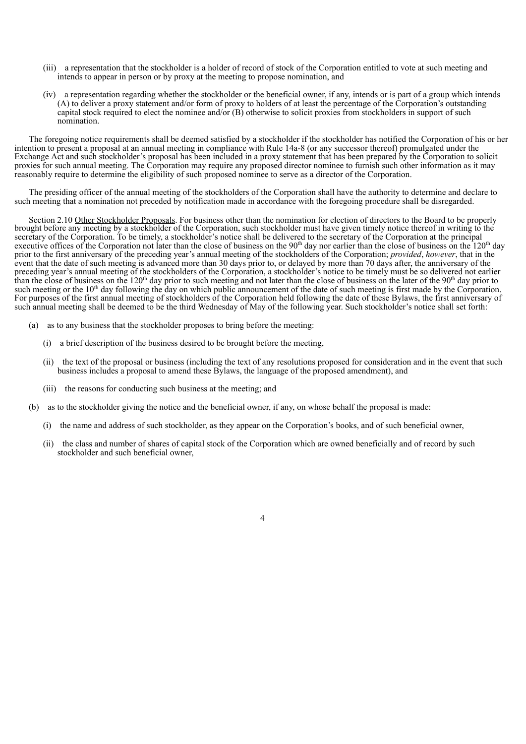(iii) a representation that the stockholder is a holder of record of stock of the Corporation entitled to vote at such meeting and intends to appear in person or by proxy at the meeting to propose nomination, and

(iv) a representation regarding whether the stockholder or the beneficial owner, if any, intends or is part of a group which intends (A) to deliver a proxy statement and/or form of proxy to holders of at least the percentage of the Corporation's outstanding capital stock required to elect the nominee and/or (B) otherwise to solicit proxies from stockholders in support of such nomination.

The foregoing notice requirements shall be deemed satisfied by a stockholder if the stockholder has notified the Corporation of his or her intention to present a proposal at an annual meeting in compliance with Rule 14a-8 (or any successor thereof) promulgated under the Exchange Act and such stockholder's proposal has been included in a proxy statement that has been prepared by the Corporation to solicit proxies for such annual meeting. The Corporation may require any proposed director nominee to furnish such other information as it may reasonably require to determine the eligibility of such proposed nominee to serve as a director of the Corporation.

The presiding officer of the annual meeting of the stockholders of the Corporation shall have the authority to determine and declare to such meeting that a nomination not preceded by notification made in accordance with the foregoing procedure shall be disregarded.

Section 2.10 Other Stockholder Proposals. For business other than the nomination for election of directors to the Board to be properly brought before any meeting by a stockholder of the Corporation, such stockholder must have given timely notice thereof in writing to the secretary of the Corporation. To be timely, a stockholder's notice shall be delivered to the secretary of the Corporation at the principal executive offices of the Corporation not later than the close of business on the 90th day nor earlier than the close of business on the 120th day prior to the first anniversary of the preceding year's annual meeting of the stockholders of the Corporation; *provided*, *however*, that in the event that the date of such meeting is advanced more than 30 days prior to, or delayed by more than 70 days after, the anniversary of the preceding year's annual meeting of the stockholders of the Corporation, a stockholder's notice to be timely must be so delivered not earlier than the close of business on the 120th day prior to such meeting and not later than the close of business on the later of the 90th day prior to such meeting or the 10th day following the day on which public announcement of the date of such meeting is first made by the Corporation. For purposes of the first annual meeting of stockholders of the Corporation held following the date of these Bylaws, the first anniversary of such annual meeting shall be deemed to be the third Wednesday of May of the following year. Such stockholder's notice shall set forth:

(a) as to any business that the stockholder proposes to bring before the meeting:

(i) a brief description of the business desired to be brought before the meeting,

(ii) the text of the proposal or business (including the text of any resolutions proposed for consideration and in the event that such business includes a proposal to amend these Bylaws, the language of the proposed amendment), and

(iii) the reasons for conducting such business at the meeting; and

(b) as to the stockholder giving the notice and the beneficial owner, if any, on whose behalf the proposal is made:

(i) the name and address of such stockholder, as they appear on the Corporation's books, and of such beneficial owner,

(ii) the class and number of shares of capital stock of the Corporation which are owned beneficially and of record by such stockholder and such beneficial owner,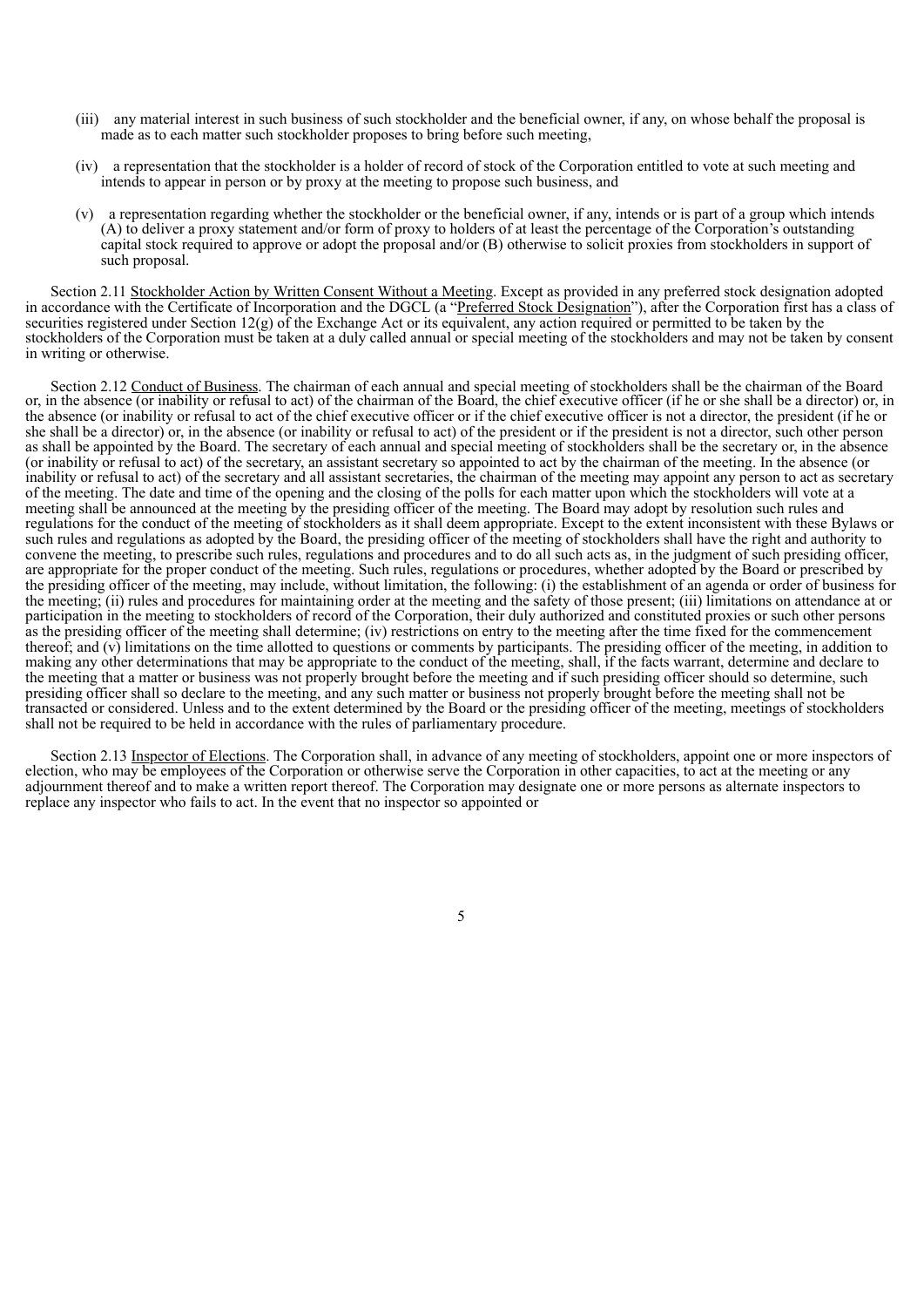(iii) any material interest in such business of such stockholder and the beneficial owner, if any, on whose behalf the proposal is made as to each matter such stockholder proposes to bring before such meeting,

(iv) a representation that the stockholder is a holder of record of stock of the Corporation entitled to vote at such meeting and intends to appear in person or by proxy at the meeting to propose such business, and

(v) a representation regarding whether the stockholder or the beneficial owner, if any, intends or is part of a group which intends (A) to deliver a proxy statement and/or form of proxy to holders of at least the percentage of the Corporation's outstanding capital stock required to approve or adopt the proposal and/or (B) otherwise to solicit proxies from stockholders in support of such proposal.

Section 2.11 Stockholder Action by Written Consent Without a Meeting. Except as provided in any preferred stock designation adopted in accordance with the Certificate of Incorporation and the DGCL (a "Preferred Stock Designation"), after the Corporation first has a class of securities registered under Section 12(g) of the Exchange Act or its equivalent, any action required or permitted to be taken by the stockholders of the Corporation must be taken at a duly called annual or special meeting of the stockholders and may not be taken by consent in writing or otherwise.

Section 2.12 Conduct of Business. The chairman of each annual and special meeting of stockholders shall be the chairman of the Board or, in the absence (or inability or refusal to act) of the chairman of the Board, the chief executive officer (if he or she shall be a director) or, in the absence (or inability or refusal to act of the chief executive officer or if the chief executive officer is not a director, the president (if he or she shall be a director) or, in the absence (or inability or refusal to act) of the president or if the president is not a director, such other person as shall be appointed by the Board. The secretary of each annual and special meeting of stockholders shall be the secretary or, in the absence (or inability or refusal to act) of the secretary, an assistant secretary so appointed to act by the chairman of the meeting. In the absence (or inability or refusal to act) of the secretary and all assistant secretaries, the chairman of the meeting may appoint any person to act as secretary of the meeting. The date and time of the opening and the closing of the polls for each matter upon which the stockholders will vote at a meeting shall be announced at the meeting by the presiding officer of the meeting. The Board may adopt by resolution such rules and regulations for the conduct of the meeting of stockholders as it shall deem appropriate. Except to the extent inconsistent with these Bylaws or such rules and regulations as adopted by the Board, the presiding officer of the meeting of stockholders shall have the right and authority to convene the meeting, to prescribe such rules, regulations and procedures and to do all such acts as, in the judgment of such presiding officer, are appropriate for the proper conduct of the meeting. Such rules, regulations or procedures, whether adopted by the Board or prescribed by the presiding officer of the meeting, may include, without limitation, the following: (i) the establishment of an agenda or order of business for the meeting; (ii) rules and procedures for maintaining order at the meeting and the safety of those present; (iii) limitations on attendance at or participation in the meeting to stockholders of record of the Corporation, their duly authorized and constituted proxies or such other persons as the presiding officer of the meeting shall determine; (iv) restrictions on entry to the meeting after the time fixed for the commencement thereof; and (v) limitations on the time allotted to questions or comments by participants. The presiding officer of the meeting, in addition to making any other determinations that may be appropriate to the conduct of the meeting, shall, if the facts warrant, determine and declare to the meeting that a matter or business was not properly brought before the meeting and if such presiding officer should so determine, such presiding officer shall so declare to the meeting, and any such matter or business not properly brought before the meeting shall not be transacted or considered. Unless and to the extent determined by the Board or the presiding officer of the meeting, meetings of stockholders shall not be required to be held in accordance with the rules of parliamentary procedure.

Section 2.13 Inspector of Elections. The Corporation shall, in advance of any meeting of stockholders, appoint one or more inspectors of election, who may be employees of the Corporation or otherwise serve the Corporation in other capacities, to act at the meeting or any adjournment thereof and to make a written report thereof. The Corporation may designate one or more persons as alternate inspectors to replace any inspector who fails to act. In the event that no inspector so appointed or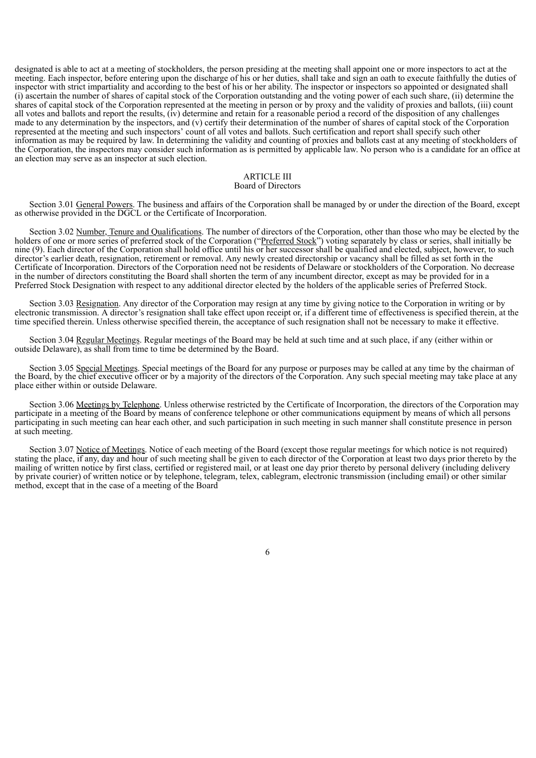designated is able to act at a meeting of stockholders, the person presiding at the meeting shall appoint one or more inspectors to act at the meeting. Each inspector, before entering upon the discharge of his or her duties, shall take and sign an oath to execute faithfully the duties of inspector with strict impartiality and according to the best of his or her ability. The inspector or inspectors so appointed or designated shall (i) ascertain the number of shares of capital stock of the Corporation outstanding and the voting power of each such share, (ii) determine the shares of capital stock of the Corporation represented at the meeting in person or by proxy and the validity of proxies and ballots, (iii) count all votes and ballots and report the results, (iv) determine and retain for a reasonable period a record of the disposition of any challenges made to any determination by the inspectors, and (v) certify their determination of the number of shares of capital stock of the Corporation represented at the meeting and such inspectors' count of all votes and ballots. Such certification and report shall specify such other information as may be required by law. In determining the validity and counting of proxies and ballots cast at any meeting of stockholders of the Corporation, the inspectors may consider such information as is permitted by applicable law. No person who is a candidate for an office at an election may serve as an inspector at such election.

## ARTICLE III
## Board of Directors

Section 3.01 General Powers. The business and affairs of the Corporation shall be managed by or under the direction of the Board, except as otherwise provided in the DGCL or the Certificate of Incorporation.

Section 3.02 Number, Tenure and Qualifications. The number of directors of the Corporation, other than those who may be elected by the holders of one or more series of preferred stock of the Corporation ("Preferred Stock") voting separately by class or series, shall initially be nine (9). Each director of the Corporation shall hold office until his or her successor shall be qualified and elected, subject, however, to such director's earlier death, resignation, retirement or removal. Any newly created directorship or vacancy shall be filled as set forth in the Certificate of Incorporation. Directors of the Corporation need not be residents of Delaware or stockholders of the Corporation. No decrease in the number of directors constituting the Board shall shorten the term of any incumbent director, except as may be provided for in a Preferred Stock Designation with respect to any additional director elected by the holders of the applicable series of Preferred Stock.

Section 3.03 Resignation. Any director of the Corporation may resign at any time by giving notice to the Corporation in writing or by electronic transmission. A director's resignation shall take effect upon receipt or, if a different time of effectiveness is specified therein, at the time specified therein. Unless otherwise specified therein, the acceptance of such resignation shall not be necessary to make it effective.

Section 3.04 Regular Meetings. Regular meetings of the Board may be held at such time and at such place, if any (either within or outside Delaware), as shall from time to time be determined by the Board.

Section 3.05 Special Meetings. Special meetings of the Board for any purpose or purposes may be called at any time by the chairman of the Board, by the chief executive officer or by a majority of the directors of the Corporation. Any such special meeting may take place at any place either within or outside Delaware.

Section 3.06 Meetings by Telephone. Unless otherwise restricted by the Certificate of Incorporation, the directors of the Corporation may participate in a meeting of the Board by means of conference telephone or other communications equipment by means of which all persons participating in such meeting can hear each other, and such participation in such meeting in such manner shall constitute presence in person at such meeting.

Section 3.07 Notice of Meetings. Notice of each meeting of the Board (except those regular meetings for which notice is not required) stating the place, if any, day and hour of such meeting shall be given to each director of the Corporation at least two days prior thereto by the mailing of written notice by first class, certified or registered mail, or at least one day prior thereto by personal delivery (including delivery by private courier) of written notice or by telephone, telegram, telex, cablegram, electronic transmission (including email) or other similar method, except that in the case of a meeting of the Board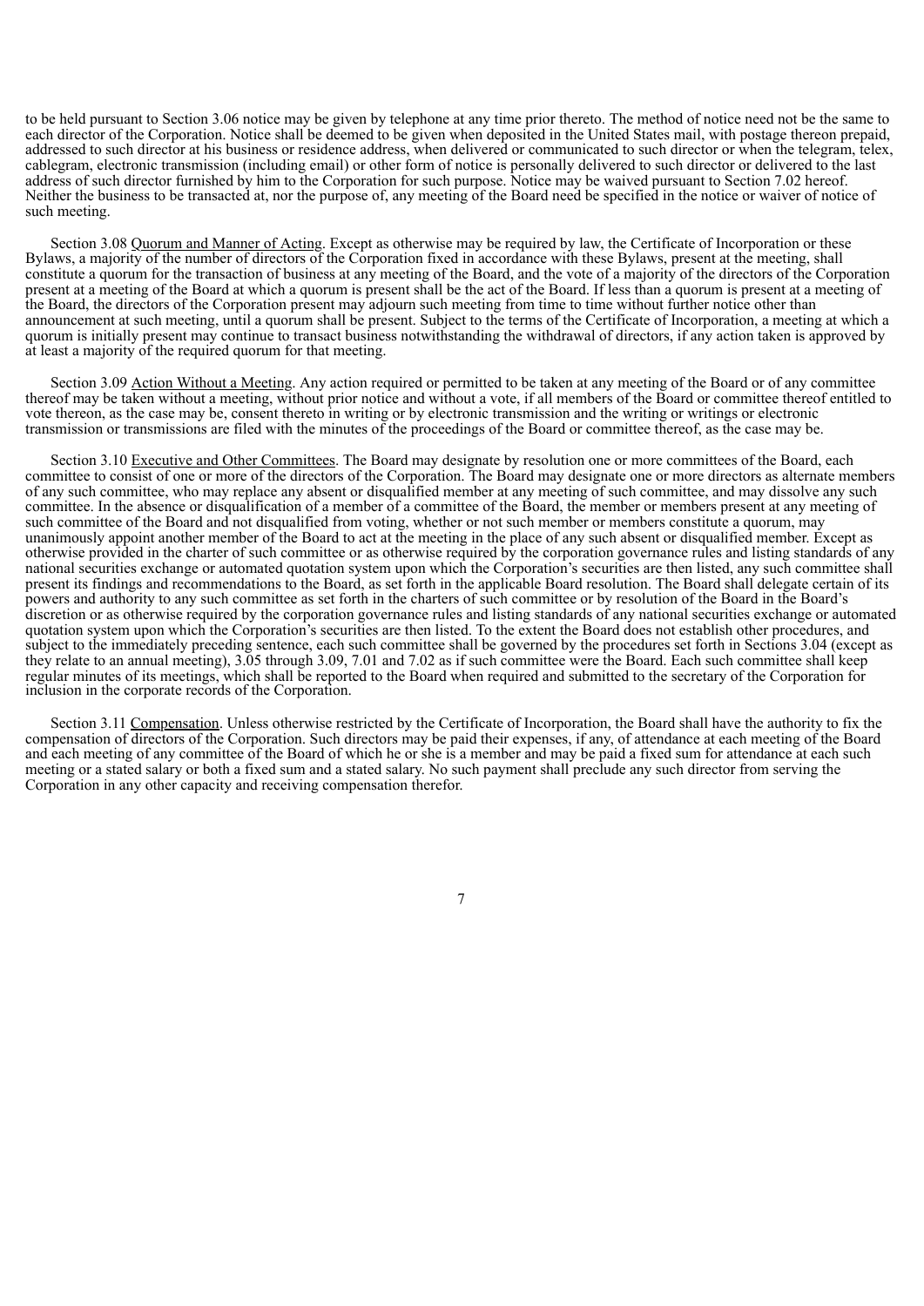to be held pursuant to Section 3.06 notice may be given by telephone at any time prior thereto. The method of notice need not be the same to each director of the Corporation. Notice shall be deemed to be given when deposited in the United States mail, with postage thereon prepaid, addressed to such director at his business or residence address, when delivered or communicated to such director or when the telegram, telex, cablegram, electronic transmission (including email) or other form of notice is personally delivered to such director or delivered to the last address of such director furnished by him to the Corporation for such purpose. Notice may be waived pursuant to Section 7.02 hereof. Neither the business to be transacted at, nor the purpose of, any meeting of the Board need be specified in the notice or waiver of notice of such meeting.

Section 3.08 Quorum and Manner of Acting. Except as otherwise may be required by law, the Certificate of Incorporation or these Bylaws, a majority of the number of directors of the Corporation fixed in accordance with these Bylaws, present at the meeting, shall constitute a quorum for the transaction of business at any meeting of the Board, and the vote of a majority of the directors of the Corporation present at a meeting of the Board at which a quorum is present shall be the act of the Board. If less than a quorum is present at a meeting of the Board, the directors of the Corporation present may adjourn such meeting from time to time without further notice other than announcement at such meeting, until a quorum shall be present. Subject to the terms of the Certificate of Incorporation, a meeting at which a quorum is initially present may continue to transact business notwithstanding the withdrawal of directors, if any action taken is approved by at least a majority of the required quorum for that meeting.

Section 3.09 Action Without a Meeting. Any action required or permitted to be taken at any meeting of the Board or of any committee thereof may be taken without a meeting, without prior notice and without a vote, if all members of the Board or committee thereof entitled to vote thereon, as the case may be, consent thereto in writing or by electronic transmission and the writing or writings or electronic transmission or transmissions are filed with the minutes of the proceedings of the Board or committee thereof, as the case may be.

Section 3.10 Executive and Other Committees. The Board may designate by resolution one or more committees of the Board, each committee to consist of one or more of the directors of the Corporation. The Board may designate one or more directors as alternate members of any such committee, who may replace any absent or disqualified member at any meeting of such committee, and may dissolve any such committee. In the absence or disqualification of a member of a committee of the Board, the member or members present at any meeting of such committee of the Board and not disqualified from voting, whether or not such member or members constitute a quorum, may unanimously appoint another member of the Board to act at the meeting in the place of any such absent or disqualified member. Except as otherwise provided in the charter of such committee or as otherwise required by the corporation governance rules and listing standards of any national securities exchange or automated quotation system upon which the Corporation's securities are then listed, any such committee shall present its findings and recommendations to the Board, as set forth in the applicable Board resolution. The Board shall delegate certain of its powers and authority to any such committee as set forth in the charters of such committee or by resolution of the Board in the Board's discretion or as otherwise required by the corporation governance rules and listing standards of any national securities exchange or automated quotation system upon which the Corporation's securities are then listed. To the extent the Board does not establish other procedures, and subject to the immediately preceding sentence, each such committee shall be governed by the procedures set forth in Sections 3.04 (except as they relate to an annual meeting), 3.05 through 3.09, 7.01 and 7.02 as if such committee were the Board. Each such committee shall keep regular minutes of its meetings, which shall be reported to the Board when required and submitted to the secretary of the Corporation for inclusion in the corporate records of the Corporation.

Section 3.11 Compensation. Unless otherwise restricted by the Certificate of Incorporation, the Board shall have the authority to fix the compensation of directors of the Corporation. Such directors may be paid their expenses, if any, of attendance at each meeting of the Board and each meeting of any committee of the Board of which he or she is a member and may be paid a fixed sum for attendance at each such meeting or a stated salary or both a fixed sum and a stated salary. No such payment shall preclude any such director from serving the Corporation in any other capacity and receiving compensation therefor.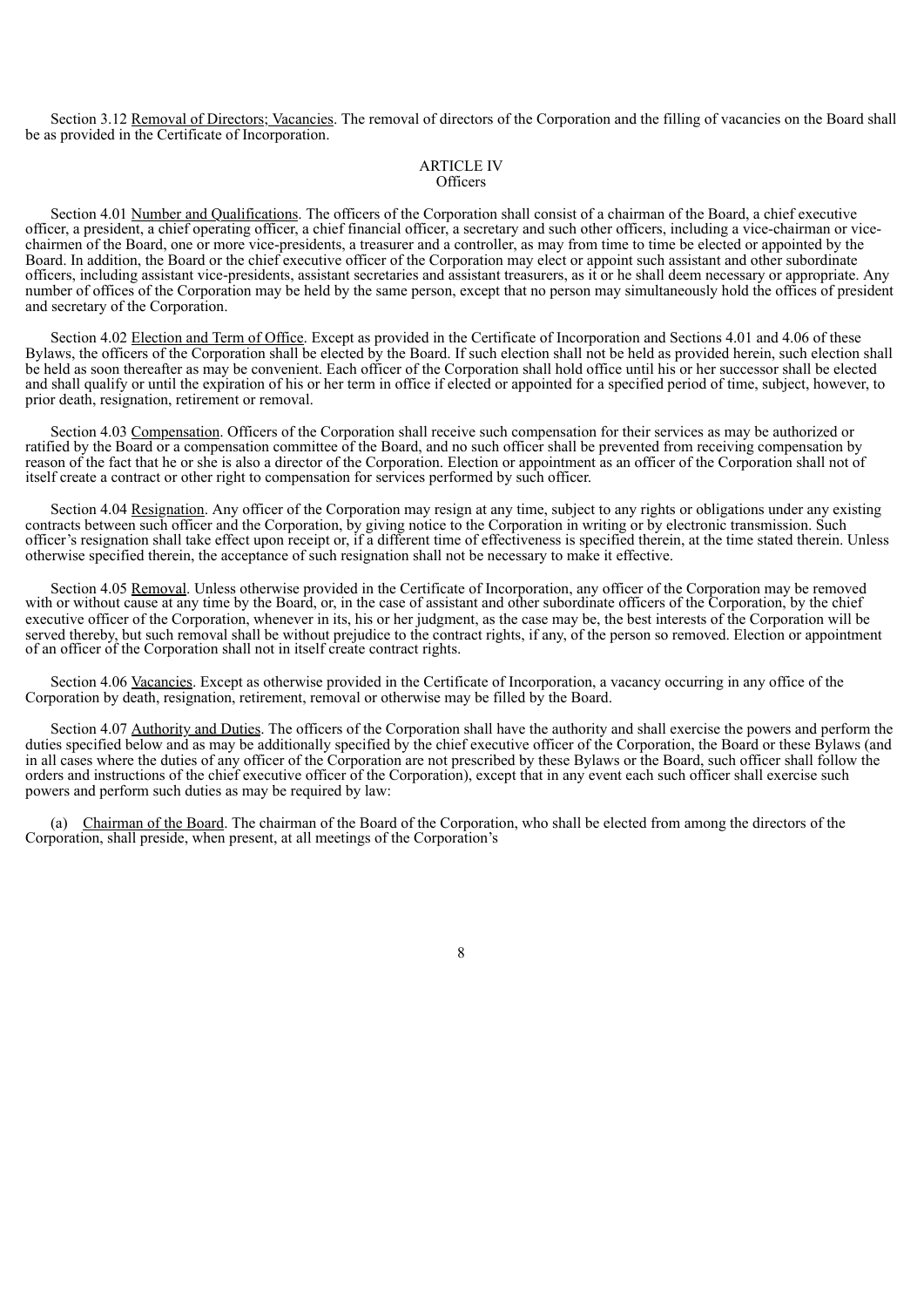Section 3.12 Removal of Directors; Vacancies. The removal of directors of the Corporation and the filling of vacancies on the Board shall be as provided in the Certificate of Incorporation.

## ARTICLE IV
### Officers

Section 4.01 Number and Qualifications. The officers of the Corporation shall consist of a chairman of the Board, a chief executive officer, a president, a chief operating officer, a chief financial officer, a secretary and such other officers, including a vice-chairman or vice-chairmen of the Board, one or more vice-presidents, a treasurer and a controller, as may from time to time be elected or appointed by the Board. In addition, the Board or the chief executive officer of the Corporation may elect or appoint such assistant and other subordinate officers, including assistant vice-presidents, assistant secretaries and assistant treasurers, as it or he shall deem necessary or appropriate. Any number of offices of the Corporation may be held by the same person, except that no person may simultaneously hold the offices of president and secretary of the Corporation.

Section 4.02 Election and Term of Office. Except as provided in the Certificate of Incorporation and Sections 4.01 and 4.06 of these Bylaws, the officers of the Corporation shall be elected by the Board. If such election shall not be held as provided herein, such election shall be held as soon thereafter as may be convenient. Each officer of the Corporation shall hold office until his or her successor shall be elected and shall qualify or until the expiration of his or her term in office if elected or appointed for a specified period of time, subject, however, to prior death, resignation, retirement or removal.

Section 4.03 Compensation. Officers of the Corporation shall receive such compensation for their services as may be authorized or ratified by the Board or a compensation committee of the Board, and no such officer shall be prevented from receiving compensation by reason of the fact that he or she is also a director of the Corporation. Election or appointment as an officer of the Corporation shall not of itself create a contract or other right to compensation for services performed by such officer.

Section 4.04 Resignation. Any officer of the Corporation may resign at any time, subject to any rights or obligations under any existing contracts between such officer and the Corporation, by giving notice to the Corporation in writing or by electronic transmission. Such officer's resignation shall take effect upon receipt or, if a different time of effectiveness is specified therein, at the time stated therein. Unless otherwise specified therein, the acceptance of such resignation shall not be necessary to make it effective.

Section 4.05 Removal. Unless otherwise provided in the Certificate of Incorporation, any officer of the Corporation may be removed with or without cause at any time by the Board, or, in the case of assistant and other subordinate officers of the Corporation, by the chief executive officer of the Corporation, whenever in its, his or her judgment, as the case may be, the best interests of the Corporation will be served thereby, but such removal shall be without prejudice to the contract rights, if any, of the person so removed. Election or appointment of an officer of the Corporation shall not in itself create contract rights.

Section 4.06 Vacancies. Except as otherwise provided in the Certificate of Incorporation, a vacancy occurring in any office of the Corporation by death, resignation, retirement, removal or otherwise may be filled by the Board.

Section 4.07 Authority and Duties. The officers of the Corporation shall have the authority and shall exercise the powers and perform the duties specified below and as may be additionally specified by the chief executive officer of the Corporation, the Board or these Bylaws (and in all cases where the duties of any officer of the Corporation are not prescribed by these Bylaws or the Board, such officer shall follow the orders and instructions of the chief executive officer of the Corporation), except that in any event each such officer shall exercise such powers and perform such duties as may be required by law:

(a) Chairman of the Board. The chairman of the Board of the Corporation, who shall be elected from among the directors of the Corporation, shall preside, when present, at all meetings of the Corporation's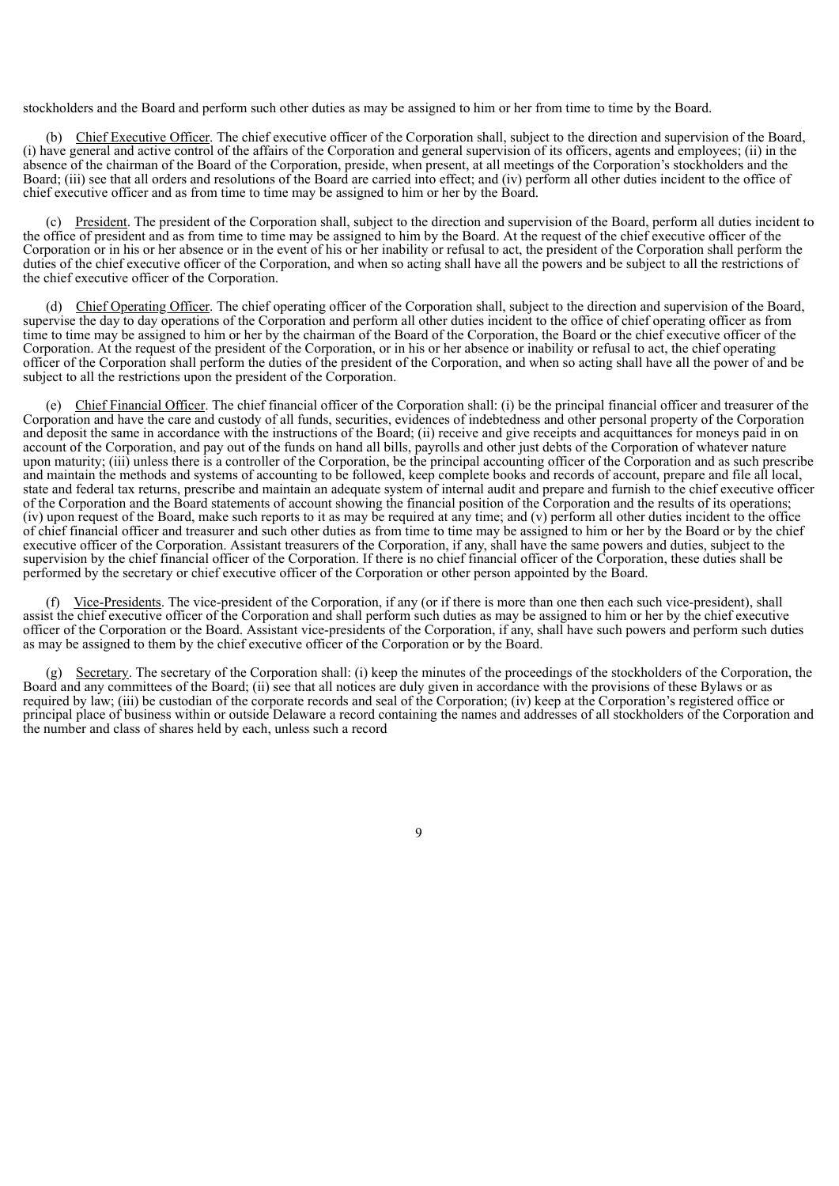stockholders and the Board and perform such other duties as may be assigned to him or her from time to time by the Board.

(b) Chief Executive Officer. The chief executive officer of the Corporation shall, subject to the direction and supervision of the Board, (i) have general and active control of the affairs of the Corporation and general supervision of its officers, agents and employees; (ii) in the absence of the chairman of the Board of the Corporation, preside, when present, at all meetings of the Corporation's stockholders and the Board; (iii) see that all orders and resolutions of the Board are carried into effect; and (iv) perform all other duties incident to the office of chief executive officer and as from time to time may be assigned to him or her by the Board.

(c) President. The president of the Corporation shall, subject to the direction and supervision of the Board, perform all duties incident to the office of president and as from time to time may be assigned to him by the Board. At the request of the chief executive officer of the Corporation or in his or her absence or in the event of his or her inability or refusal to act, the president of the Corporation shall perform the duties of the chief executive officer of the Corporation, and when so acting shall have all the powers and be subject to all the restrictions of the chief executive officer of the Corporation.

(d) Chief Operating Officer. The chief operating officer of the Corporation shall, subject to the direction and supervision of the Board, supervise the day to day operations of the Corporation and perform all other duties incident to the office of chief operating officer as from time to time may be assigned to him or her by the chairman of the Board of the Corporation, the Board or the chief executive officer of the Corporation. At the request of the president of the Corporation, or in his or her absence or inability or refusal to act, the chief operating officer of the Corporation shall perform the duties of the president of the Corporation, and when so acting shall have all the power of and be subject to all the restrictions upon the president of the Corporation.

(e) Chief Financial Officer. The chief financial officer of the Corporation shall: (i) be the principal financial officer and treasurer of the Corporation and have the care and custody of all funds, securities, evidences of indebtedness and other personal property of the Corporation and deposit the same in accordance with the instructions of the Board; (ii) receive and give receipts and acquittances for moneys paid in on account of the Corporation, and pay out of the funds on hand all bills, payrolls and other just debts of the Corporation of whatever nature upon maturity; (iii) unless there is a controller of the Corporation, be the principal accounting officer of the Corporation and as such prescribe and maintain the methods and systems of accounting to be followed, keep complete books and records of account, prepare and file all local, state and federal tax returns, prescribe and maintain an adequate system of internal audit and prepare and furnish to the chief executive officer of the Corporation and the Board statements of account showing the financial position of the Corporation and the results of its operations; (iv) upon request of the Board, make such reports to it as may be required at any time; and (v) perform all other duties incident to the office of chief financial officer and treasurer and such other duties as from time to time may be assigned to him or her by the Board or by the chief executive officer of the Corporation. Assistant treasurers of the Corporation, if any, shall have the same powers and duties, subject to the supervision by the chief financial officer of the Corporation. If there is no chief financial officer of the Corporation, these duties shall be performed by the secretary or chief executive officer of the Corporation or other person appointed by the Board.

(f) Vice-Presidents. The vice-president of the Corporation, if any (or if there is more than one then each such vice-president), shall assist the chief executive officer of the Corporation and shall perform such duties as may be assigned to him or her by the chief executive officer of the Corporation or the Board. Assistant vice-presidents of the Corporation, if any, shall have such powers and perform such duties as may be assigned to them by the chief executive officer of the Corporation or by the Board.

(g) Secretary. The secretary of the Corporation shall: (i) keep the minutes of the proceedings of the stockholders of the Corporation, the Board and any committees of the Board; (ii) see that all notices are duly given in accordance with the provisions of these Bylaws or as required by law; (iii) be custodian of the corporate records and seal of the Corporation; (iv) keep at the Corporation's registered office or principal place of business within or outside Delaware a record containing the names and addresses of all stockholders of the Corporation and the number and class of shares held by each, unless such a record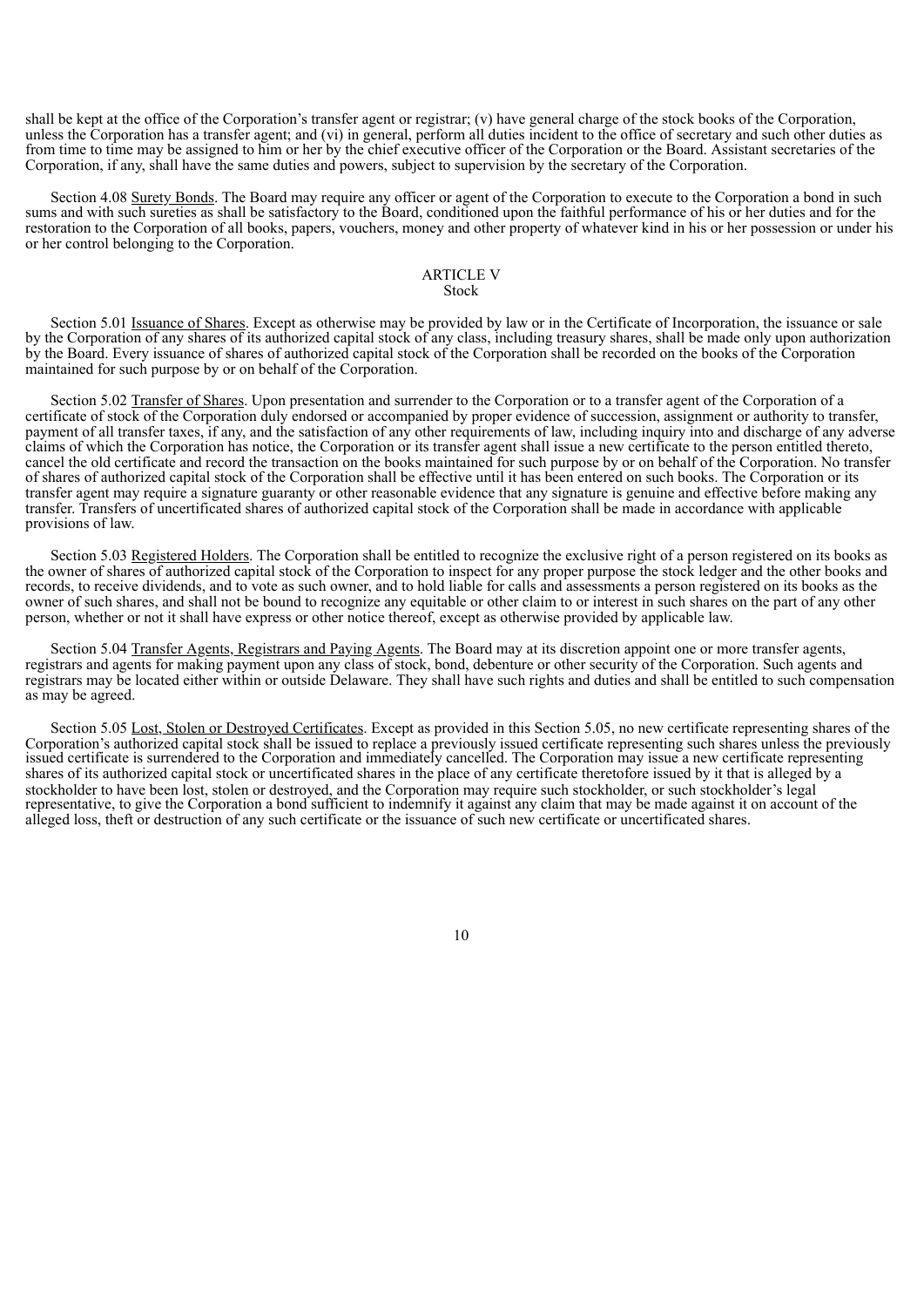shall be kept at the office of the Corporation's transfer agent or registrar; (v) have general charge of the stock books of the Corporation, unless the Corporation has a transfer agent; and (vi) in general, perform all duties incident to the office of secretary and such other duties as from time to time may be assigned to him or her by the chief executive officer of the Corporation or the Board. Assistant secretaries of the Corporation, if any, shall have the same duties and powers, subject to supervision by the secretary of the Corporation.

Section 4.08 Surety Bonds. The Board may require any officer or agent of the Corporation to execute to the Corporation a bond in such sums and with such sureties as shall be satisfactory to the Board, conditioned upon the faithful performance of his or her duties and for the restoration to the Corporation of all books, papers, vouchers, money and other property of whatever kind in his or her possession or under his or her control belonging to the Corporation.

## ARTICLE V
## Stock

Section 5.01 Issuance of Shares. Except as otherwise may be provided by law or in the Certificate of Incorporation, the issuance or sale by the Corporation of any shares of its authorized capital stock of any class, including treasury shares, shall be made only upon authorization by the Board. Every issuance of shares of authorized capital stock of the Corporation shall be recorded on the books of the Corporation maintained for such purpose by or on behalf of the Corporation.

Section 5.02 Transfer of Shares. Upon presentation and surrender to the Corporation or to a transfer agent of the Corporation of a certificate of stock of the Corporation duly endorsed or accompanied by proper evidence of succession, assignment or authority to transfer, payment of all transfer taxes, if any, and the satisfaction of any other requirements of law, including inquiry into and discharge of any adverse claims of which the Corporation has notice, the Corporation or its transfer agent shall issue a new certificate to the person entitled thereto, cancel the old certificate and record the transaction on the books maintained for such purpose by or on behalf of the Corporation. No transfer of shares of authorized capital stock of the Corporation shall be effective until it has been entered on such books. The Corporation or its transfer agent may require a signature guaranty or other reasonable evidence that any signature is genuine and effective before making any transfer. Transfers of uncertificated shares of authorized capital stock of the Corporation shall be made in accordance with applicable provisions of law.

Section 5.03 Registered Holders. The Corporation shall be entitled to recognize the exclusive right of a person registered on its books as the owner of shares of authorized capital stock of the Corporation to inspect for any proper purpose the stock ledger and the other books and records, to receive dividends, and to vote as such owner, and to hold liable for calls and assessments a person registered on its books as the owner of such shares, and shall not be bound to recognize any equitable or other claim to or interest in such shares on the part of any other person, whether or not it shall have express or other notice thereof, except as otherwise provided by applicable law.

Section 5.04 Transfer Agents, Registrars and Paying Agents. The Board may at its discretion appoint one or more transfer agents, registrars and agents for making payment upon any class of stock, bond, debenture or other security of the Corporation. Such agents and registrars may be located either within or outside Delaware. They shall have such rights and duties and shall be entitled to such compensation as may be agreed.

Section 5.05 Lost, Stolen or Destroyed Certificates. Except as provided in this Section 5.05, no new certificate representing shares of the Corporation's authorized capital stock shall be issued to replace a previously issued certificate representing such shares unless the previously issued certificate is surrendered to the Corporation and immediately cancelled. The Corporation may issue a new certificate representing shares of its authorized capital stock or uncertificated shares in the place of any certificate theretofore issued by it that is alleged by a stockholder to have been lost, stolen or destroyed, and the Corporation may require such stockholder, or such stockholder's legal representative, to give the Corporation a bond sufficient to indemnify it against any claim that may be made against it on account of the alleged loss, theft or destruction of any such certificate or the issuance of such new certificate or uncertificated shares.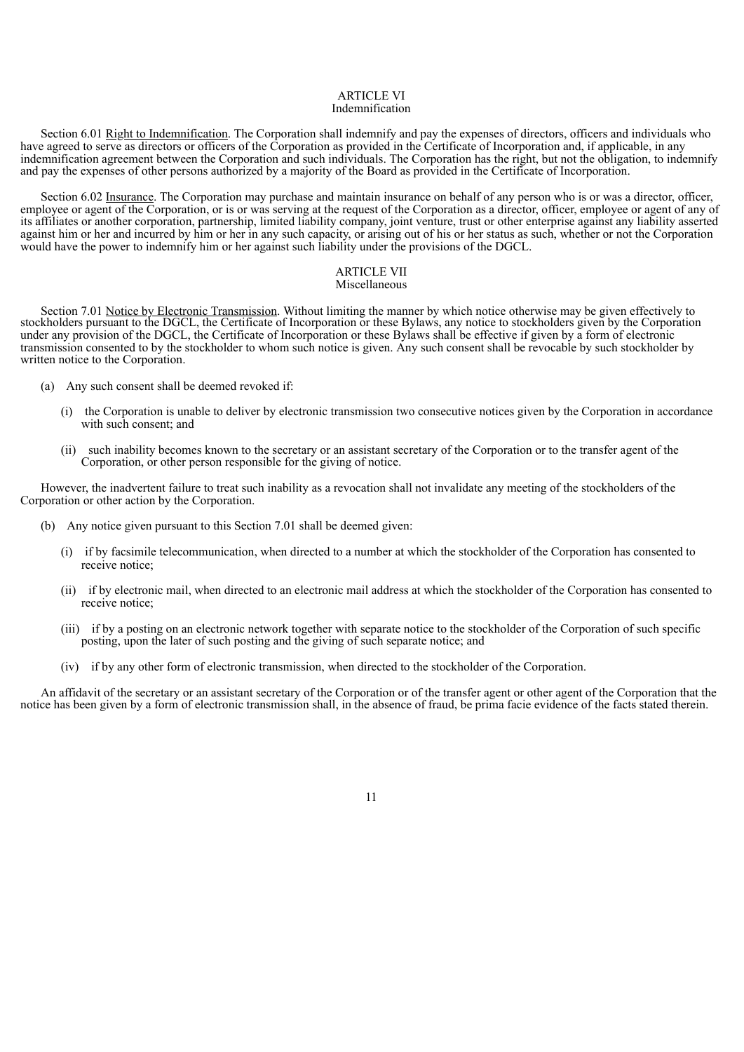## ARTICLE VI
### Indemnification

Section 6.01 Right to Indemnification. The Corporation shall indemnify and pay the expenses of directors, officers and individuals who have agreed to serve as directors or officers of the Corporation as provided in the Certificate of Incorporation and, if applicable, in any indemnification agreement between the Corporation and such individuals. The Corporation has the right, but not the obligation, to indemnify and pay the expenses of other persons authorized by a majority of the Board as provided in the Certificate of Incorporation.

Section 6.02 Insurance. The Corporation may purchase and maintain insurance on behalf of any person who is or was a director, officer, employee or agent of the Corporation, or is or was serving at the request of the Corporation as a director, officer, employee or agent of any of its affiliates or another corporation, partnership, limited liability company, joint venture, trust or other enterprise against any liability asserted against him or her and incurred by him or her in any such capacity, or arising out of his or her status as such, whether or not the Corporation would have the power to indemnify him or her against such liability under the provisions of the DGCL.

## ARTICLE VII
### Miscellaneous

Section 7.01 Notice by Electronic Transmission. Without limiting the manner by which notice otherwise may be given effectively to stockholders pursuant to the DGCL, the Certificate of Incorporation or these Bylaws, any notice to stockholders given by the Corporation under any provision of the DGCL, the Certificate of Incorporation or these Bylaws shall be effective if given by a form of electronic transmission consented to by the stockholder to whom such notice is given. Any such consent shall be revocable by such stockholder by written notice to the Corporation.

(a) Any such consent shall be deemed revoked if:

(i) the Corporation is unable to deliver by electronic transmission two consecutive notices given by the Corporation in accordance with such consent; and

(ii) such inability becomes known to the secretary or an assistant secretary of the Corporation or to the transfer agent of the Corporation, or other person responsible for the giving of notice.

However, the inadvertent failure to treat such inability as a revocation shall not invalidate any meeting of the stockholders of the Corporation or other action by the Corporation.

(b) Any notice given pursuant to this Section 7.01 shall be deemed given:

(i) if by facsimile telecommunication, when directed to a number at which the stockholder of the Corporation has consented to receive notice;

(ii) if by electronic mail, when directed to an electronic mail address at which the stockholder of the Corporation has consented to receive notice;

(iii) if by a posting on an electronic network together with separate notice to the stockholder of the Corporation of such specific posting, upon the later of such posting and the giving of such separate notice; and

(iv) if by any other form of electronic transmission, when directed to the stockholder of the Corporation.

An affidavit of the secretary or an assistant secretary of the Corporation or of the transfer agent or other agent of the Corporation that the notice has been given by a form of electronic transmission shall, in the absence of fraud, be prima facie evidence of the facts stated therein.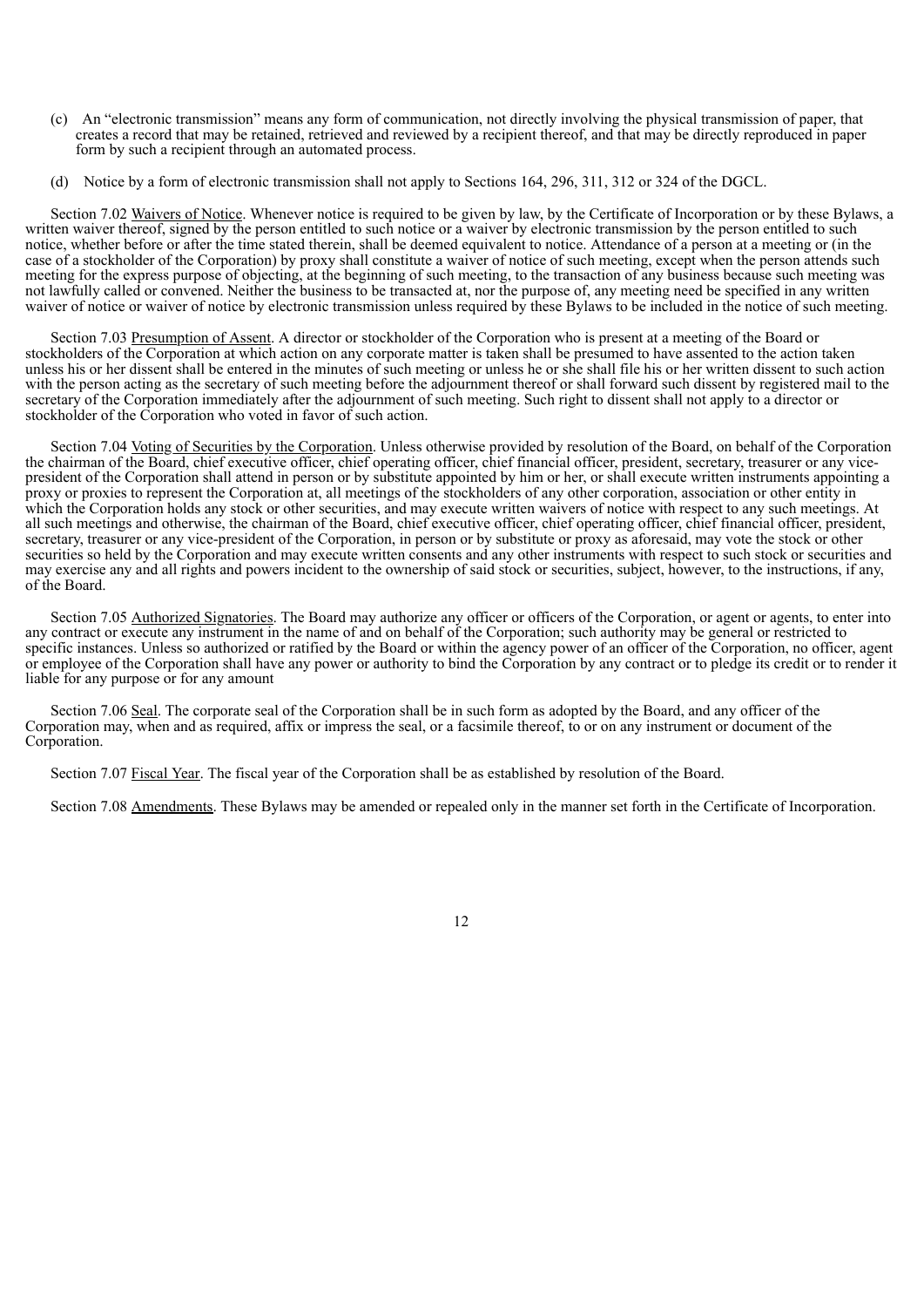(c) An "electronic transmission" means any form of communication, not directly involving the physical transmission of paper, that creates a record that may be retained, retrieved and reviewed by a recipient thereof, and that may be directly reproduced in paper form by such a recipient through an automated process.

(d) Notice by a form of electronic transmission shall not apply to Sections 164, 296, 311, 312 or 324 of the DGCL.

Section 7.02 Waivers of Notice. Whenever notice is required to be given by law, by the Certificate of Incorporation or by these Bylaws, a written waiver thereof, signed by the person entitled to such notice or a waiver by electronic transmission by the person entitled to such notice, whether before or after the time stated therein, shall be deemed equivalent to notice. Attendance of a person at a meeting or (in the case of a stockholder of the Corporation) by proxy shall constitute a waiver of notice of such meeting, except when the person attends such meeting for the express purpose of objecting, at the beginning of such meeting, to the transaction of any business because such meeting was not lawfully called or convened. Neither the business to be transacted at, nor the purpose of, any meeting need be specified in any written waiver of notice or waiver of notice by electronic transmission unless required by these Bylaws to be included in the notice of such meeting.

Section 7.03 Presumption of Assent. A director or stockholder of the Corporation who is present at a meeting of the Board or stockholders of the Corporation at which action on any corporate matter is taken shall be presumed to have assented to the action taken unless his or her dissent shall be entered in the minutes of such meeting or unless he or she shall file his or her written dissent to such action with the person acting as the secretary of such meeting before the adjournment thereof or shall forward such dissent by registered mail to the secretary of the Corporation immediately after the adjournment of such meeting. Such right to dissent shall not apply to a director or stockholder of the Corporation who voted in favor of such action.

Section 7.04 Voting of Securities by the Corporation. Unless otherwise provided by resolution of the Board, on behalf of the Corporation the chairman of the Board, chief executive officer, chief operating officer, chief financial officer, president, secretary, treasurer or any vice-president of the Corporation shall attend in person or by substitute appointed by him or her, or shall execute written instruments appointing a proxy or proxies to represent the Corporation at, all meetings of the stockholders of any other corporation, association or other entity in which the Corporation holds any stock or other securities, and may execute written waivers of notice with respect to any such meetings. At all such meetings and otherwise, the chairman of the Board, chief executive officer, chief operating officer, chief financial officer, president, secretary, treasurer or any vice-president of the Corporation, in person or by substitute or proxy as aforesaid, may vote the stock or other securities so held by the Corporation and may execute written consents and any other instruments with respect to such stock or securities and may exercise any and all rights and powers incident to the ownership of said stock or securities, subject, however, to the instructions, if any, of the Board.

Section 7.05 Authorized Signatories. The Board may authorize any officer or officers of the Corporation, or agent or agents, to enter into any contract or execute any instrument in the name of and on behalf of the Corporation; such authority may be general or restricted to specific instances. Unless so authorized or ratified by the Board or within the agency power of an officer of the Corporation, no officer, agent or employee of the Corporation shall have any power or authority to bind the Corporation by any contract or to pledge its credit or to render it liable for any purpose or for any amount

Section 7.06 Seal. The corporate seal of the Corporation shall be in such form as adopted by the Board, and any officer of the Corporation may, when and as required, affix or impress the seal, or a facsimile thereof, to or on any instrument or document of the Corporation.

Section 7.07 Fiscal Year. The fiscal year of the Corporation shall be as established by resolution of the Board.

Section 7.08 Amendments. These Bylaws may be amended or repealed only in the manner set forth in the Certificate of Incorporation.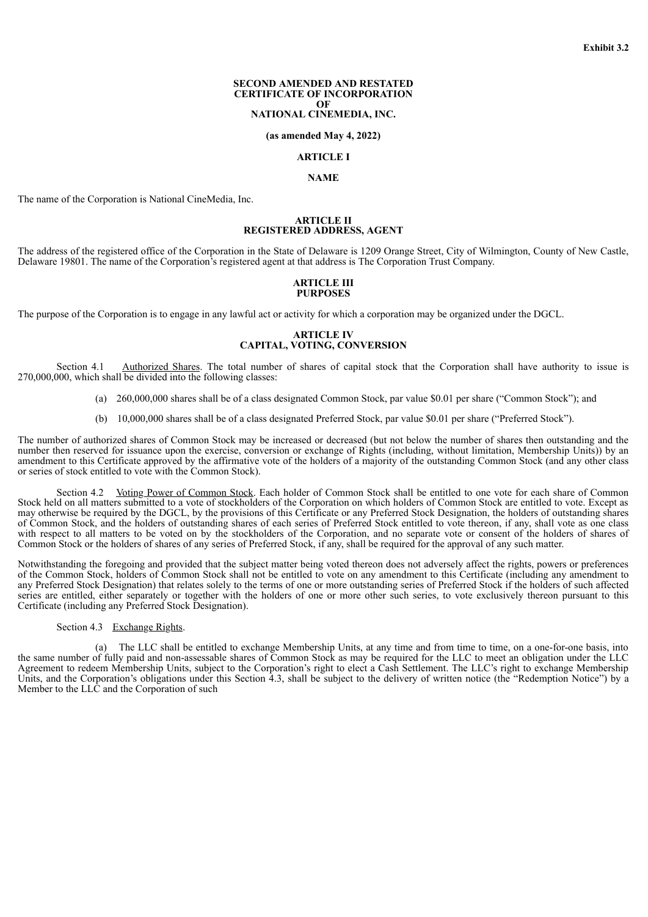**Exhibit 3.2**

# SECOND AMENDED AND RESTATED CERTIFICATE OF INCORPORATION OF NATIONAL CINEMEDIA, INC.

**(as amended May 4, 2022)**

## ARTICLE I

## NAME

The name of the Corporation is National CineMedia, Inc.

## ARTICLE II
## REGISTERED ADDRESS, AGENT

The address of the registered office of the Corporation in the State of Delaware is 1209 Orange Street, City of Wilmington, County of New Castle, Delaware 19801. The name of the Corporation's registered agent at that address is The Corporation Trust Company.

## ARTICLE III
## PURPOSES

The purpose of the Corporation is to engage in any lawful act or activity for which a corporation may be organized under the DGCL.

## ARTICLE IV
## CAPITAL, VOTING, CONVERSION

Section 4.1 Authorized Shares. The total number of shares of capital stock that the Corporation shall have authority to issue is 270,000,000, which shall be divided into the following classes:

(a) 260,000,000 shares shall be of a class designated Common Stock, par value $0.01 per share ("Common Stock"); and

(b) 10,000,000 shares shall be of a class designated Preferred Stock, par value $0.01 per share ("Preferred Stock").

The number of authorized shares of Common Stock may be increased or decreased (but not below the number of shares then outstanding and the number then reserved for issuance upon the exercise, conversion or exchange of Rights (including, without limitation, Membership Units)) by an amendment to this Certificate approved by the affirmative vote of the holders of a majority of the outstanding Common Stock (and any other class or series of stock entitled to vote with the Common Stock).

Section 4.2 Voting Power of Common Stock. Each holder of Common Stock shall be entitled to one vote for each share of Common Stock held on all matters submitted to a vote of stockholders of the Corporation on which holders of Common Stock are entitled to vote. Except as may otherwise be required by the DGCL, by the provisions of this Certificate or any Preferred Stock Designation, the holders of outstanding shares of Common Stock, and the holders of outstanding shares of each series of Preferred Stock entitled to vote thereon, if any, shall vote as one class with respect to all matters to be voted on by the stockholders of the Corporation, and no separate vote or consent of the holders of shares of Common Stock or the holders of shares of any series of Preferred Stock, if any, shall be required for the approval of any such matter.

Notwithstanding the foregoing and provided that the subject matter being voted thereon does not adversely affect the rights, powers or preferences of the Common Stock, holders of Common Stock shall not be entitled to vote on any amendment to this Certificate (including any amendment to any Preferred Stock Designation) that relates solely to the terms of one or more outstanding series of Preferred Stock if the holders of such affected series are entitled, either separately or together with the holders of one or more other such series, to vote exclusively thereon pursuant to this Certificate (including any Preferred Stock Designation).

Section 4.3 Exchange Rights.

(a) The LLC shall be entitled to exchange Membership Units, at any time and from time to time, on a one-for-one basis, into the same number of fully paid and non-assessable shares of Common Stock as may be required for the LLC to meet an obligation under the LLC Agreement to redeem Membership Units, subject to the Corporation's right to elect a Cash Settlement. The LLC's right to exchange Membership Units, and the Corporation's obligations under this Section 4.3, shall be subject to the delivery of written notice (the "Redemption Notice") by a Member to the LLC and the Corporation of such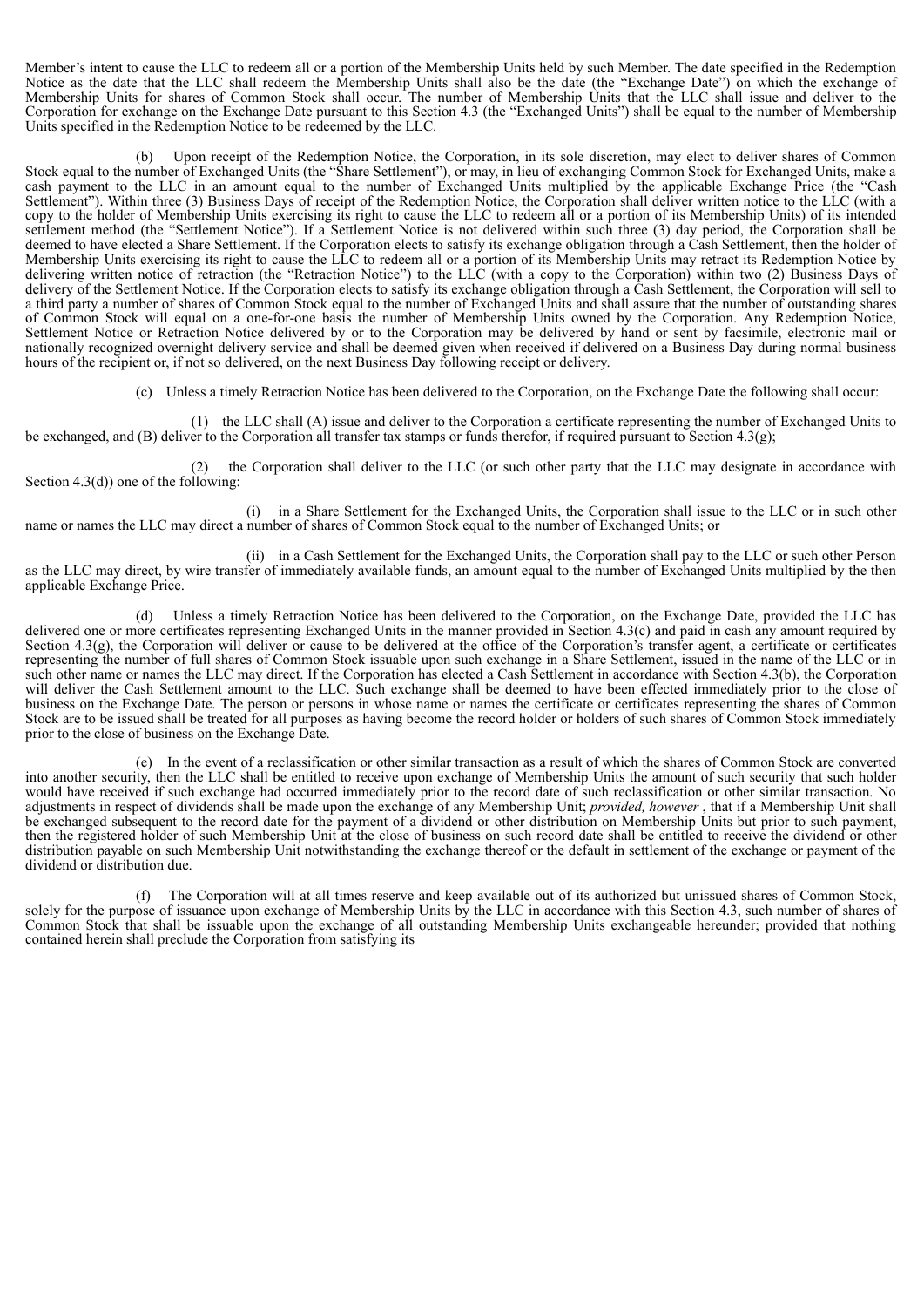Member's intent to cause the LLC to redeem all or a portion of the Membership Units held by such Member. The date specified in the Redemption Notice as the date that the LLC shall redeem the Membership Units shall also be the date (the "Exchange Date") on which the exchange of Membership Units for shares of Common Stock shall occur. The number of Membership Units that the LLC shall issue and deliver to the Corporation for exchange on the Exchange Date pursuant to this Section 4.3 (the "Exchanged Units") shall be equal to the number of Membership Units specified in the Redemption Notice to be redeemed by the LLC.

(b) Upon receipt of the Redemption Notice, the Corporation, in its sole discretion, may elect to deliver shares of Common Stock equal to the number of Exchanged Units (the "Share Settlement"), or may, in lieu of exchanging Common Stock for Exchanged Units, make a cash payment to the LLC in an amount equal to the number of Exchanged Units multiplied by the applicable Exchange Price (the "Cash Settlement"). Within three (3) Business Days of receipt of the Redemption Notice, the Corporation shall deliver written notice to the LLC (with a copy to the holder of Membership Units exercising its right to cause the LLC to redeem all or a portion of its Membership Units) of its intended settlement method (the "Settlement Notice"). If a Settlement Notice is not delivered within such three (3) day period, the Corporation shall be deemed to have elected a Share Settlement. If the Corporation elects to satisfy its exchange obligation through a Cash Settlement, then the holder of Membership Units exercising its right to cause the LLC to redeem all or a portion of its Membership Units may retract its Redemption Notice by delivering written notice of retraction (the "Retraction Notice") to the LLC (with a copy to the Corporation) within two (2) Business Days of delivery of the Settlement Notice. If the Corporation elects to satisfy its exchange obligation through a Cash Settlement, the Corporation will sell to a third party a number of shares of Common Stock equal to the number of Exchanged Units and shall assure that the number of outstanding shares of Common Stock will equal on a one-for-one basis the number of Membership Units owned by the Corporation. Any Redemption Notice, Settlement Notice or Retraction Notice delivered by or to the Corporation may be delivered by hand or sent by facsimile, electronic mail or nationally recognized overnight delivery service and shall be deemed given when received if delivered on a Business Day during normal business hours of the recipient or, if not so delivered, on the next Business Day following receipt or delivery.

(c) Unless a timely Retraction Notice has been delivered to the Corporation, on the Exchange Date the following shall occur:

(1) the LLC shall (A) issue and deliver to the Corporation a certificate representing the number of Exchanged Units to be exchanged, and (B) deliver to the Corporation all transfer tax stamps or funds therefor, if required pursuant to Section 4.3(g);

(2) the Corporation shall deliver to the LLC (or such other party that the LLC may designate in accordance with Section 4.3(d)) one of the following:

(i) in a Share Settlement for the Exchanged Units, the Corporation shall issue to the LLC or in such other name or names the LLC may direct a number of shares of Common Stock equal to the number of Exchanged Units; or

(ii) in a Cash Settlement for the Exchanged Units, the Corporation shall pay to the LLC or such other Person as the LLC may direct, by wire transfer of immediately available funds, an amount equal to the number of Exchanged Units multiplied by the then applicable Exchange Price.

(d) Unless a timely Retraction Notice has been delivered to the Corporation, on the Exchange Date, provided the LLC has delivered one or more certificates representing Exchanged Units in the manner provided in Section 4.3(c) and paid in cash any amount required by Section 4.3(g), the Corporation will deliver or cause to be delivered at the office of the Corporation's transfer agent, a certificate or certificates representing the number of full shares of Common Stock issuable upon such exchange in a Share Settlement, issued in the name of the LLC or in such other name or names the LLC may direct. If the Corporation has elected a Cash Settlement in accordance with Section 4.3(b), the Corporation will deliver the Cash Settlement amount to the LLC. Such exchange shall be deemed to have been effected immediately prior to the close of business on the Exchange Date. The person or persons in whose name or names the certificate or certificates representing the shares of Common Stock are to be issued shall be treated for all purposes as having become the record holder or holders of such shares of Common Stock immediately prior to the close of business on the Exchange Date.

(e) In the event of a reclassification or other similar transaction as a result of which the shares of Common Stock are converted into another security, then the LLC shall be entitled to receive upon exchange of Membership Units the amount of such security that such holder would have received if such exchange had occurred immediately prior to the record date of such reclassification or other similar transaction. No adjustments in respect of dividends shall be made upon the exchange of any Membership Unit; *provided, however* , that if a Membership Unit shall be exchanged subsequent to the record date for the payment of a dividend or other distribution on Membership Units but prior to such payment, then the registered holder of such Membership Unit at the close of business on such record date shall be entitled to receive the dividend or other distribution payable on such Membership Unit notwithstanding the exchange thereof or the default in settlement of the exchange or payment of the dividend or distribution due.

(f) The Corporation will at all times reserve and keep available out of its authorized but unissued shares of Common Stock, solely for the purpose of issuance upon exchange of Membership Units by the LLC in accordance with this Section 4.3, such number of shares of Common Stock that shall be issuable upon the exchange of all outstanding Membership Units exchangeable hereunder; provided that nothing contained herein shall preclude the Corporation from satisfying its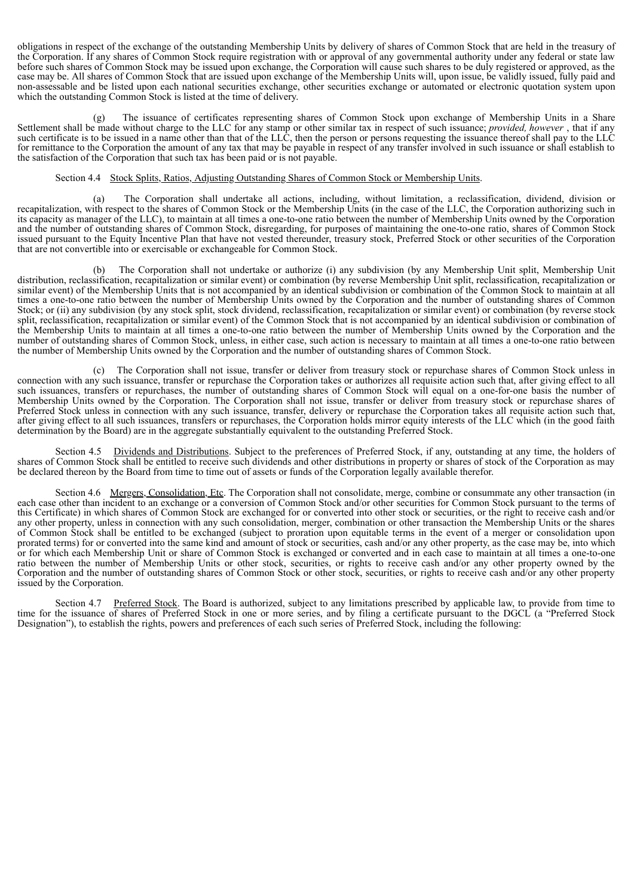obligations in respect of the exchange of the outstanding Membership Units by delivery of shares of Common Stock that are held in the treasury of the Corporation. If any shares of Common Stock require registration with or approval of any governmental authority under any federal or state law before such shares of Common Stock may be issued upon exchange, the Corporation will cause such shares to be duly registered or approved, as the case may be. All shares of Common Stock that are issued upon exchange of the Membership Units will, upon issue, be validly issued, fully paid and non-assessable and be listed upon each national securities exchange, other securities exchange or automated or electronic quotation system upon which the outstanding Common Stock is listed at the time of delivery.

(g) The issuance of certificates representing shares of Common Stock upon exchange of Membership Units in a Share Settlement shall be made without charge to the LLC for any stamp or other similar tax in respect of such issuance; *provided, however* , that if any such certificate is to be issued in a name other than that of the LLC, then the person or persons requesting the issuance thereof shall pay to the LLC for remittance to the Corporation the amount of any tax that may be payable in respect of any transfer involved in such issuance or shall establish to the satisfaction of the Corporation that such tax has been paid or is not payable.

Section 4.4 <u>Stock Splits, Ratios, Adjusting Outstanding Shares of Common Stock or Membership Units</u>.

(a) The Corporation shall undertake all actions, including, without limitation, a reclassification, dividend, division or recapitalization, with respect to the shares of Common Stock or the Membership Units (in the case of the LLC, the Corporation authorizing such in its capacity as manager of the LLC), to maintain at all times a one-to-one ratio between the number of Membership Units owned by the Corporation and the number of outstanding shares of Common Stock, disregarding, for purposes of maintaining the one-to-one ratio, shares of Common Stock issued pursuant to the Equity Incentive Plan that have not vested thereunder, treasury stock, Preferred Stock or other securities of the Corporation that are not convertible into or exercisable or exchangeable for Common Stock.

(b) The Corporation shall not undertake or authorize (i) any subdivision (by any Membership Unit split, Membership Unit distribution, reclassification, recapitalization or similar event) or combination (by reverse Membership Unit split, reclassification, recapitalization or similar event) of the Membership Units that is not accompanied by an identical subdivision or combination of the Common Stock to maintain at all times a one-to-one ratio between the number of Membership Units owned by the Corporation and the number of outstanding shares of Common Stock; or (ii) any subdivision (by any stock split, stock dividend, reclassification, recapitalization or similar event) or combination (by reverse stock split, reclassification, recapitalization or similar event) of the Common Stock that is not accompanied by an identical subdivision or combination of the Membership Units to maintain at all times a one-to-one ratio between the number of Membership Units owned by the Corporation and the number of outstanding shares of Common Stock, unless, in either case, such action is necessary to maintain at all times a one-to-one ratio between the number of Membership Units owned by the Corporation and the number of outstanding shares of Common Stock.

(c) The Corporation shall not issue, transfer or deliver from treasury stock or repurchase shares of Common Stock unless in connection with any such issuance, transfer or repurchase the Corporation takes or authorizes all requisite action such that, after giving effect to all such issuances, transfers or repurchases, the number of outstanding shares of Common Stock will equal on a one-for-one basis the number of Membership Units owned by the Corporation. The Corporation shall not issue, transfer or deliver from treasury stock or repurchase shares of Preferred Stock unless in connection with any such issuance, transfer, delivery or repurchase the Corporation takes all requisite action such that, after giving effect to all such issuances, transfers or repurchases, the Corporation holds mirror equity interests of the LLC which (in the good faith determination by the Board) are in the aggregate substantially equivalent to the outstanding Preferred Stock.

Section 4.5 <u>Dividends and Distributions</u>. Subject to the preferences of Preferred Stock, if any, outstanding at any time, the holders of shares of Common Stock shall be entitled to receive such dividends and other distributions in property or shares of stock of the Corporation as may be declared thereon by the Board from time to time out of assets or funds of the Corporation legally available therefor.

Section 4.6 <u>Mergers, Consolidation, Etc</u>. The Corporation shall not consolidate, merge, combine or consummate any other transaction (in each case other than incident to an exchange or a conversion of Common Stock and/or other securities for Common Stock pursuant to the terms of this Certificate) in which shares of Common Stock are exchanged for or converted into other stock or securities, or the right to receive cash and/or any other property, unless in connection with any such consolidation, merger, combination or other transaction the Membership Units or the shares of Common Stock shall be entitled to be exchanged (subject to proration upon equitable terms in the event of a merger or consolidation upon prorated terms) for or converted into the same kind and amount of stock or securities, cash and/or any other property, as the case may be, into which or for which each Membership Unit or share of Common Stock is exchanged or converted and in each case to maintain at all times a one-to-one ratio between the number of Membership Units or other stock, securities, or rights to receive cash and/or any other property owned by the Corporation and the number of outstanding shares of Common Stock or other stock, securities, or rights to receive cash and/or any other property issued by the Corporation.

Section 4.7 <u>Preferred Stock</u>. The Board is authorized, subject to any limitations prescribed by applicable law, to provide from time to time for the issuance of shares of Preferred Stock in one or more series, and by filing a certificate pursuant to the DGCL (a "Preferred Stock Designation"), to establish the rights, powers and preferences of each such series of Preferred Stock, including the following: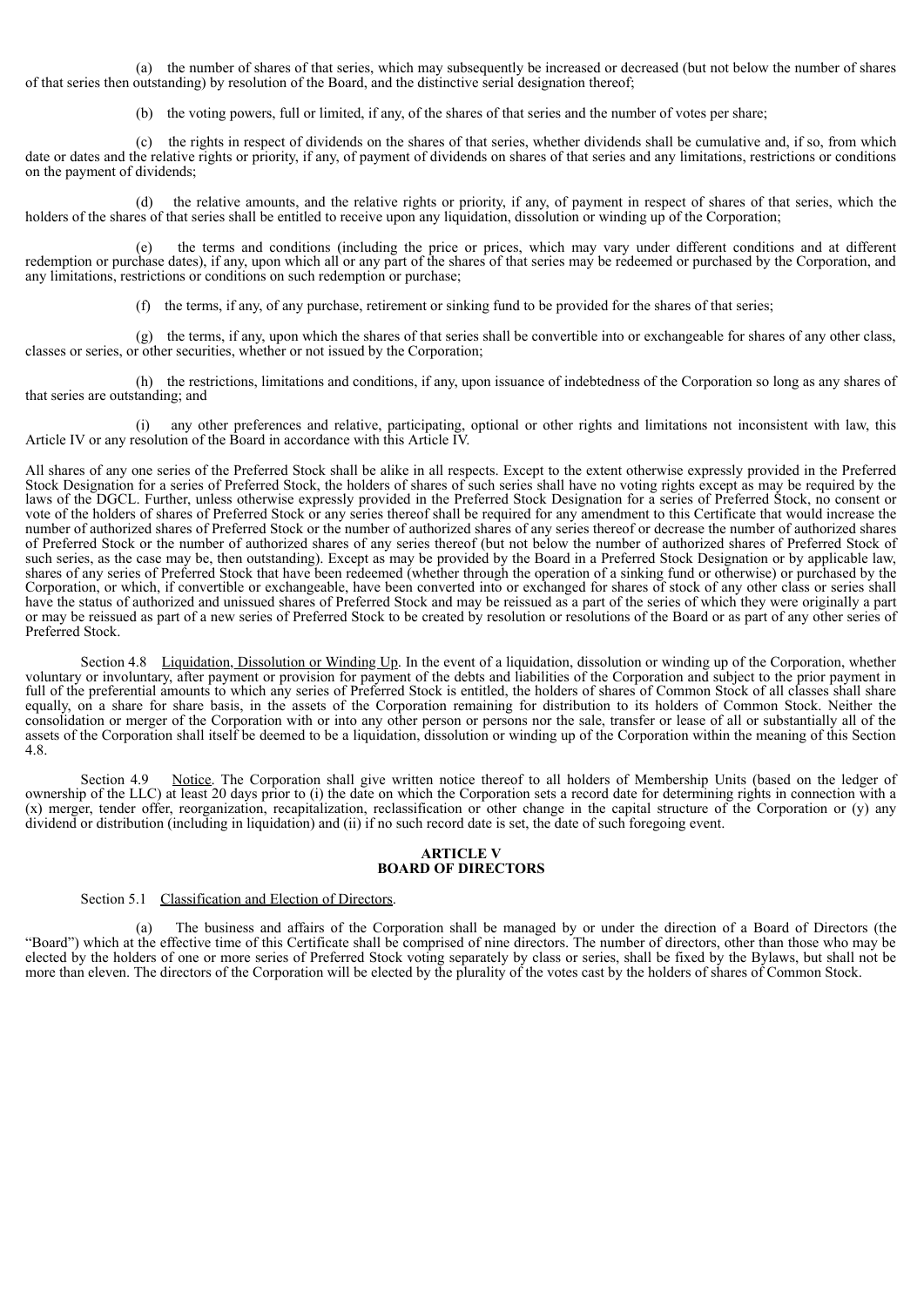(a) the number of shares of that series, which may subsequently be increased or decreased (but not below the number of shares of that series then outstanding) by resolution of the Board, and the distinctive serial designation thereof;

(b) the voting powers, full or limited, if any, of the shares of that series and the number of votes per share;

(c) the rights in respect of dividends on the shares of that series, whether dividends shall be cumulative and, if so, from which date or dates and the relative rights or priority, if any, of payment of dividends on shares of that series and any limitations, restrictions or conditions on the payment of dividends;

(d) the relative amounts, and the relative rights or priority, if any, of payment in respect of shares of that series, which the holders of the shares of that series shall be entitled to receive upon any liquidation, dissolution or winding up of the Corporation;

(e) the terms and conditions (including the price or prices, which may vary under different conditions and at different redemption or purchase dates), if any, upon which all or any part of the shares of that series may be redeemed or purchased by the Corporation, and any limitations, restrictions or conditions on such redemption or purchase;

(f) the terms, if any, of any purchase, retirement or sinking fund to be provided for the shares of that series;

(g) the terms, if any, upon which the shares of that series shall be convertible into or exchangeable for shares of any other class, classes or series, or other securities, whether or not issued by the Corporation;

(h) the restrictions, limitations and conditions, if any, upon issuance of indebtedness of the Corporation so long as any shares of that series are outstanding; and

(i) any other preferences and relative, participating, optional or other rights and limitations not inconsistent with law, this Article IV or any resolution of the Board in accordance with this Article IV.

All shares of any one series of the Preferred Stock shall be alike in all respects. Except to the extent otherwise expressly provided in the Preferred Stock Designation for a series of Preferred Stock, the holders of shares of such series shall have no voting rights except as may be required by the laws of the DGCL. Further, unless otherwise expressly provided in the Preferred Stock Designation for a series of Preferred Stock, no consent or vote of the holders of shares of Preferred Stock or any series thereof shall be required for any amendment to this Certificate that would increase the number of authorized shares of Preferred Stock or the number of authorized shares of any series thereof or decrease the number of authorized shares of Preferred Stock or the number of authorized shares of any series thereof (but not below the number of authorized shares of Preferred Stock of such series, as the case may be, then outstanding). Except as may be provided by the Board in a Preferred Stock Designation or by applicable law, shares of any series of Preferred Stock that have been redeemed (whether through the operation of a sinking fund or otherwise) or purchased by the Corporation, or which, if convertible or exchangeable, have been converted into or exchanged for shares of stock of any other class or series shall have the status of authorized and unissued shares of Preferred Stock and may be reissued as a part of the series of which they were originally a part or may be reissued as part of a new series of Preferred Stock to be created by resolution or resolutions of the Board or as part of any other series of Preferred Stock.

Section 4.8 Liquidation, Dissolution or Winding Up. In the event of a liquidation, dissolution or winding up of the Corporation, whether voluntary or involuntary, after payment or provision for payment of the debts and liabilities of the Corporation and subject to the prior payment in full of the preferential amounts to which any series of Preferred Stock is entitled, the holders of shares of Common Stock of all classes shall share equally, on a share for share basis, in the assets of the Corporation remaining for distribution to its holders of Common Stock. Neither the consolidation or merger of the Corporation with or into any other person or persons nor the sale, transfer or lease of all or substantially all of the assets of the Corporation shall itself be deemed to be a liquidation, dissolution or winding up of the Corporation within the meaning of this Section 4.8.

Section 4.9 Notice. The Corporation shall give written notice thereof to all holders of Membership Units (based on the ledger of ownership of the LLC) at least 20 days prior to (i) the date on which the Corporation sets a record date for determining rights in connection with a (x) merger, tender offer, reorganization, recapitalization, reclassification or other change in the capital structure of the Corporation or (y) any dividend or distribution (including in liquidation) and (ii) if no such record date is set, the date of such foregoing event.

## ARTICLE V
## BOARD OF DIRECTORS

Section 5.1 Classification and Election of Directors.

(a) The business and affairs of the Corporation shall be managed by or under the direction of a Board of Directors (the "Board") which at the effective time of this Certificate shall be comprised of nine directors. The number of directors, other than those who may be elected by the holders of one or more series of Preferred Stock voting separately by class or series, shall be fixed by the Bylaws, but shall not be more than eleven. The directors of the Corporation will be elected by the plurality of the votes cast by the holders of shares of Common Stock.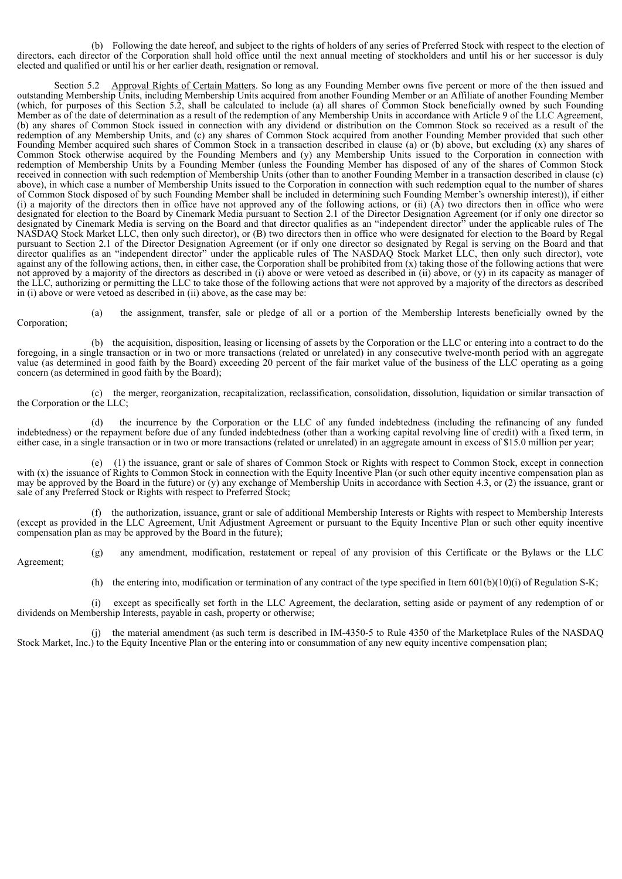(b) Following the date hereof, and subject to the rights of holders of any series of Preferred Stock with respect to the election of directors, each director of the Corporation shall hold office until the next annual meeting of stockholders and until his or her successor is duly elected and qualified or until his or her earlier death, resignation or removal.

Section 5.2 Approval Rights of Certain Matters. So long as any Founding Member owns five percent or more of the then issued and outstanding Membership Units, including Membership Units acquired from another Founding Member or an Affiliate of another Founding Member (which, for purposes of this Section 5.2, shall be calculated to include (a) all shares of Common Stock beneficially owned by such Founding Member as of the date of determination as a result of the redemption of any Membership Units in accordance with Article 9 of the LLC Agreement, (b) any shares of Common Stock issued in connection with any dividend or distribution on the Common Stock so received as a result of the redemption of any Membership Units, and (c) any shares of Common Stock acquired from another Founding Member provided that such other Founding Member acquired such shares of Common Stock in a transaction described in clause (a) or (b) above, but excluding (x) any shares of Common Stock otherwise acquired by the Founding Members and (y) any Membership Units issued to the Corporation in connection with redemption of Membership Units by a Founding Member (unless the Founding Member has disposed of any of the shares of Common Stock received in connection with such redemption of Membership Units (other than to another Founding Member in a transaction described in clause (c) above), in which case a number of Membership Units issued to the Corporation in connection with such redemption equal to the number of shares of Common Stock disposed of by such Founding Member shall be included in determining such Founding Member's ownership interest)), if either (i) a majority of the directors then in office have not approved any of the following actions, or (ii) (A) two directors then in office who were designated for election to the Board by Cinemark Media pursuant to Section 2.1 of the Director Designation Agreement (or if only one director so designated by Cinemark Media is serving on the Board and that director qualifies as an "independent director" under the applicable rules of The NASDAQ Stock Market LLC, then only such director), or (B) two directors then in office who were designated for election to the Board by Regal pursuant to Section 2.1 of the Director Designation Agreement (or if only one director so designated by Regal is serving on the Board and that director qualifies as an "independent director" under the applicable rules of The NASDAQ Stock Market LLC, then only such director), vote against any of the following actions, then, in either case, the Corporation shall be prohibited from (x) taking those of the following actions that were not approved by a majority of the directors as described in (i) above or were vetoed as described in (ii) above, or (y) in its capacity as manager of the LLC, authorizing or permitting the LLC to take those of the following actions that were not approved by a majority of the directors as described in (i) above or were vetoed as described in (ii) above, as the case may be:

(a) the assignment, transfer, sale or pledge of all or a portion of the Membership Interests beneficially owned by the Corporation;

(b) the acquisition, disposition, leasing or licensing of assets by the Corporation or the LLC or entering into a contract to do the foregoing, in a single transaction or in two or more transactions (related or unrelated) in any consecutive twelve-month period with an aggregate value (as determined in good faith by the Board) exceeding 20 percent of the fair market value of the business of the LLC operating as a going concern (as determined in good faith by the Board);

(c) the merger, reorganization, recapitalization, reclassification, consolidation, dissolution, liquidation or similar transaction of the Corporation or the LLC;

(d) the incurrence by the Corporation or the LLC of any funded indebtedness (including the refinancing of any funded indebtedness) or the repayment before due of any funded indebtedness (other than a working capital revolving line of credit) with a fixed term, in either case, in a single transaction or in two or more transactions (related or unrelated) in an aggregate amount in excess of $15.0 million per year;

(e) (1) the issuance, grant or sale of shares of Common Stock or Rights with respect to Common Stock, except in connection with (x) the issuance of Rights to Common Stock in connection with the Equity Incentive Plan (or such other equity incentive compensation plan as may be approved by the Board in the future) or (y) any exchange of Membership Units in accordance with Section 4.3, or (2) the issuance, grant or sale of any Preferred Stock or Rights with respect to Preferred Stock;

(f) the authorization, issuance, grant or sale of additional Membership Interests or Rights with respect to Membership Interests (except as provided in the LLC Agreement, Unit Adjustment Agreement or pursuant to the Equity Incentive Plan or such other equity incentive compensation plan as may be approved by the Board in the future);

(g) any amendment, modification, restatement or repeal of any provision of this Certificate or the Bylaws or the LLC Agreement;

(h) the entering into, modification or termination of any contract of the type specified in Item 601(b)(10)(i) of Regulation S-K;

(i) except as specifically set forth in the LLC Agreement, the declaration, setting aside or payment of any redemption of or dividends on Membership Interests, payable in cash, property or otherwise;

(j) the material amendment (as such term is described in IM-4350-5 to Rule 4350 of the Marketplace Rules of the NASDAQ Stock Market, Inc.) to the Equity Incentive Plan or the entering into or consummation of any new equity incentive compensation plan;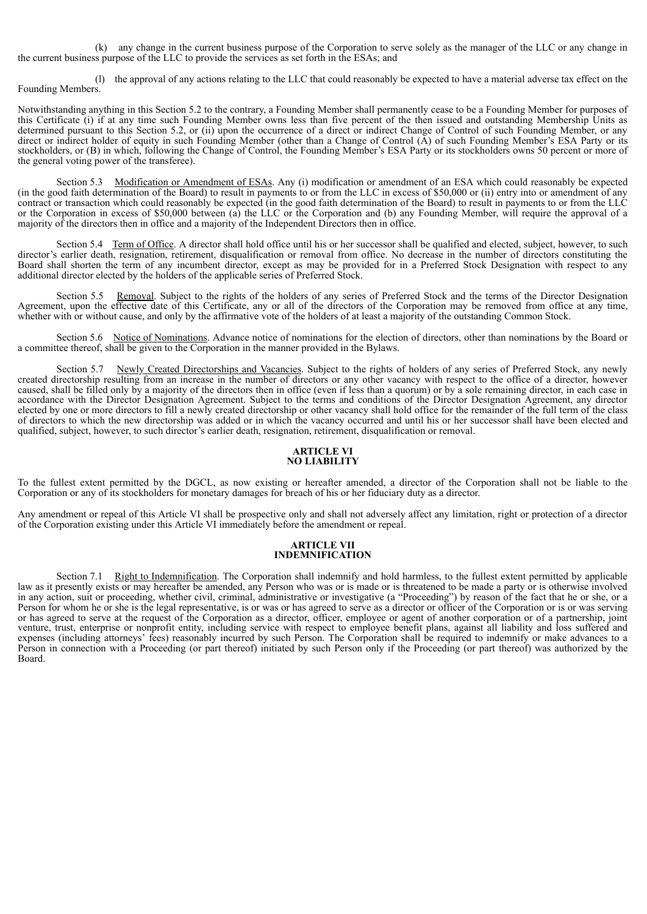(k) any change in the current business purpose of the Corporation to serve solely as the manager of the LLC or any change in the current business purpose of the LLC to provide the services as set forth in the ESAs; and

(l) the approval of any actions relating to the LLC that could reasonably be expected to have a material adverse tax effect on the Founding Members.

Notwithstanding anything in this Section 5.2 to the contrary, a Founding Member shall permanently cease to be a Founding Member for purposes of this Certificate (i) if at any time such Founding Member owns less than five percent of the then issued and outstanding Membership Units as determined pursuant to this Section 5.2, or (ii) upon the occurrence of a direct or indirect Change of Control of such Founding Member, or any direct or indirect holder of equity in such Founding Member (other than a Change of Control (A) of such Founding Member's ESA Party or its stockholders, or (B) in which, following the Change of Control, the Founding Member's ESA Party or its stockholders owns 50 percent or more of the general voting power of the transferee).

Section 5.3 Modification or Amendment of ESAs. Any (i) modification or amendment of an ESA which could reasonably be expected (in the good faith determination of the Board) to result in payments to or from the LLC in excess of $50,000 or (ii) entry into or amendment of any contract or transaction which could reasonably be expected (in the good faith determination of the Board) to result in payments to or from the LLC or the Corporation in excess of $50,000 between (a) the LLC or the Corporation and (b) any Founding Member, will require the approval of a majority of the directors then in office and a majority of the Independent Directors then in office.

Section 5.4 Term of Office. A director shall hold office until his or her successor shall be qualified and elected, subject, however, to such director's earlier death, resignation, retirement, disqualification or removal from office. No decrease in the number of directors constituting the Board shall shorten the term of any incumbent director, except as may be provided for in a Preferred Stock Designation with respect to any additional director elected by the holders of the applicable series of Preferred Stock.

Section 5.5 Removal. Subject to the rights of the holders of any series of Preferred Stock and the terms of the Director Designation Agreement, upon the effective date of this Certificate, any or all of the directors of the Corporation may be removed from office at any time, whether with or without cause, and only by the affirmative vote of the holders of at least a majority of the outstanding Common Stock.

Section 5.6 Notice of Nominations. Advance notice of nominations for the election of directors, other than nominations by the Board or a committee thereof, shall be given to the Corporation in the manner provided in the Bylaws.

Section 5.7 Newly Created Directorships and Vacancies. Subject to the rights of holders of any series of Preferred Stock, any newly created directorship resulting from an increase in the number of directors or any other vacancy with respect to the office of a director, however caused, shall be filled only by a majority of the directors then in office (even if less than a quorum) or by a sole remaining director, in each case in accordance with the Director Designation Agreement. Subject to the terms and conditions of the Director Designation Agreement, any director elected by one or more directors to fill a newly created directorship or other vacancy shall hold office for the remainder of the full term of the class of directors to which the new directorship was added or in which the vacancy occurred and until his or her successor shall have been elected and qualified, subject, however, to such director's earlier death, resignation, retirement, disqualification or removal.

## ARTICLE VI
## NO LIABILITY

To the fullest extent permitted by the DGCL, as now existing or hereafter amended, a director of the Corporation shall not be liable to the Corporation or any of its stockholders for monetary damages for breach of his or her fiduciary duty as a director.

Any amendment or repeal of this Article VI shall be prospective only and shall not adversely affect any limitation, right or protection of a director of the Corporation existing under this Article VI immediately before the amendment or repeal.

## ARTICLE VII
## INDEMNIFICATION

Section 7.1 Right to Indemnification. The Corporation shall indemnify and hold harmless, to the fullest extent permitted by applicable law as it presently exists or may hereafter be amended, any Person who was or is made or is threatened to be made a party or is otherwise involved in any action, suit or proceeding, whether civil, criminal, administrative or investigative (a "Proceeding") by reason of the fact that he or she, or a Person for whom he or she is the legal representative, is or was or has agreed to serve as a director or officer of the Corporation or is or was serving or has agreed to serve at the request of the Corporation as a director, officer, employee or agent of another corporation or of a partnership, joint venture, trust, enterprise or nonprofit entity, including service with respect to employee benefit plans, against all liability and loss suffered and expenses (including attorneys' fees) reasonably incurred by such Person. The Corporation shall be required to indemnify or make advances to a Person in connection with a Proceeding (or part thereof) initiated by such Person only if the Proceeding (or part thereof) was authorized by the Board.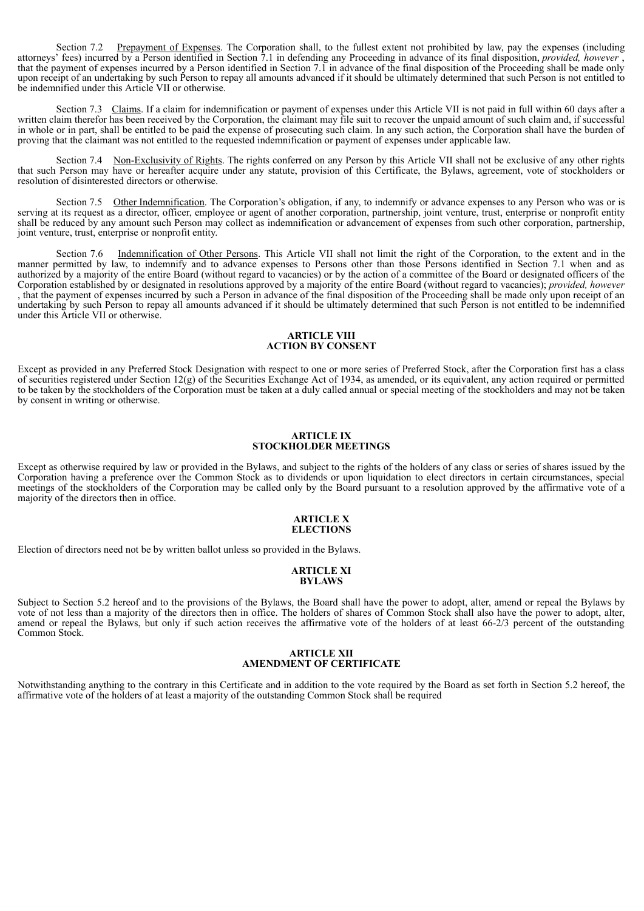Section 7.2 Prepayment of Expenses. The Corporation shall, to the fullest extent not prohibited by law, pay the expenses (including attorneys' fees) incurred by a Person identified in Section 7.1 in defending any Proceeding in advance of its final disposition, *provided, however* , that the payment of expenses incurred by a Person identified in Section 7.1 in advance of the final disposition of the Proceeding shall be made only upon receipt of an undertaking by such Person to repay all amounts advanced if it should be ultimately determined that such Person is not entitled to be indemnified under this Article VII or otherwise.

Section 7.3 Claims. If a claim for indemnification or payment of expenses under this Article VII is not paid in full within 60 days after a written claim therefor has been received by the Corporation, the claimant may file suit to recover the unpaid amount of such claim and, if successful in whole or in part, shall be entitled to be paid the expense of prosecuting such claim. In any such action, the Corporation shall have the burden of proving that the claimant was not entitled to the requested indemnification or payment of expenses under applicable law.

Section 7.4 Non-Exclusivity of Rights. The rights conferred on any Person by this Article VII shall not be exclusive of any other rights that such Person may have or hereafter acquire under any statute, provision of this Certificate, the Bylaws, agreement, vote of stockholders or resolution of disinterested directors or otherwise.

Section 7.5 Other Indemnification. The Corporation's obligation, if any, to indemnify or advance expenses to any Person who was or is serving at its request as a director, officer, employee or agent of another corporation, partnership, joint venture, trust, enterprise or nonprofit entity shall be reduced by any amount such Person may collect as indemnification or advancement of expenses from such other corporation, partnership, joint venture, trust, enterprise or nonprofit entity.

Section 7.6 Indemnification of Other Persons. This Article VII shall not limit the right of the Corporation, to the extent and in the manner permitted by law, to indemnify and to advance expenses to Persons other than those Persons identified in Section 7.1 when and as authorized by a majority of the entire Board (without regard to vacancies) or by the action of a committee of the Board or designated officers of the Corporation established by or designated in resolutions approved by a majority of the entire Board (without regard to vacancies); *provided, however* , that the payment of expenses incurred by such a Person in advance of the final disposition of the Proceeding shall be made only upon receipt of an undertaking by such Person to repay all amounts advanced if it should be ultimately determined that such Person is not entitled to be indemnified under this Article VII or otherwise.

## ARTICLE VIII
## ACTION BY CONSENT

Except as provided in any Preferred Stock Designation with respect to one or more series of Preferred Stock, after the Corporation first has a class of securities registered under Section 12(g) of the Securities Exchange Act of 1934, as amended, or its equivalent, any action required or permitted to be taken by the stockholders of the Corporation must be taken at a duly called annual or special meeting of the stockholders and may not be taken by consent in writing or otherwise.

## ARTICLE IX
## STOCKHOLDER MEETINGS

Except as otherwise required by law or provided in the Bylaws, and subject to the rights of the holders of any class or series of shares issued by the Corporation having a preference over the Common Stock as to dividends or upon liquidation to elect directors in certain circumstances, special meetings of the stockholders of the Corporation may be called only by the Board pursuant to a resolution approved by the affirmative vote of a majority of the directors then in office.

## ARTICLE X
## ELECTIONS

Election of directors need not be by written ballot unless so provided in the Bylaws.

## ARTICLE XI
## BYLAWS

Subject to Section 5.2 hereof and to the provisions of the Bylaws, the Board shall have the power to adopt, alter, amend or repeal the Bylaws by vote of not less than a majority of the directors then in office. The holders of shares of Common Stock shall also have the power to adopt, alter, amend or repeal the Bylaws, but only if such action receives the affirmative vote of the holders of at least 66-2/3 percent of the outstanding Common Stock.

## ARTICLE XII
## AMENDMENT OF CERTIFICATE

Notwithstanding anything to the contrary in this Certificate and in addition to the vote required by the Board as set forth in Section 5.2 hereof, the affirmative vote of the holders of at least a majority of the outstanding Common Stock shall be required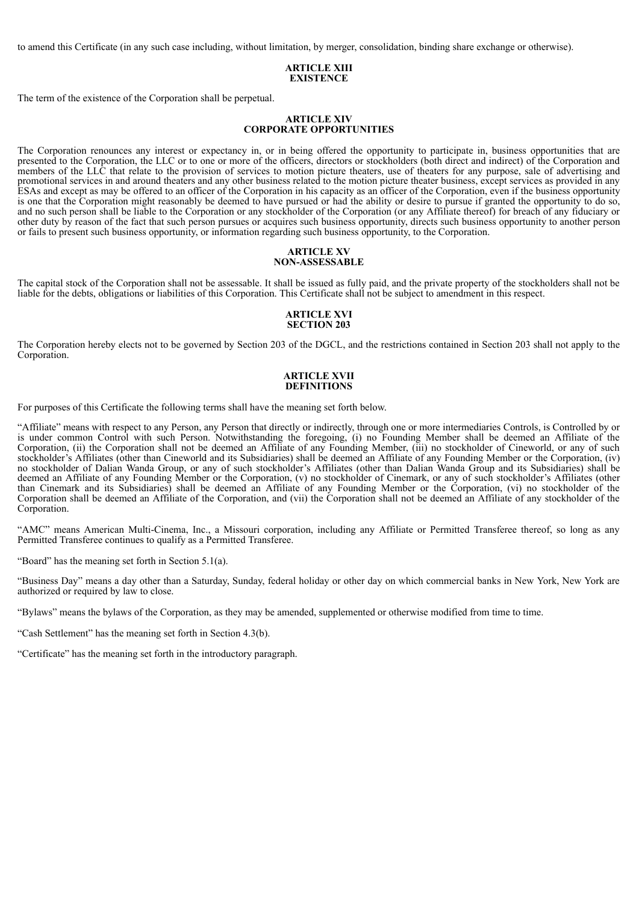to amend this Certificate (in any such case including, without limitation, by merger, consolidation, binding share exchange or otherwise).

## ARTICLE XIII
## EXISTENCE

The term of the existence of the Corporation shall be perpetual.

## ARTICLE XIV
## CORPORATE OPPORTUNITIES

The Corporation renounces any interest or expectancy in, or in being offered the opportunity to participate in, business opportunities that are presented to the Corporation, the LLC or to one or more of the officers, directors or stockholders (both direct and indirect) of the Corporation and members of the LLC that relate to the provision of services to motion picture theaters, use of theaters for any purpose, sale of advertising and promotional services in and around theaters and any other business related to the motion picture theater business, except services as provided in any ESAs and except as may be offered to an officer of the Corporation in his capacity as an officer of the Corporation, even if the business opportunity is one that the Corporation might reasonably be deemed to have pursued or had the ability or desire to pursue if granted the opportunity to do so, and no such person shall be liable to the Corporation or any stockholder of the Corporation (or any Affiliate thereof) for breach of any fiduciary or other duty by reason of the fact that such person pursues or acquires such business opportunity, directs such business opportunity to another person or fails to present such business opportunity, or information regarding such business opportunity, to the Corporation.

## ARTICLE XV
## NON-ASSESSABLE

The capital stock of the Corporation shall not be assessable. It shall be issued as fully paid, and the private property of the stockholders shall not be liable for the debts, obligations or liabilities of this Corporation. This Certificate shall not be subject to amendment in this respect.

## ARTICLE XVI
## SECTION 203

The Corporation hereby elects not to be governed by Section 203 of the DGCL, and the restrictions contained in Section 203 shall not apply to the Corporation.

## ARTICLE XVII
## DEFINITIONS

For purposes of this Certificate the following terms shall have the meaning set forth below.

"Affiliate" means with respect to any Person, any Person that directly or indirectly, through one or more intermediaries Controls, is Controlled by or is under common Control with such Person. Notwithstanding the foregoing, (i) no Founding Member shall be deemed an Affiliate of the Corporation, (ii) the Corporation shall not be deemed an Affiliate of any Founding Member, (iii) no stockholder of Cineworld, or any of such stockholder's Affiliates (other than Cineworld and its Subsidiaries) shall be deemed an Affiliate of any Founding Member or the Corporation, (iv) no stockholder of Dalian Wanda Group, or any of such stockholder's Affiliates (other than Dalian Wanda Group and its Subsidiaries) shall be deemed an Affiliate of any Founding Member or the Corporation, (v) no stockholder of Cinemark, or any of such stockholder's Affiliates (other than Cinemark and its Subsidiaries) shall be deemed an Affiliate of any Founding Member or the Corporation, (vi) no stockholder of the Corporation shall be deemed an Affiliate of the Corporation, and (vii) the Corporation shall not be deemed an Affiliate of any stockholder of the Corporation.

"AMC" means American Multi-Cinema, Inc., a Missouri corporation, including any Affiliate or Permitted Transferee thereof, so long as any Permitted Transferee continues to qualify as a Permitted Transferee.

"Board" has the meaning set forth in Section 5.1(a).

"Business Day" means a day other than a Saturday, Sunday, federal holiday or other day on which commercial banks in New York, New York are authorized or required by law to close.

"Bylaws" means the bylaws of the Corporation, as they may be amended, supplemented or otherwise modified from time to time.

"Cash Settlement" has the meaning set forth in Section 4.3(b).

"Certificate" has the meaning set forth in the introductory paragraph.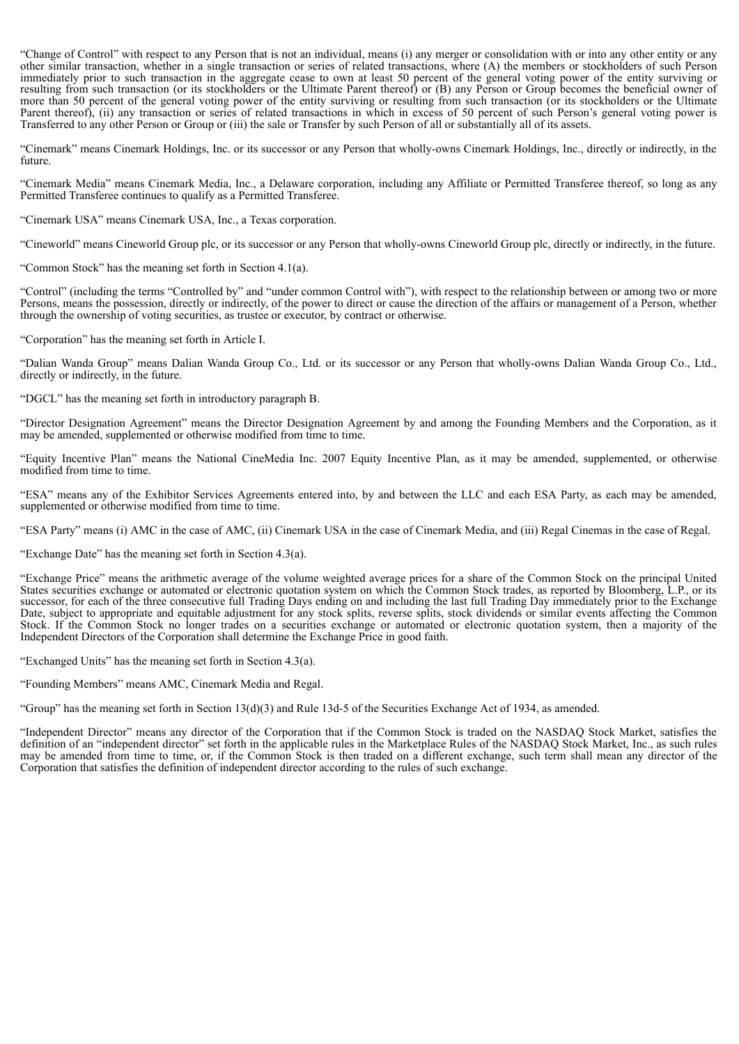"Change of Control" with respect to any Person that is not an individual, means (i) any merger or consolidation with or into any other entity or any other similar transaction, whether in a single transaction or series of related transactions, where (A) the members or stockholders of such Person immediately prior to such transaction in the aggregate cease to own at least 50 percent of the general voting power of the entity surviving or resulting from such transaction (or its stockholders or the Ultimate Parent thereof) or (B) any Person or Group becomes the beneficial owner of more than 50 percent of the general voting power of the entity surviving or resulting from such transaction (or its stockholders or the Ultimate Parent thereof), (ii) any transaction or series of related transactions in which in excess of 50 percent of such Person's general voting power is Transferred to any other Person or Group or (iii) the sale or Transfer by such Person of all or substantially all of its assets.

"Cinemark" means Cinemark Holdings, Inc. or its successor or any Person that wholly-owns Cinemark Holdings, Inc., directly or indirectly, in the future.

"Cinemark Media" means Cinemark Media, Inc., a Delaware corporation, including any Affiliate or Permitted Transferee thereof, so long as any Permitted Transferee continues to qualify as a Permitted Transferee.

"Cinemark USA" means Cinemark USA, Inc., a Texas corporation.

"Cineworld" means Cineworld Group plc, or its successor or any Person that wholly-owns Cineworld Group plc, directly or indirectly, in the future.

"Common Stock" has the meaning set forth in Section 4.1(a).

"Control" (including the terms "Controlled by" and "under common Control with"), with respect to the relationship between or among two or more Persons, means the possession, directly or indirectly, of the power to direct or cause the direction of the affairs or management of a Person, whether through the ownership of voting securities, as trustee or executor, by contract or otherwise.

"Corporation" has the meaning set forth in Article I.

"Dalian Wanda Group" means Dalian Wanda Group Co., Ltd. or its successor or any Person that wholly-owns Dalian Wanda Group Co., Ltd., directly or indirectly, in the future.

"DGCL" has the meaning set forth in introductory paragraph B.

"Director Designation Agreement" means the Director Designation Agreement by and among the Founding Members and the Corporation, as it may be amended, supplemented or otherwise modified from time to time.

"Equity Incentive Plan" means the National CineMedia Inc. 2007 Equity Incentive Plan, as it may be amended, supplemented, or otherwise modified from time to time.

"ESA" means any of the Exhibitor Services Agreements entered into, by and between the LLC and each ESA Party, as each may be amended, supplemented or otherwise modified from time to time.

"ESA Party" means (i) AMC in the case of AMC, (ii) Cinemark USA in the case of Cinemark Media, and (iii) Regal Cinemas in the case of Regal.

"Exchange Date" has the meaning set forth in Section 4.3(a).

"Exchange Price" means the arithmetic average of the volume weighted average prices for a share of the Common Stock on the principal United States securities exchange or automated or electronic quotation system on which the Common Stock trades, as reported by Bloomberg, L.P., or its successor, for each of the three consecutive full Trading Days ending on and including the last full Trading Day immediately prior to the Exchange Date, subject to appropriate and equitable adjustment for any stock splits, reverse splits, stock dividends or similar events affecting the Common Stock. If the Common Stock no longer trades on a securities exchange or automated or electronic quotation system, then a majority of the Independent Directors of the Corporation shall determine the Exchange Price in good faith.

"Exchanged Units" has the meaning set forth in Section 4.3(a).

"Founding Members" means AMC, Cinemark Media and Regal.

"Group" has the meaning set forth in Section 13(d)(3) and Rule 13d-5 of the Securities Exchange Act of 1934, as amended.

"Independent Director" means any director of the Corporation that if the Common Stock is traded on the NASDAQ Stock Market, satisfies the definition of an "independent director" set forth in the applicable rules in the Marketplace Rules of the NASDAQ Stock Market, Inc., as such rules may be amended from time to time, or, if the Common Stock is then traded on a different exchange, such term shall mean any director of the Corporation that satisfies the definition of independent director according to the rules of such exchange.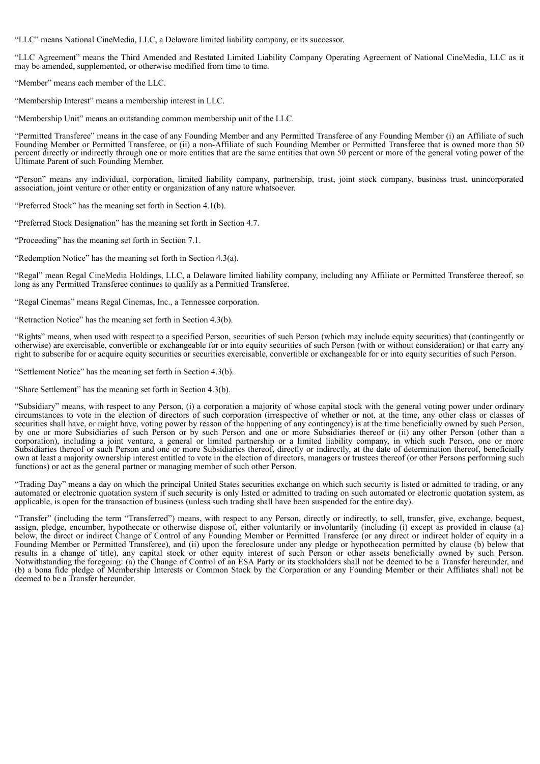"LLC" means National CineMedia, LLC, a Delaware limited liability company, or its successor.

"LLC Agreement" means the Third Amended and Restated Limited Liability Company Operating Agreement of National CineMedia, LLC as it may be amended, supplemented, or otherwise modified from time to time.

"Member" means each member of the LLC.

"Membership Interest" means a membership interest in LLC.

"Membership Unit" means an outstanding common membership unit of the LLC.

"Permitted Transferee" means in the case of any Founding Member and any Permitted Transferee of any Founding Member (i) an Affiliate of such Founding Member or Permitted Transferee, or (ii) a non-Affiliate of such Founding Member or Permitted Transferee that is owned more than 50 percent directly or indirectly through one or more entities that are the same entities that own 50 percent or more of the general voting power of the Ultimate Parent of such Founding Member.

"Person" means any individual, corporation, limited liability company, partnership, trust, joint stock company, business trust, unincorporated association, joint venture or other entity or organization of any nature whatsoever.

"Preferred Stock" has the meaning set forth in Section 4.1(b).

"Preferred Stock Designation" has the meaning set forth in Section 4.7.

"Proceeding" has the meaning set forth in Section 7.1.

"Redemption Notice" has the meaning set forth in Section 4.3(a).

"Regal" mean Regal CineMedia Holdings, LLC, a Delaware limited liability company, including any Affiliate or Permitted Transferee thereof, so long as any Permitted Transferee continues to qualify as a Permitted Transferee.

"Regal Cinemas" means Regal Cinemas, Inc., a Tennessee corporation.

"Retraction Notice" has the meaning set forth in Section 4.3(b).

"Rights" means, when used with respect to a specified Person, securities of such Person (which may include equity securities) that (contingently or otherwise) are exercisable, convertible or exchangeable for or into equity securities of such Person (with or without consideration) or that carry any right to subscribe for or acquire equity securities or securities exercisable, convertible or exchangeable for or into equity securities of such Person.

"Settlement Notice" has the meaning set forth in Section 4.3(b).

"Share Settlement" has the meaning set forth in Section 4.3(b).

"Subsidiary" means, with respect to any Person, (i) a corporation a majority of whose capital stock with the general voting power under ordinary circumstances to vote in the election of directors of such corporation (irrespective of whether or not, at the time, any other class or classes of securities shall have, or might have, voting power by reason of the happening of any contingency) is at the time beneficially owned by such Person, by one or more Subsidiaries of such Person or by such Person and one or more Subsidiaries thereof or (ii) any other Person (other than a corporation), including a joint venture, a general or limited partnership or a limited liability company, in which such Person, one or more Subsidiaries thereof or such Person and one or more Subsidiaries thereof, directly or indirectly, at the date of determination thereof, beneficially own at least a majority ownership interest entitled to vote in the election of directors, managers or trustees thereof (or other Persons performing such functions) or act as the general partner or managing member of such other Person.

"Trading Day" means a day on which the principal United States securities exchange on which such security is listed or admitted to trading, or any automated or electronic quotation system if such security is only listed or admitted to trading on such automated or electronic quotation system, as applicable, is open for the transaction of business (unless such trading shall have been suspended for the entire day).

"Transfer" (including the term "Transferred") means, with respect to any Person, directly or indirectly, to sell, transfer, give, exchange, bequest, assign, pledge, encumber, hypothecate or otherwise dispose of, either voluntarily or involuntarily (including (i) except as provided in clause (a) below, the direct or indirect Change of Control of any Founding Member or Permitted Transferee (or any direct or indirect holder of equity in a Founding Member or Permitted Transferee), and (ii) upon the foreclosure under any pledge or hypothecation permitted by clause (b) below that results in a change of title), any capital stock or other equity interest of such Person or other assets beneficially owned by such Person. Notwithstanding the foregoing: (a) the Change of Control of an ESA Party or its stockholders shall not be deemed to be a Transfer hereunder, and (b) a bona fide pledge of Membership Interests or Common Stock by the Corporation or any Founding Member or their Affiliates shall not be deemed to be a Transfer hereunder.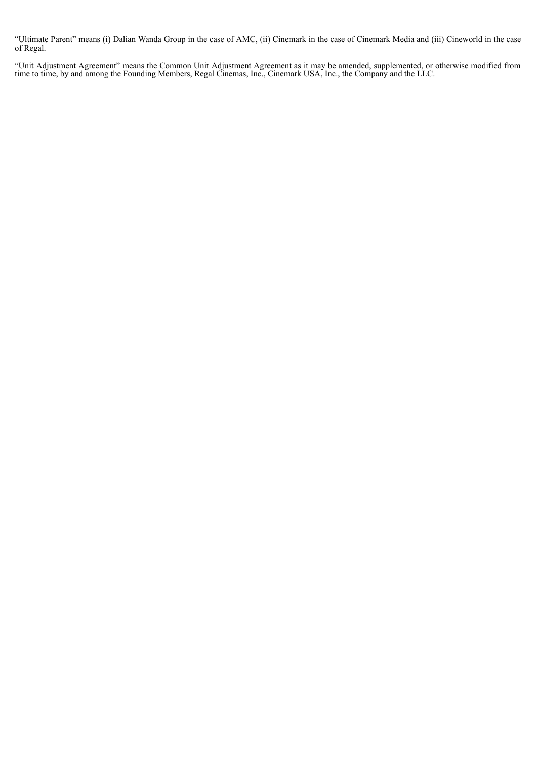"Ultimate Parent" means (i) Dalian Wanda Group in the case of AMC, (ii) Cinemark in the case of Cinemark Media and (iii) Cineworld in the case of Regal.

"Unit Adjustment Agreement" means the Common Unit Adjustment Agreement as it may be amended, supplemented, or otherwise modified from time to time, by and among the Founding Members, Regal Cinemas, Inc., Cinemark USA, Inc., the Company and the LLC.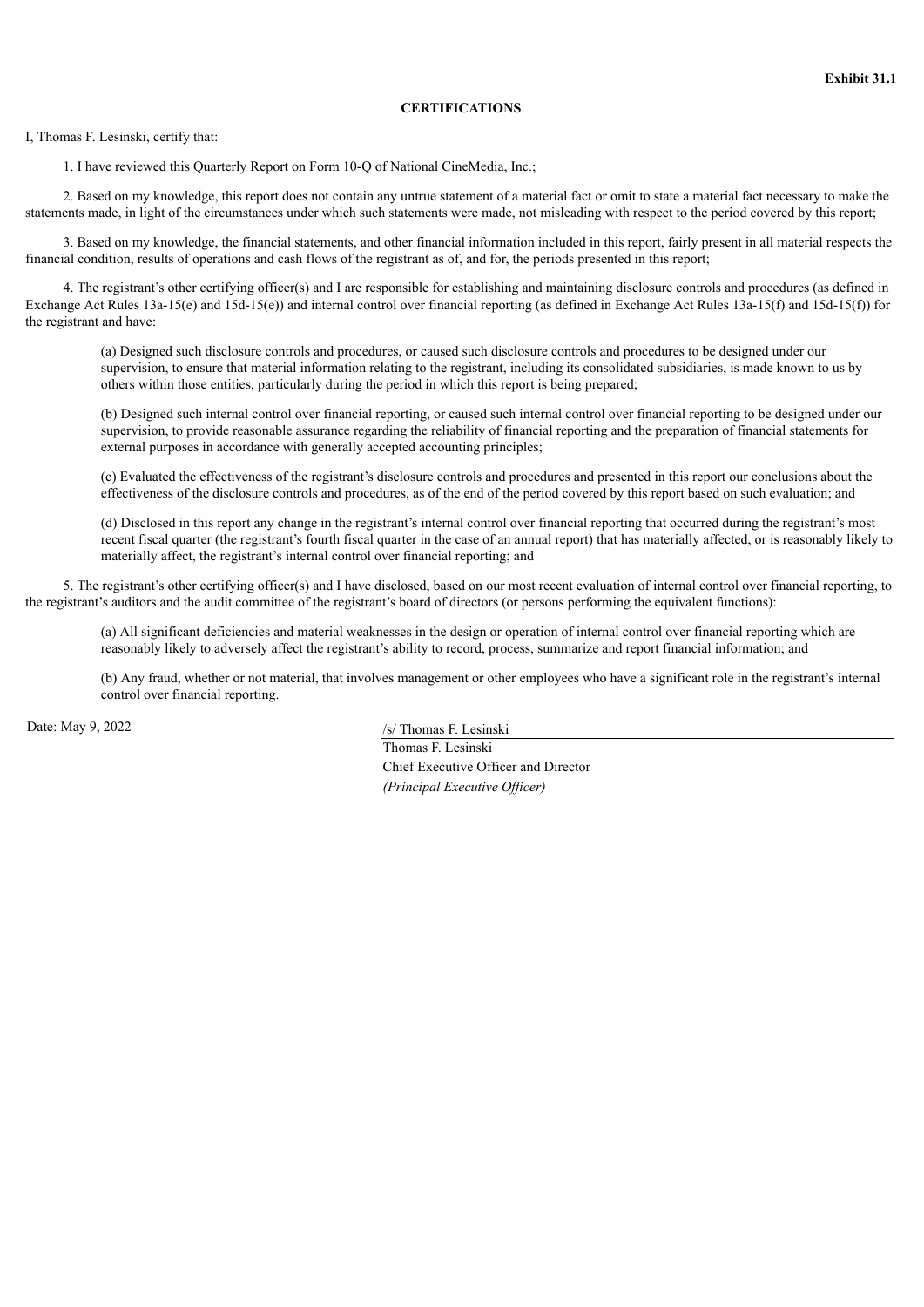**Exhibit 31.1**

**CERTIFICATIONS**

I, Thomas F. Lesinski, certify that:

1. I have reviewed this Quarterly Report on Form 10-Q of National CineMedia, Inc.;

2. Based on my knowledge, this report does not contain any untrue statement of a material fact or omit to state a material fact necessary to make the statements made, in light of the circumstances under which such statements were made, not misleading with respect to the period covered by this report;

3. Based on my knowledge, the financial statements, and other financial information included in this report, fairly present in all material respects the financial condition, results of operations and cash flows of the registrant as of, and for, the periods presented in this report;

4. The registrant's other certifying officer(s) and I are responsible for establishing and maintaining disclosure controls and procedures (as defined in Exchange Act Rules 13a-15(e) and 15d-15(e)) and internal control over financial reporting (as defined in Exchange Act Rules 13a-15(f) and 15d-15(f)) for the registrant and have:

(a) Designed such disclosure controls and procedures, or caused such disclosure controls and procedures to be designed under our supervision, to ensure that material information relating to the registrant, including its consolidated subsidiaries, is made known to us by others within those entities, particularly during the period in which this report is being prepared;

(b) Designed such internal control over financial reporting, or caused such internal control over financial reporting to be designed under our supervision, to provide reasonable assurance regarding the reliability of financial reporting and the preparation of financial statements for external purposes in accordance with generally accepted accounting principles;

(c) Evaluated the effectiveness of the registrant's disclosure controls and procedures and presented in this report our conclusions about the effectiveness of the disclosure controls and procedures, as of the end of the period covered by this report based on such evaluation; and

(d) Disclosed in this report any change in the registrant's internal control over financial reporting that occurred during the registrant's most recent fiscal quarter (the registrant's fourth fiscal quarter in the case of an annual report) that has materially affected, or is reasonably likely to materially affect, the registrant's internal control over financial reporting; and

5. The registrant's other certifying officer(s) and I have disclosed, based on our most recent evaluation of internal control over financial reporting, to the registrant's auditors and the audit committee of the registrant's board of directors (or persons performing the equivalent functions):

(a) All significant deficiencies and material weaknesses in the design or operation of internal control over financial reporting which are reasonably likely to adversely affect the registrant's ability to record, process, summarize and report financial information; and

(b) Any fraud, whether or not material, that involves management or other employees who have a significant role in the registrant's internal control over financial reporting.

Date: May 9, 2022

/s/ Thomas F. Lesinski

Thomas F. Lesinski
Chief Executive Officer and Director
*(Principal Executive Officer)*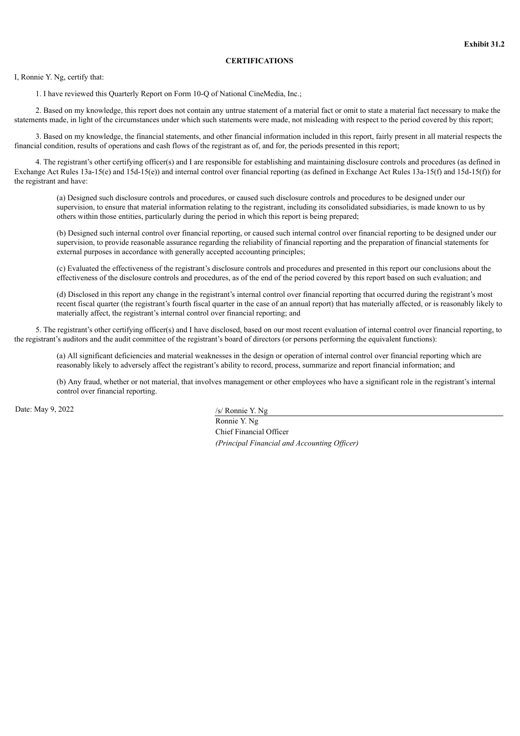**Exhibit 31.2**

**CERTIFICATIONS**

I, Ronnie Y. Ng, certify that:

1. I have reviewed this Quarterly Report on Form 10-Q of National CineMedia, Inc.;

2. Based on my knowledge, this report does not contain any untrue statement of a material fact or omit to state a material fact necessary to make the statements made, in light of the circumstances under which such statements were made, not misleading with respect to the period covered by this report;

3. Based on my knowledge, the financial statements, and other financial information included in this report, fairly present in all material respects the financial condition, results of operations and cash flows of the registrant as of, and for, the periods presented in this report;

4. The registrant's other certifying officer(s) and I are responsible for establishing and maintaining disclosure controls and procedures (as defined in Exchange Act Rules 13a-15(e) and 15d-15(e)) and internal control over financial reporting (as defined in Exchange Act Rules 13a-15(f) and 15d-15(f)) for the registrant and have:

(a) Designed such disclosure controls and procedures, or caused such disclosure controls and procedures to be designed under our supervision, to ensure that material information relating to the registrant, including its consolidated subsidiaries, is made known to us by others within those entities, particularly during the period in which this report is being prepared;

(b) Designed such internal control over financial reporting, or caused such internal control over financial reporting to be designed under our supervision, to provide reasonable assurance regarding the reliability of financial reporting and the preparation of financial statements for external purposes in accordance with generally accepted accounting principles;

(c) Evaluated the effectiveness of the registrant's disclosure controls and procedures and presented in this report our conclusions about the effectiveness of the disclosure controls and procedures, as of the end of the period covered by this report based on such evaluation; and

(d) Disclosed in this report any change in the registrant's internal control over financial reporting that occurred during the registrant's most recent fiscal quarter (the registrant's fourth fiscal quarter in the case of an annual report) that has materially affected, or is reasonably likely to materially affect, the registrant's internal control over financial reporting; and

5. The registrant's other certifying officer(s) and I have disclosed, based on our most recent evaluation of internal control over financial reporting, to the registrant's auditors and the audit committee of the registrant's board of directors (or persons performing the equivalent functions):

(a) All significant deficiencies and material weaknesses in the design or operation of internal control over financial reporting which are reasonably likely to adversely affect the registrant's ability to record, process, summarize and report financial information; and

(b) Any fraud, whether or not material, that involves management or other employees who have a significant role in the registrant's internal control over financial reporting.

Date: May 9, 2022

/s/ Ronnie Y. Ng

Ronnie Y. Ng
Chief Financial Officer
*(Principal Financial and Accounting Officer)*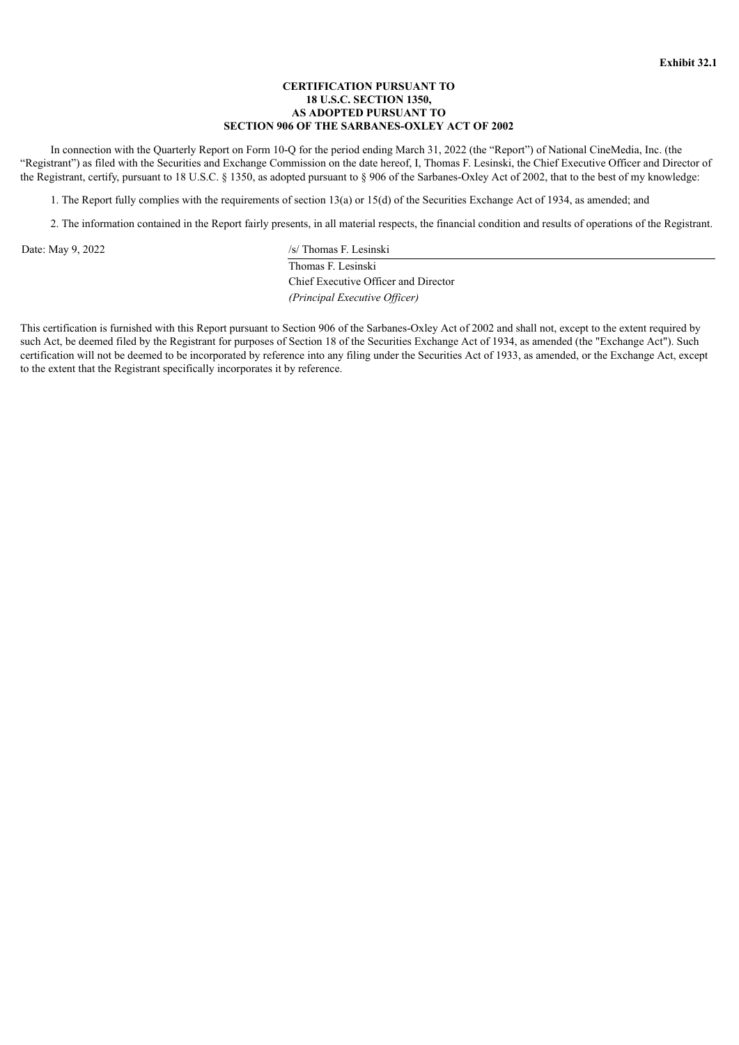**Exhibit 32.1**

**CERTIFICATION PURSUANT TO**
**18 U.S.C. SECTION 1350,**
**AS ADOPTED PURSUANT TO**
**SECTION 906 OF THE SARBANES-OXLEY ACT OF 2002**

In connection with the Quarterly Report on Form 10-Q for the period ending March 31, 2022 (the "Report") of National CineMedia, Inc. (the "Registrant") as filed with the Securities and Exchange Commission on the date hereof, I, Thomas F. Lesinski, the Chief Executive Officer and Director of the Registrant, certify, pursuant to 18 U.S.C. § 1350, as adopted pursuant to § 906 of the Sarbanes-Oxley Act of 2002, that to the best of my knowledge:

1. The Report fully complies with the requirements of section 13(a) or 15(d) of the Securities Exchange Act of 1934, as amended; and

2. The information contained in the Report fairly presents, in all material respects, the financial condition and results of operations of the Registrant.

Date: May 9, 2022

/s/ Thomas F. Lesinski

Thomas F. Lesinski
Chief Executive Officer and Director
*(Principal Executive Officer)*

This certification is furnished with this Report pursuant to Section 906 of the Sarbanes-Oxley Act of 2002 and shall not, except to the extent required by such Act, be deemed filed by the Registrant for purposes of Section 18 of the Securities Exchange Act of 1934, as amended (the "Exchange Act"). Such certification will not be deemed to be incorporated by reference into any filing under the Securities Act of 1933, as amended, or the Exchange Act, except to the extent that the Registrant specifically incorporates it by reference.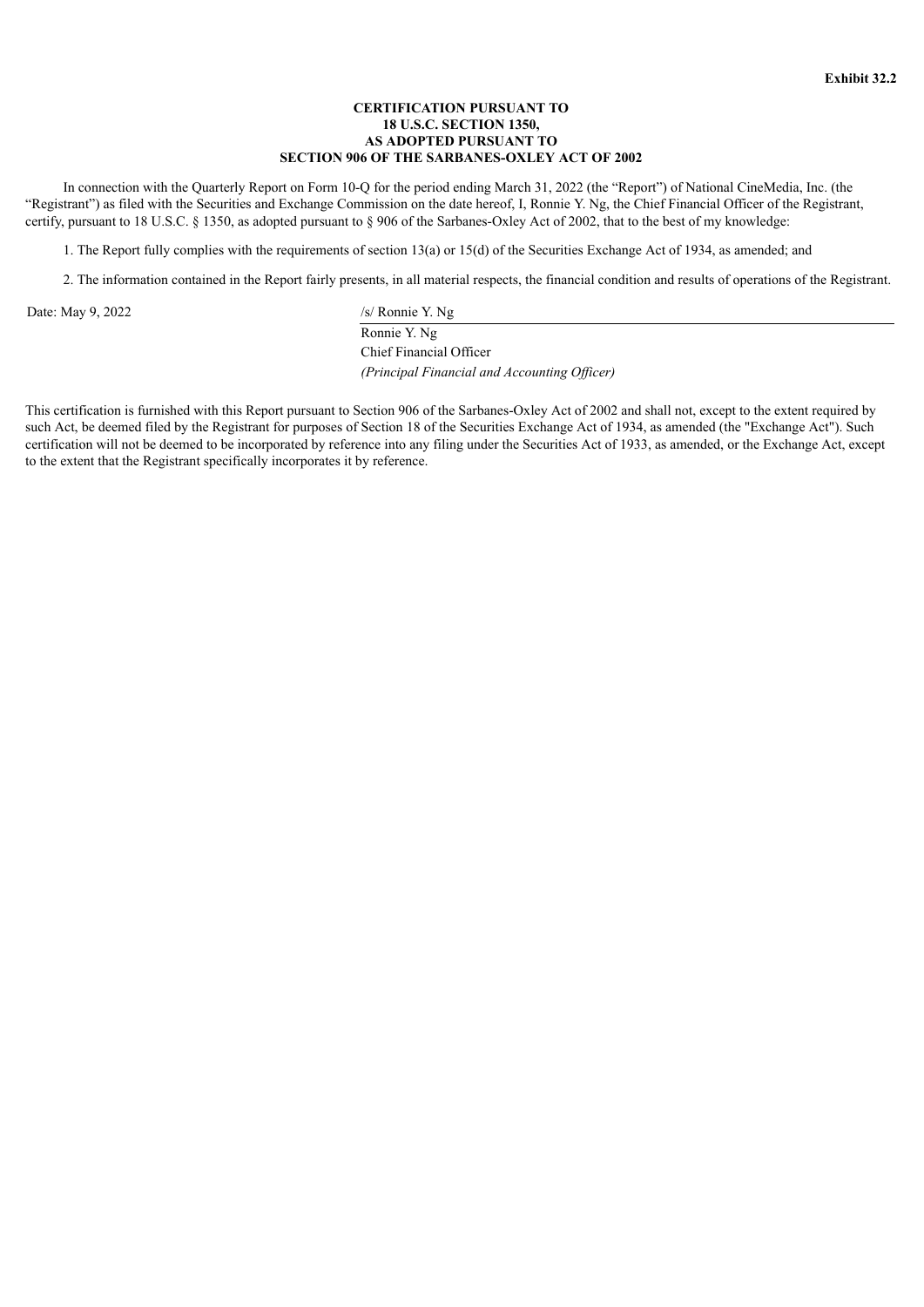**Exhibit 32.2**

**CERTIFICATION PURSUANT TO**
**18 U.S.C. SECTION 1350,**
**AS ADOPTED PURSUANT TO**
**SECTION 906 OF THE SARBANES-OXLEY ACT OF 2002**

In connection with the Quarterly Report on Form 10-Q for the period ending March 31, 2022 (the "Report") of National CineMedia, Inc. (the "Registrant") as filed with the Securities and Exchange Commission on the date hereof, I, Ronnie Y. Ng, the Chief Financial Officer of the Registrant, certify, pursuant to 18 U.S.C. § 1350, as adopted pursuant to § 906 of the Sarbanes-Oxley Act of 2002, that to the best of my knowledge:

1. The Report fully complies with the requirements of section 13(a) or 15(d) of the Securities Exchange Act of 1934, as amended; and

2. The information contained in the Report fairly presents, in all material respects, the financial condition and results of operations of the Registrant.

Date: May 9, 2022

/s/ Ronnie Y. Ng

Ronnie Y. Ng
Chief Financial Officer
*(Principal Financial and Accounting Officer)*

This certification is furnished with this Report pursuant to Section 906 of the Sarbanes-Oxley Act of 2002 and shall not, except to the extent required by such Act, be deemed filed by the Registrant for purposes of Section 18 of the Securities Exchange Act of 1934, as amended (the "Exchange Act"). Such certification will not be deemed to be incorporated by reference into any filing under the Securities Act of 1933, as amended, or the Exchange Act, except to the extent that the Registrant specifically incorporates it by reference.